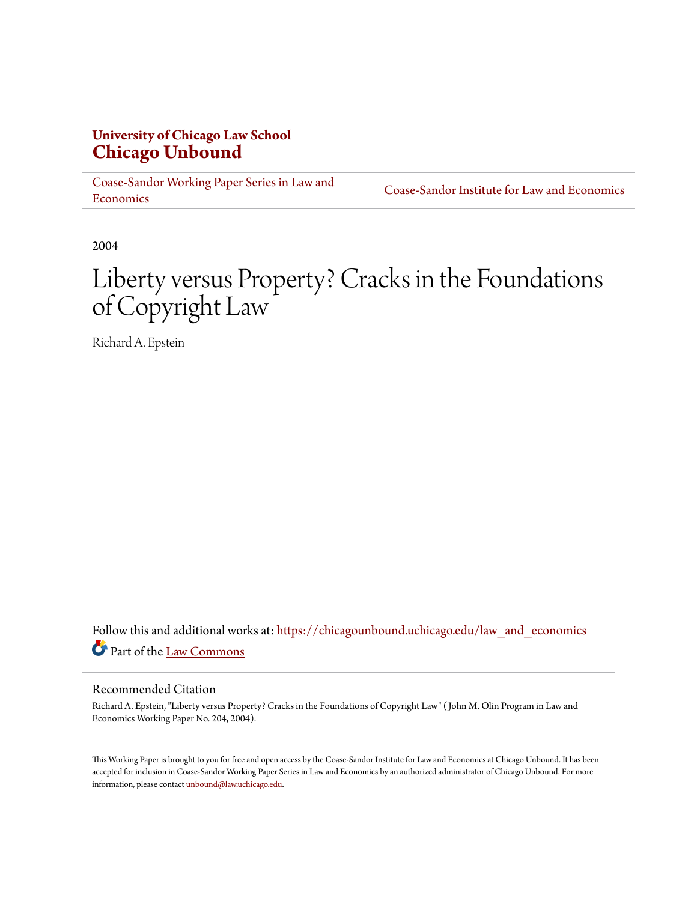**University of Chicago Law School**
**Chicago Unbound**

Coase-Sandor Working Paper Series in Law and Economics | Coase-Sandor Institute for Law and Economics

2004

# Liberty versus Property? Cracks in the Foundations of Copyright Law

Richard A. Epstein

Follow this and additional works at: https://chicagounbound.uchicago.edu/law_and_economics

Part of the Law Commons

## Recommended Citation

Richard A. Epstein, "Liberty versus Property? Cracks in the Foundations of Copyright Law" ( John M. Olin Program in Law and Economics Working Paper No. 204, 2004).

This Working Paper is brought to you for free and open access by the Coase-Sandor Institute for Law and Economics at Chicago Unbound. It has been accepted for inclusion in Coase-Sandor Working Paper Series in Law and Economics by an authorized administrator of Chicago Unbound. For more information, please contact unbound@law.uchicago.edu.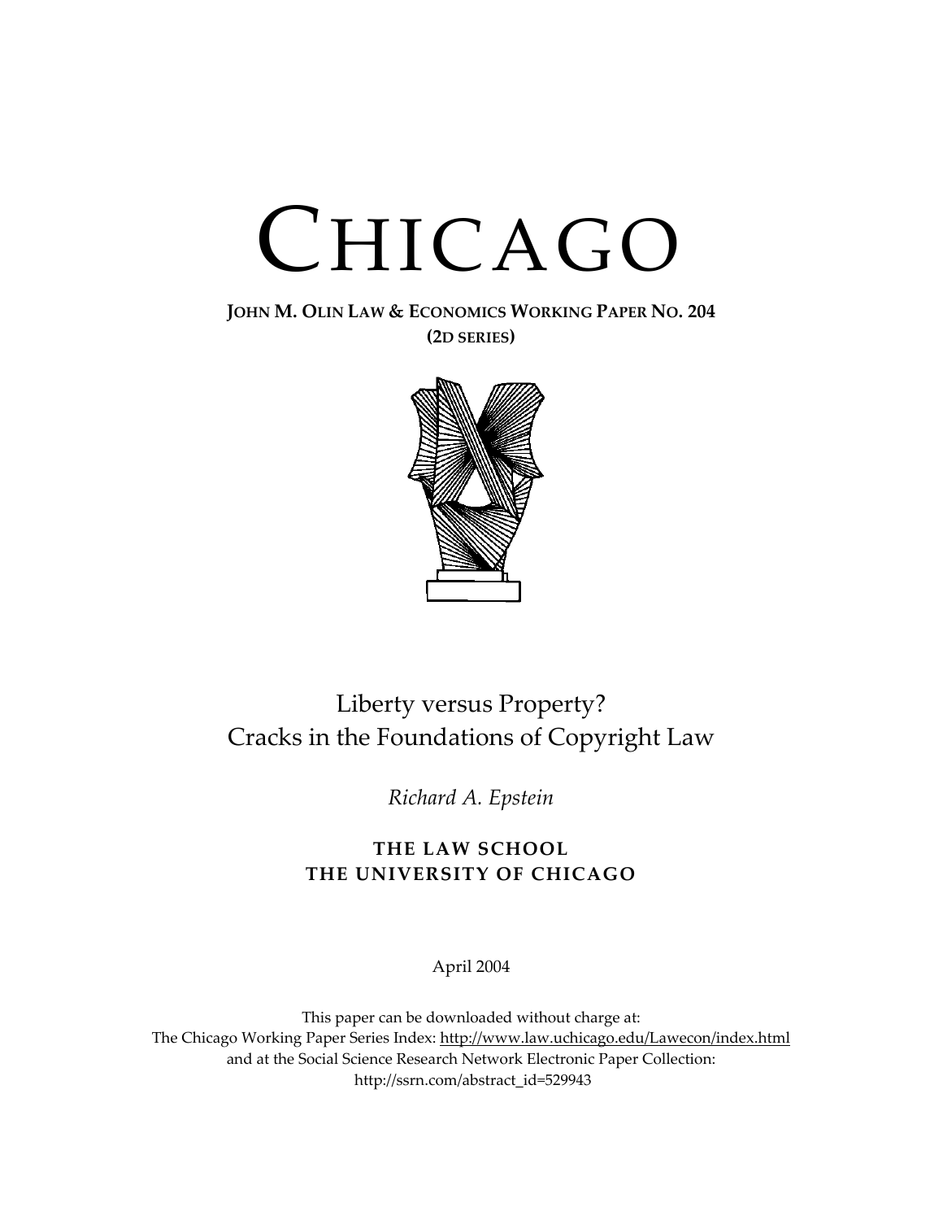# CHICAGO

**JOHN M. OLIN LAW & ECONOMICS WORKING PAPER NO. 204**
**(2D SERIES)**

Liberty versus Property?
Cracks in the Foundations of Copyright Law

*Richard A. Epstein*

**THE LAW SCHOOL**
**THE UNIVERSITY OF CHICAGO**

April 2004

This paper can be downloaded without charge at:
The Chicago Working Paper Series Index: http://www.law.uchicago.edu/Lawecon/index.html
and at the Social Science Research Network Electronic Paper Collection:
http://ssrn.com/abstract_id=529943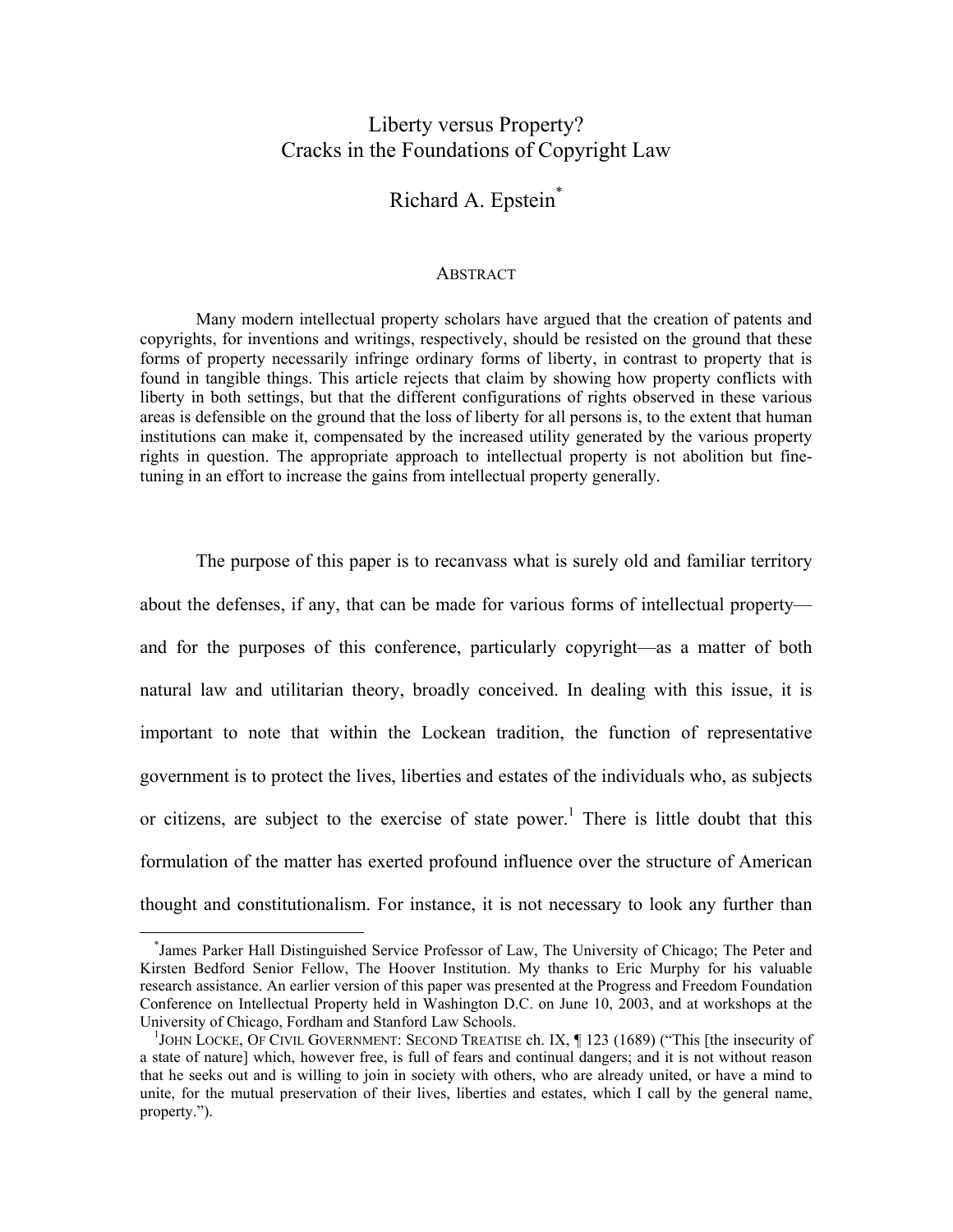# Liberty versus Property?
# Cracks in the Foundations of Copyright Law

## Richard A. Epstein*

### ABSTRACT

Many modern intellectual property scholars have argued that the creation of patents and copyrights, for inventions and writings, respectively, should be resisted on the ground that these forms of property necessarily infringe ordinary forms of liberty, in contrast to property that is found in tangible things. This article rejects that claim by showing how property conflicts with liberty in both settings, but that the different configurations of rights observed in these various areas is defensible on the ground that the loss of liberty for all persons is, to the extent that human institutions can make it, compensated by the increased utility generated by the various property rights in question. The appropriate approach to intellectual property is not abolition but fine-tuning in an effort to increase the gains from intellectual property generally.

The purpose of this paper is to recanvass what is surely old and familiar territory about the defenses, if any, that can be made for various forms of intellectual property—and for the purposes of this conference, particularly copyright—as a matter of both natural law and utilitarian theory, broadly conceived. In dealing with this issue, it is important to note that within the Lockean tradition, the function of representative government is to protect the lives, liberties and estates of the individuals who, as subjects or citizens, are subject to the exercise of state power.[1] There is little doubt that this formulation of the matter has exerted profound influence over the structure of American thought and constitutionalism. For instance, it is not necessary to look any further than

---

*James Parker Hall Distinguished Service Professor of Law, The University of Chicago; The Peter and Kirsten Bedford Senior Fellow, The Hoover Institution. My thanks to Eric Murphy for his valuable research assistance. An earlier version of this paper was presented at the Progress and Freedom Foundation Conference on Intellectual Property held in Washington D.C. on June 10, 2003, and at workshops at the University of Chicago, Fordham and Stanford Law Schools.

[1] JOHN LOCKE, OF CIVIL GOVERNMENT: SECOND TREATISE ch. IX, ¶ 123 (1689) ("This [the insecurity of a state of nature] which, however free, is full of fears and continual dangers; and it is not without reason that he seeks out and is willing to join in society with others, who are already united, or have a mind to unite, for the mutual preservation of their lives, liberties and estates, which I call by the general name, property.").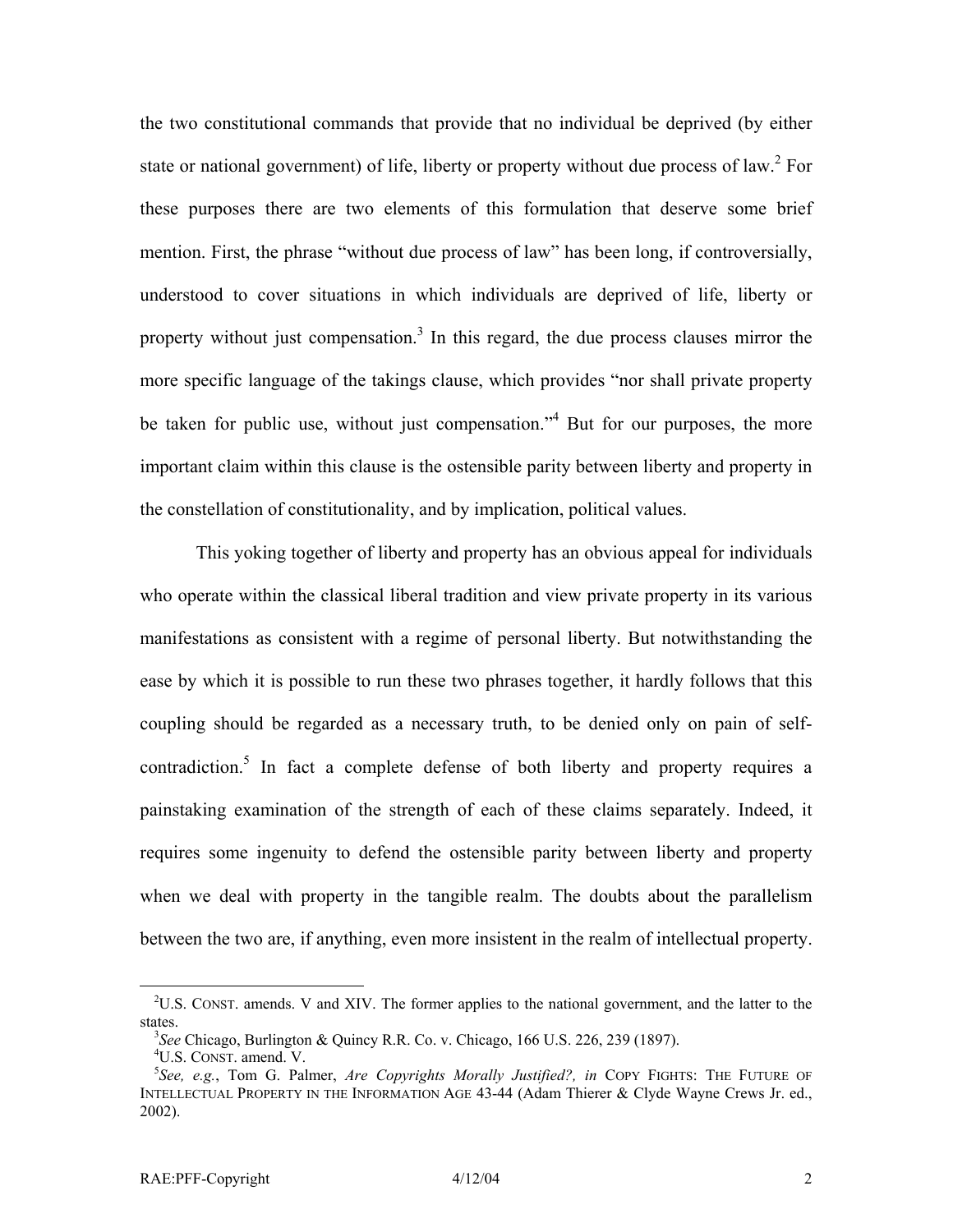the two constitutional commands that provide that no individual be deprived (by either state or national government) of life, liberty or property without due process of law.[2] For these purposes there are two elements of this formulation that deserve some brief mention. First, the phrase "without due process of law" has been long, if controversially, understood to cover situations in which individuals are deprived of life, liberty or property without just compensation.[3] In this regard, the due process clauses mirror the more specific language of the takings clause, which provides "nor shall private property be taken for public use, without just compensation."[4] But for our purposes, the more important claim within this clause is the ostensible parity between liberty and property in the constellation of constitutionality, and by implication, political values.

This yoking together of liberty and property has an obvious appeal for individuals who operate within the classical liberal tradition and view private property in its various manifestations as consistent with a regime of personal liberty. But notwithstanding the ease by which it is possible to run these two phrases together, it hardly follows that this coupling should be regarded as a necessary truth, to be denied only on pain of self-contradiction.[5] In fact a complete defense of both liberty and property requires a painstaking examination of the strength of each of these claims separately. Indeed, it requires some ingenuity to defend the ostensible parity between liberty and property when we deal with property in the tangible realm. The doubts about the parallelism between the two are, if anything, even more insistent in the realm of intellectual property.

---

[2] U.S. CONST. amends. V and XIV. The former applies to the national government, and the latter to the states.

[3] *See* Chicago, Burlington & Quincy R.R. Co. v. Chicago, 166 U.S. 226, 239 (1897).

[4] U.S. CONST. amend. V.

[5] *See, e.g.*, Tom G. Palmer, *Are Copyrights Morally Justified?, in* COPY FIGHTS: THE FUTURE OF INTELLECTUAL PROPERTY IN THE INFORMATION AGE 43-44 (Adam Thierer & Clyde Wayne Crews Jr. ed., 2002).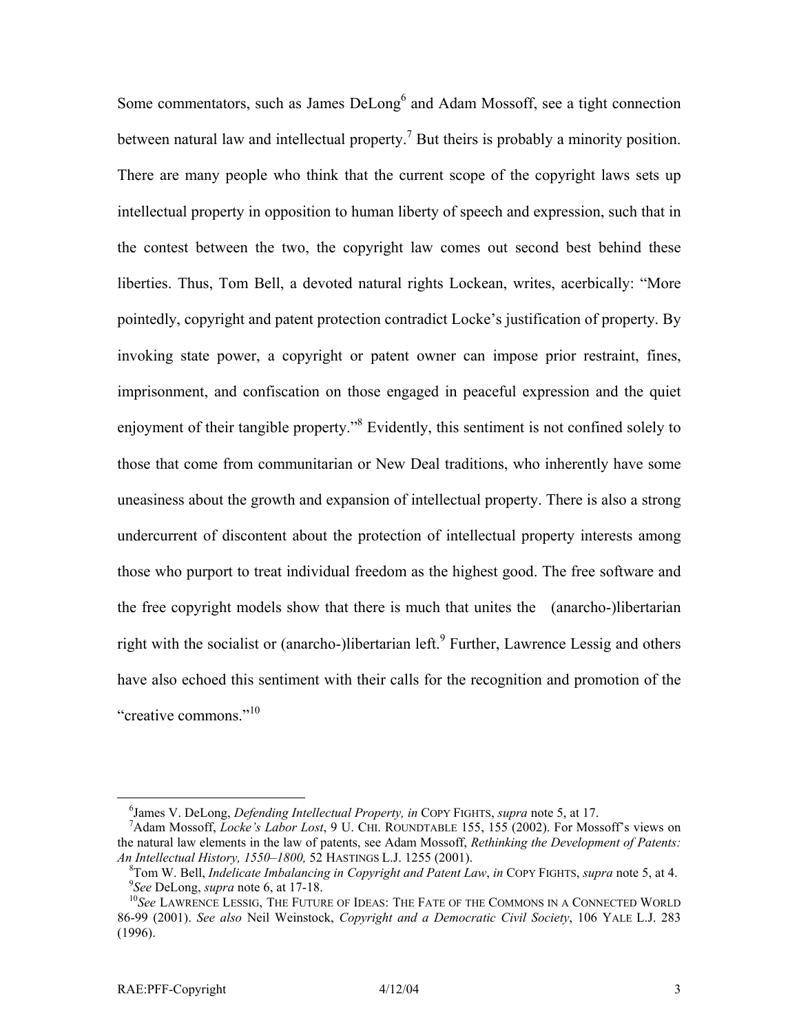Some commentators, such as James DeLong[6] and Adam Mossoff, see a tight connection between natural law and intellectual property.[7] But theirs is probably a minority position. There are many people who think that the current scope of the copyright laws sets up intellectual property in opposition to human liberty of speech and expression, such that in the contest between the two, the copyright law comes out second best behind these liberties. Thus, Tom Bell, a devoted natural rights Lockean, writes, acerbically: "More pointedly, copyright and patent protection contradict Locke's justification of property. By invoking state power, a copyright or patent owner can impose prior restraint, fines, imprisonment, and confiscation on those engaged in peaceful expression and the quiet enjoyment of their tangible property."[8] Evidently, this sentiment is not confined solely to those that come from communitarian or New Deal traditions, who inherently have some uneasiness about the growth and expansion of intellectual property. There is also a strong undercurrent of discontent about the protection of intellectual property interests among those who purport to treat individual freedom as the highest good. The free software and the free copyright models show that there is much that unites the (anarcho-)libertarian right with the socialist or (anarcho-)libertarian left.[9] Further, Lawrence Lessig and others have also echoed this sentiment with their calls for the recognition and promotion of the "creative commons."[10]

---

[6] James V. DeLong, *Defending Intellectual Property, in* COPY FIGHTS, *supra* note 5, at 17.

[7] Adam Mossoff, *Locke's Labor Lost*, 9 U. CHI. ROUNDTABLE 155, 155 (2002). For Mossoff's views on the natural law elements in the law of patents, see Adam Mossoff, *Rethinking the Development of Patents: An Intellectual History, 1550–1800,* 52 HASTINGS L.J. 1255 (2001).

[8] Tom W. Bell, *Indelicate Imbalancing in Copyright and Patent Law*, *in* COPY FIGHTS, *supra* note 5, at 4.

[9] *See* DeLong, *supra* note 6, at 17-18.

[10] *See* LAWRENCE LESSIG, THE FUTURE OF IDEAS: THE FATE OF THE COMMONS IN A CONNECTED WORLD 86-99 (2001). *See also* Neil Weinstock, *Copyright and a Democratic Civil Society*, 106 YALE L.J. 283 (1996).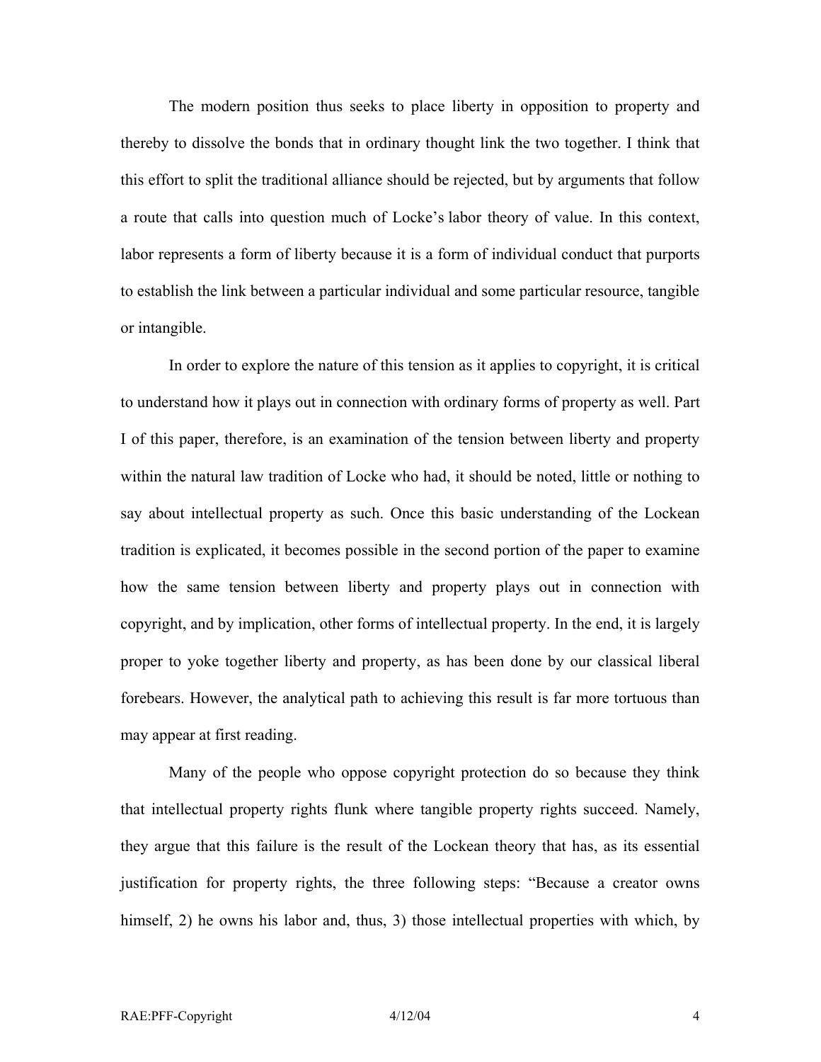The modern position thus seeks to place liberty in opposition to property and thereby to dissolve the bonds that in ordinary thought link the two together. I think that this effort to split the traditional alliance should be rejected, but by arguments that follow a route that calls into question much of Locke's labor theory of value. In this context, labor represents a form of liberty because it is a form of individual conduct that purports to establish the link between a particular individual and some particular resource, tangible or intangible.

In order to explore the nature of this tension as it applies to copyright, it is critical to understand how it plays out in connection with ordinary forms of property as well. Part I of this paper, therefore, is an examination of the tension between liberty and property within the natural law tradition of Locke who had, it should be noted, little or nothing to say about intellectual property as such. Once this basic understanding of the Lockean tradition is explicated, it becomes possible in the second portion of the paper to examine how the same tension between liberty and property plays out in connection with copyright, and by implication, other forms of intellectual property. In the end, it is largely proper to yoke together liberty and property, as has been done by our classical liberal forebears. However, the analytical path to achieving this result is far more tortuous than may appear at first reading.

Many of the people who oppose copyright protection do so because they think that intellectual property rights flunk where tangible property rights succeed. Namely, they argue that this failure is the result of the Lockean theory that has, as its essential justification for property rights, the three following steps: "Because a creator owns himself, 2) he owns his labor and, thus, 3) those intellectual properties with which, by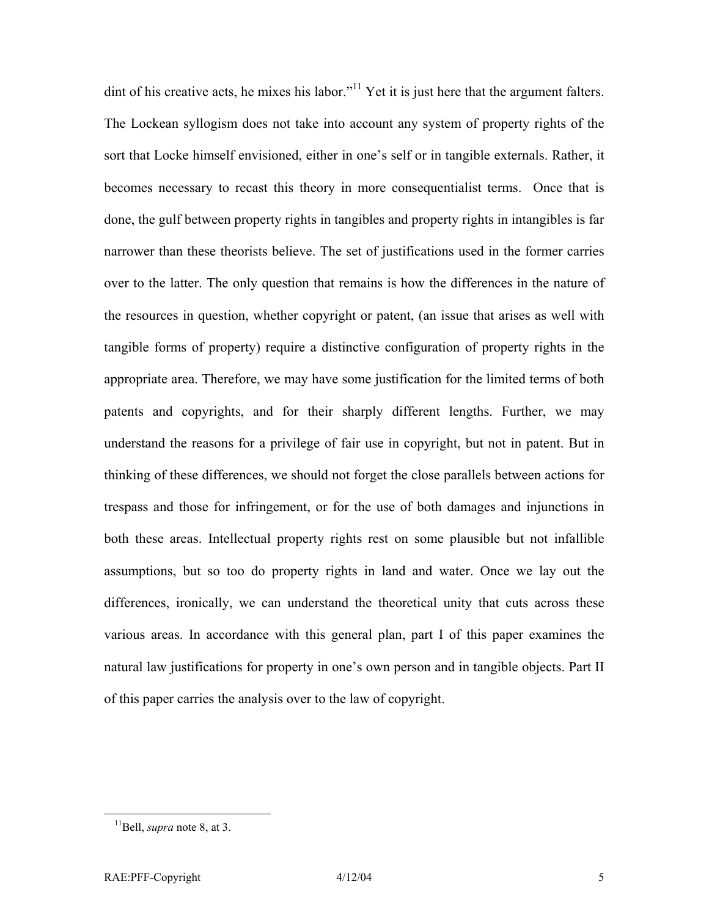dint of his creative acts, he mixes his labor."[11] Yet it is just here that the argument falters. The Lockean syllogism does not take into account any system of property rights of the sort that Locke himself envisioned, either in one's self or in tangible externals. Rather, it becomes necessary to recast this theory in more consequentialist terms. Once that is done, the gulf between property rights in tangibles and property rights in intangibles is far narrower than these theorists believe. The set of justifications used in the former carries over to the latter. The only question that remains is how the differences in the nature of the resources in question, whether copyright or patent, (an issue that arises as well with tangible forms of property) require a distinctive configuration of property rights in the appropriate area. Therefore, we may have some justification for the limited terms of both patents and copyrights, and for their sharply different lengths. Further, we may understand the reasons for a privilege of fair use in copyright, but not in patent. But in thinking of these differences, we should not forget the close parallels between actions for trespass and those for infringement, or for the use of both damages and injunctions in both these areas. Intellectual property rights rest on some plausible but not infallible assumptions, but so too do property rights in land and water. Once we lay out the differences, ironically, we can understand the theoretical unity that cuts across these various areas. In accordance with this general plan, part I of this paper examines the natural law justifications for property in one's own person and in tangible objects. Part II of this paper carries the analysis over to the law of copyright.

[11] Bell, *supra* note 8, at 3.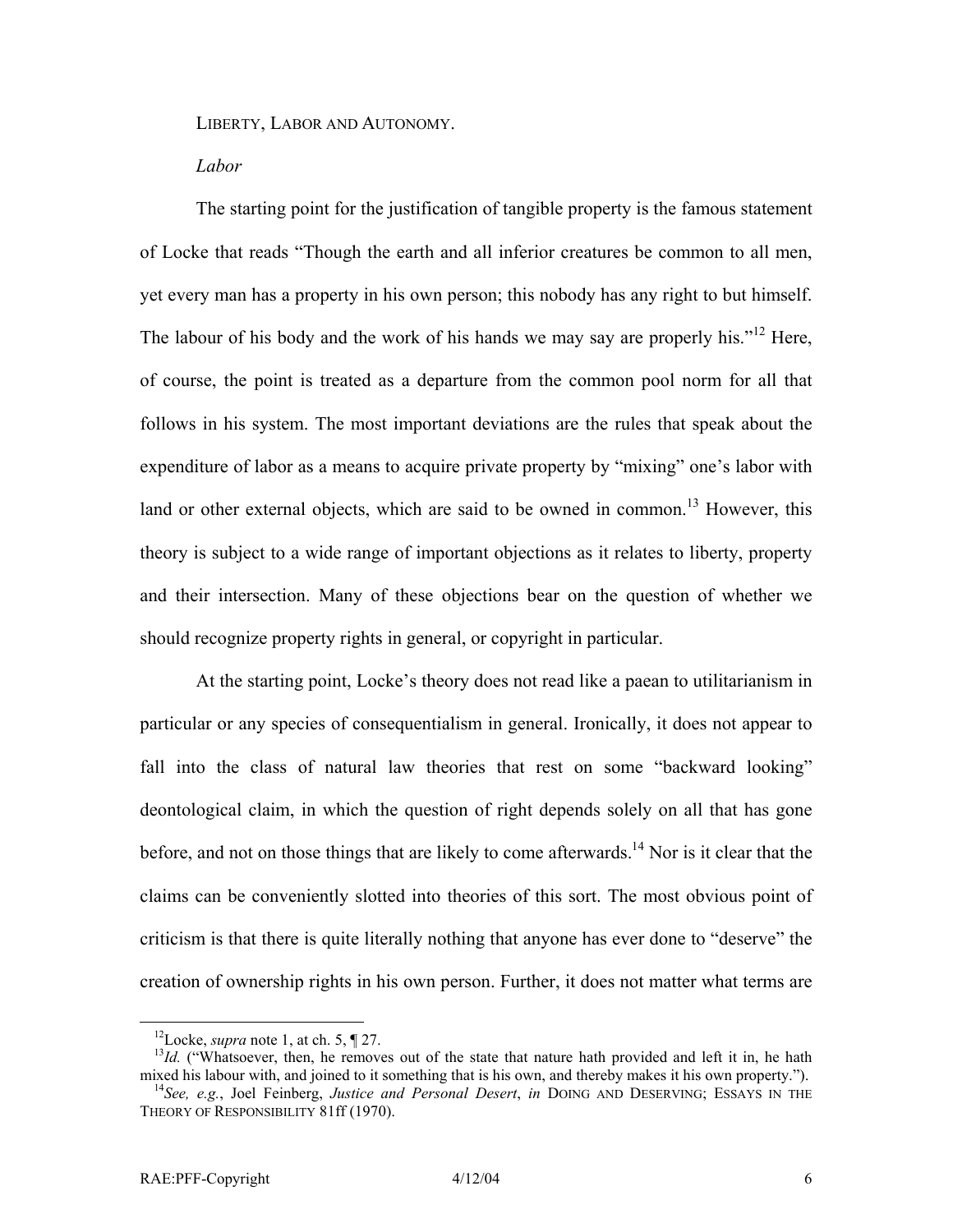LIBERTY, LABOR AND AUTONOMY.

*Labor*

The starting point for the justification of tangible property is the famous statement of Locke that reads "Though the earth and all inferior creatures be common to all men, yet every man has a property in his own person; this nobody has any right to but himself. The labour of his body and the work of his hands we may say are properly his."[12] Here, of course, the point is treated as a departure from the common pool norm for all that follows in his system. The most important deviations are the rules that speak about the expenditure of labor as a means to acquire private property by "mixing" one's labor with land or other external objects, which are said to be owned in common.[13] However, this theory is subject to a wide range of important objections as it relates to liberty, property and their intersection. Many of these objections bear on the question of whether we should recognize property rights in general, or copyright in particular.

At the starting point, Locke's theory does not read like a paean to utilitarianism in particular or any species of consequentialism in general. Ironically, it does not appear to fall into the class of natural law theories that rest on some "backward looking" deontological claim, in which the question of right depends solely on all that has gone before, and not on those things that are likely to come afterwards.[14] Nor is it clear that the claims can be conveniently slotted into theories of this sort. The most obvious point of criticism is that there is quite literally nothing that anyone has ever done to "deserve" the creation of ownership rights in his own person. Further, it does not matter what terms are

---

[12] Locke, *supra* note 1, at ch. 5, ¶ 27.

[13] *Id.* ("Whatsoever, then, he removes out of the state that nature hath provided and left it in, he hath mixed his labour with, and joined to it something that is his own, and thereby makes it his own property.").

[14] *See, e.g.*, Joel Feinberg, *Justice and Personal Desert*, *in* DOING AND DESERVING; ESSAYS IN THE THEORY OF RESPONSIBILITY 81ff (1970).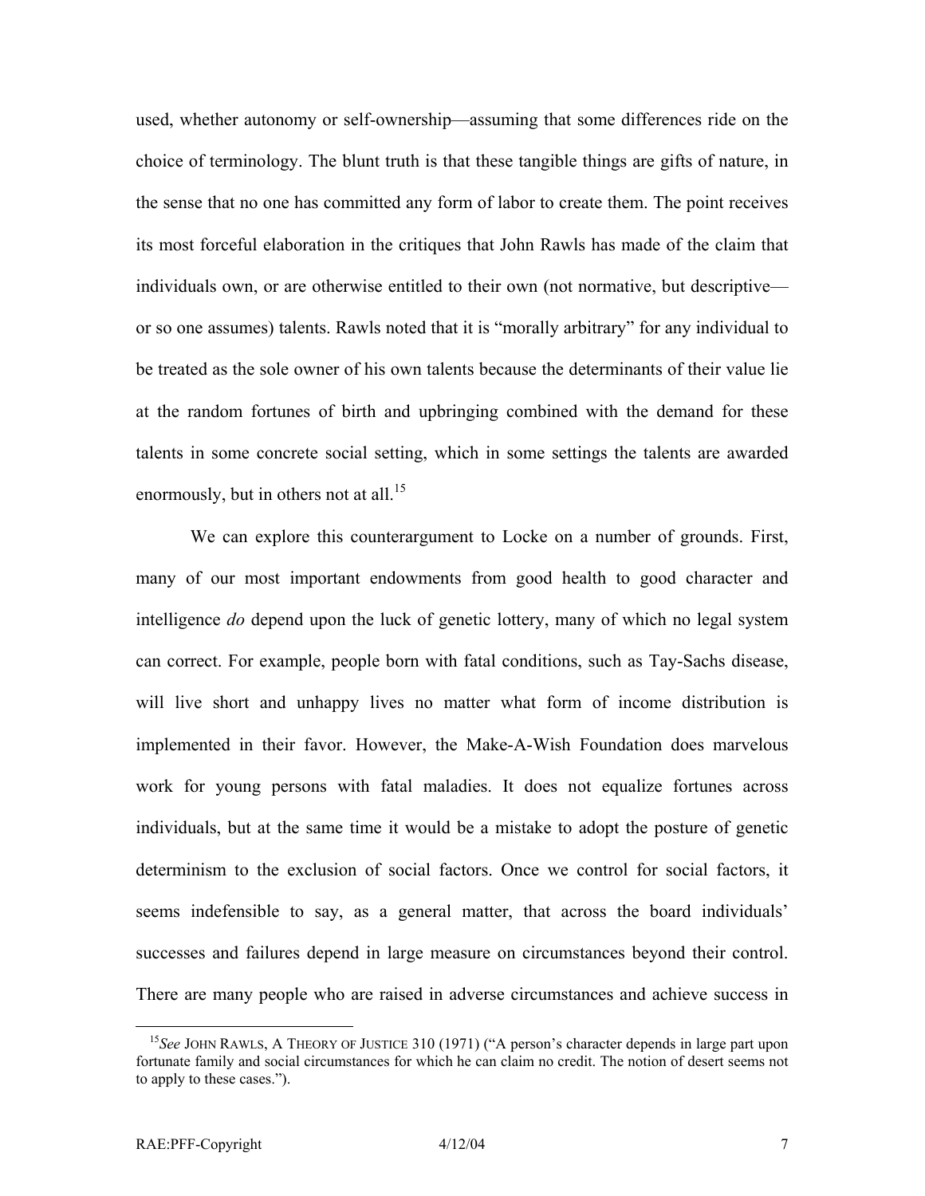used, whether autonomy or self-ownership—assuming that some differences ride on the choice of terminology. The blunt truth is that these tangible things are gifts of nature, in the sense that no one has committed any form of labor to create them. The point receives its most forceful elaboration in the critiques that John Rawls has made of the claim that individuals own, or are otherwise entitled to their own (not normative, but descriptive—or so one assumes) talents. Rawls noted that it is "morally arbitrary" for any individual to be treated as the sole owner of his own talents because the determinants of their value lie at the random fortunes of birth and upbringing combined with the demand for these talents in some concrete social setting, which in some settings the talents are awarded enormously, but in others not at all.[15]

We can explore this counterargument to Locke on a number of grounds. First, many of our most important endowments from good health to good character and intelligence *do* depend upon the luck of genetic lottery, many of which no legal system can correct. For example, people born with fatal conditions, such as Tay-Sachs disease, will live short and unhappy lives no matter what form of income distribution is implemented in their favor. However, the Make-A-Wish Foundation does marvelous work for young persons with fatal maladies. It does not equalize fortunes across individuals, but at the same time it would be a mistake to adopt the posture of genetic determinism to the exclusion of social factors. Once we control for social factors, it seems indefensible to say, as a general matter, that across the board individuals' successes and failures depend in large measure on circumstances beyond their control. There are many people who are raised in adverse circumstances and achieve success in

---

[15] *See* JOHN RAWLS, A THEORY OF JUSTICE 310 (1971) ("A person's character depends in large part upon fortunate family and social circumstances for which he can claim no credit. The notion of desert seems not to apply to these cases.").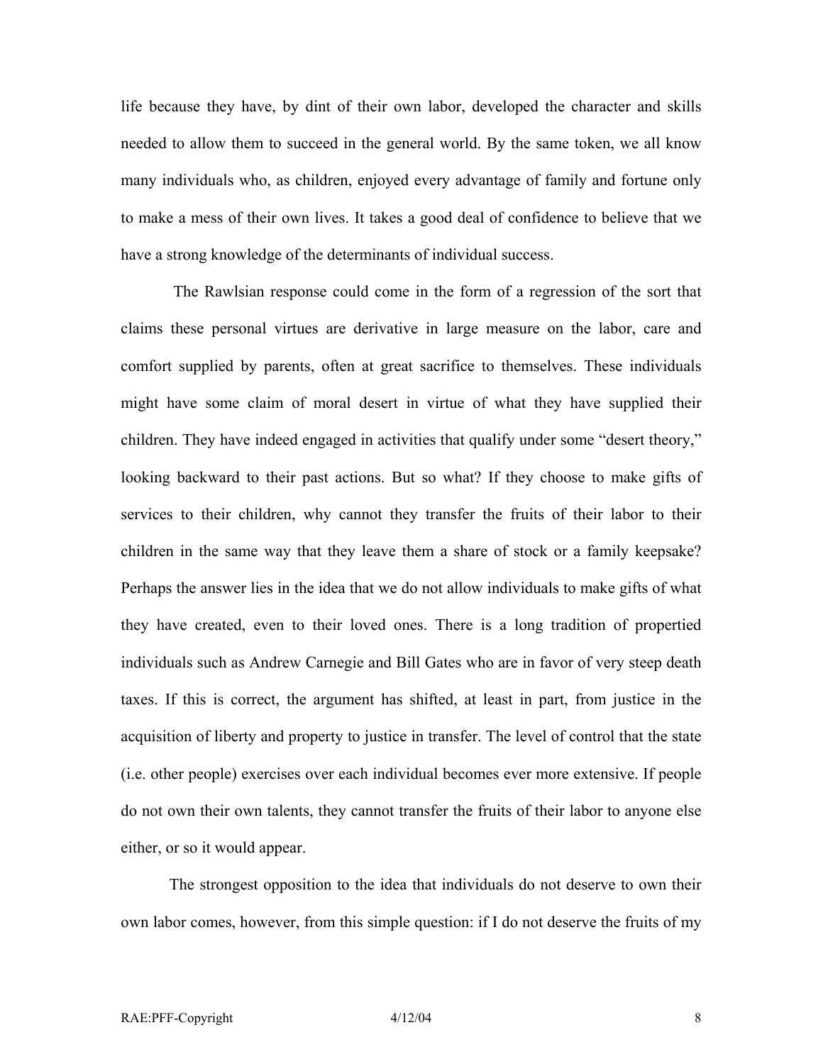life because they have, by dint of their own labor, developed the character and skills needed to allow them to succeed in the general world. By the same token, we all know many individuals who, as children, enjoyed every advantage of family and fortune only to make a mess of their own lives. It takes a good deal of confidence to believe that we have a strong knowledge of the determinants of individual success.

The Rawlsian response could come in the form of a regression of the sort that claims these personal virtues are derivative in large measure on the labor, care and comfort supplied by parents, often at great sacrifice to themselves. These individuals might have some claim of moral desert in virtue of what they have supplied their children. They have indeed engaged in activities that qualify under some "desert theory," looking backward to their past actions. But so what? If they choose to make gifts of services to their children, why cannot they transfer the fruits of their labor to their children in the same way that they leave them a share of stock or a family keepsake? Perhaps the answer lies in the idea that we do not allow individuals to make gifts of what they have created, even to their loved ones. There is a long tradition of propertied individuals such as Andrew Carnegie and Bill Gates who are in favor of very steep death taxes. If this is correct, the argument has shifted, at least in part, from justice in the acquisition of liberty and property to justice in transfer. The level of control that the state (i.e. other people) exercises over each individual becomes ever more extensive. If people do not own their own talents, they cannot transfer the fruits of their labor to anyone else either, or so it would appear.

The strongest opposition to the idea that individuals do not deserve to own their own labor comes, however, from this simple question: if I do not deserve the fruits of my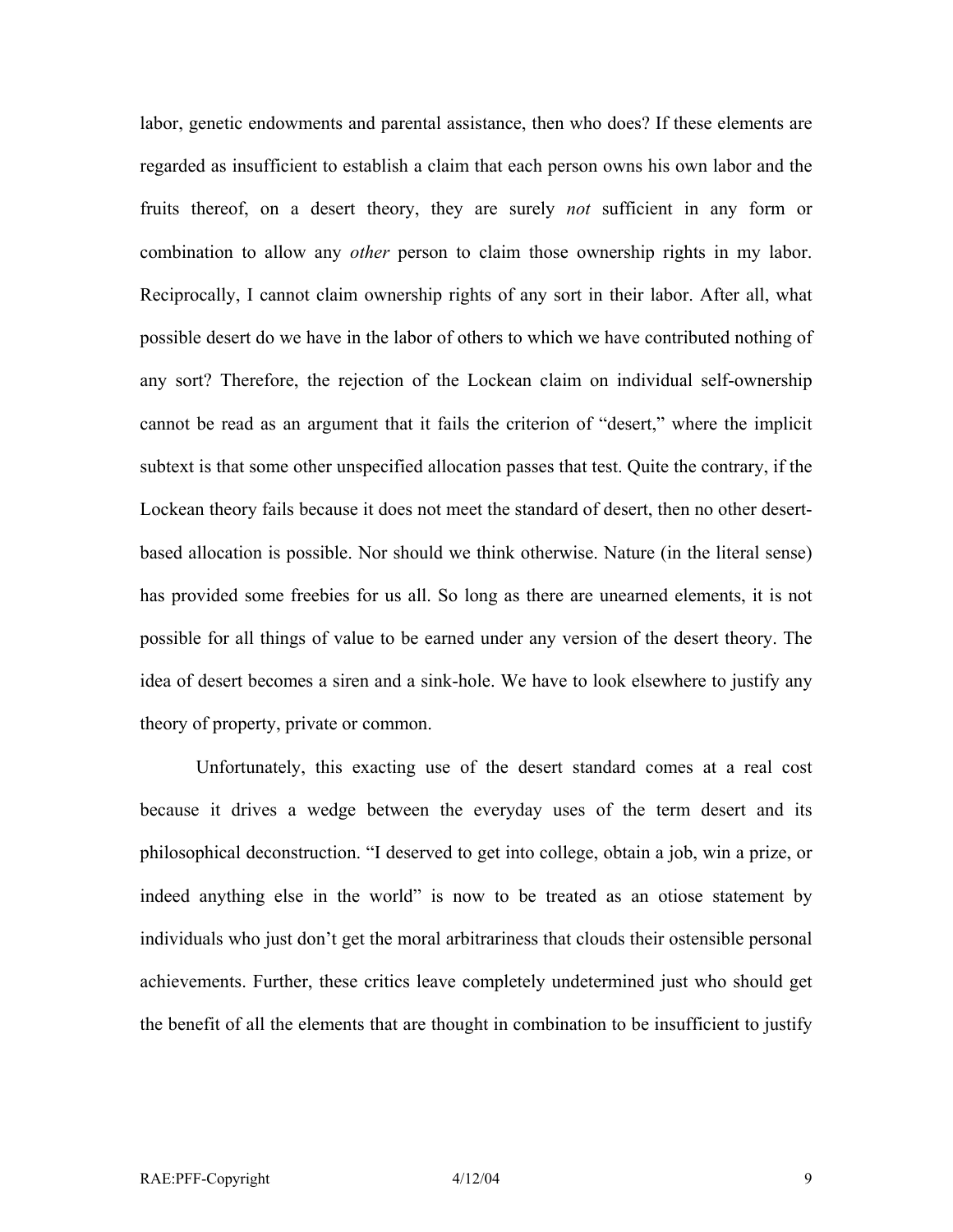labor, genetic endowments and parental assistance, then who does? If these elements are regarded as insufficient to establish a claim that each person owns his own labor and the fruits thereof, on a desert theory, they are surely *not* sufficient in any form or combination to allow any *other* person to claim those ownership rights in my labor. Reciprocally, I cannot claim ownership rights of any sort in their labor. After all, what possible desert do we have in the labor of others to which we have contributed nothing of any sort? Therefore, the rejection of the Lockean claim on individual self-ownership cannot be read as an argument that it fails the criterion of "desert," where the implicit subtext is that some other unspecified allocation passes that test. Quite the contrary, if the Lockean theory fails because it does not meet the standard of desert, then no other desert-based allocation is possible. Nor should we think otherwise. Nature (in the literal sense) has provided some freebies for us all. So long as there are unearned elements, it is not possible for all things of value to be earned under any version of the desert theory. The idea of desert becomes a siren and a sink-hole. We have to look elsewhere to justify any theory of property, private or common.

Unfortunately, this exacting use of the desert standard comes at a real cost because it drives a wedge between the everyday uses of the term desert and its philosophical deconstruction. "I deserved to get into college, obtain a job, win a prize, or indeed anything else in the world" is now to be treated as an otiose statement by individuals who just don't get the moral arbitrariness that clouds their ostensible personal achievements. Further, these critics leave completely undetermined just who should get the benefit of all the elements that are thought in combination to be insufficient to justify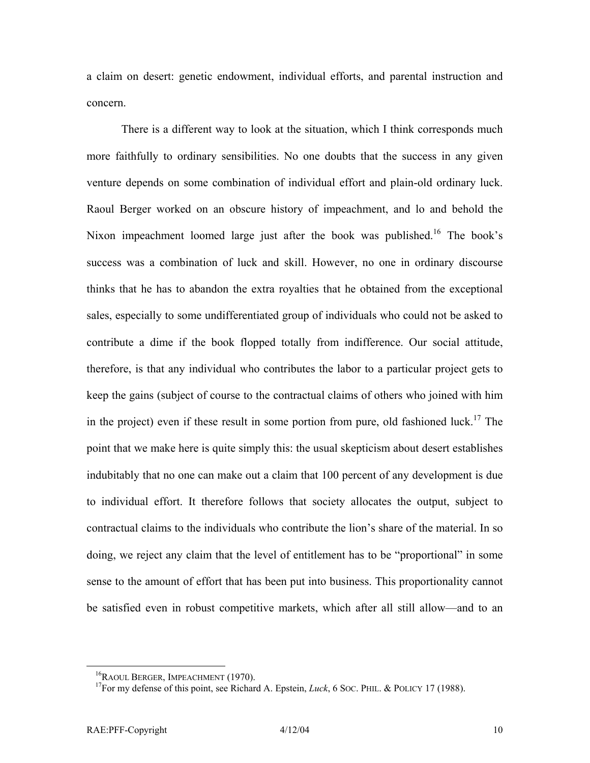a claim on desert: genetic endowment, individual efforts, and parental instruction and concern.

There is a different way to look at the situation, which I think corresponds much more faithfully to ordinary sensibilities. No one doubts that the success in any given venture depends on some combination of individual effort and plain-old ordinary luck. Raoul Berger worked on an obscure history of impeachment, and lo and behold the Nixon impeachment loomed large just after the book was published.[16] The book's success was a combination of luck and skill. However, no one in ordinary discourse thinks that he has to abandon the extra royalties that he obtained from the exceptional sales, especially to some undifferentiated group of individuals who could not be asked to contribute a dime if the book flopped totally from indifference. Our social attitude, therefore, is that any individual who contributes the labor to a particular project gets to keep the gains (subject of course to the contractual claims of others who joined with him in the project) even if these result in some portion from pure, old fashioned luck.[17] The point that we make here is quite simply this: the usual skepticism about desert establishes indubitably that no one can make out a claim that 100 percent of any development is due to individual effort. It therefore follows that society allocates the output, subject to contractual claims to the individuals who contribute the lion's share of the material. In so doing, we reject any claim that the level of entitlement has to be "proportional" in some sense to the amount of effort that has been put into business. This proportionality cannot be satisfied even in robust competitive markets, which after all still allow—and to an

[16] RAOUL BERGER, IMPEACHMENT (1970).

[17] For my defense of this point, see Richard A. Epstein, *Luck*, 6 SOC. PHIL. & POLICY 17 (1988).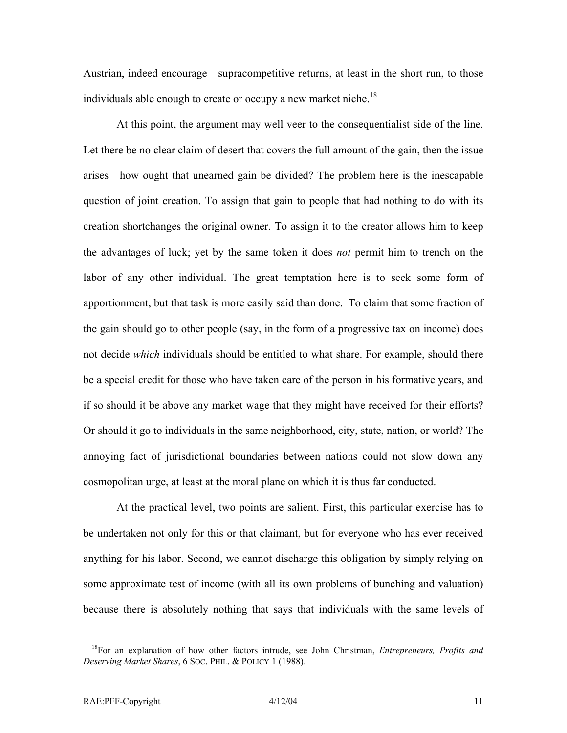Austrian, indeed encourage—supracompetitive returns, at least in the short run, to those individuals able enough to create or occupy a new market niche.[18]

At this point, the argument may well veer to the consequentialist side of the line. Let there be no clear claim of desert that covers the full amount of the gain, then the issue arises—how ought that unearned gain be divided? The problem here is the inescapable question of joint creation. To assign that gain to people that had nothing to do with its creation shortchanges the original owner. To assign it to the creator allows him to keep the advantages of luck; yet by the same token it does *not* permit him to trench on the labor of any other individual. The great temptation here is to seek some form of apportionment, but that task is more easily said than done. To claim that some fraction of the gain should go to other people (say, in the form of a progressive tax on income) does not decide *which* individuals should be entitled to what share. For example, should there be a special credit for those who have taken care of the person in his formative years, and if so should it be above any market wage that they might have received for their efforts? Or should it go to individuals in the same neighborhood, city, state, nation, or world? The annoying fact of jurisdictional boundaries between nations could not slow down any cosmopolitan urge, at least at the moral plane on which it is thus far conducted.

At the practical level, two points are salient. First, this particular exercise has to be undertaken not only for this or that claimant, but for everyone who has ever received anything for his labor. Second, we cannot discharge this obligation by simply relying on some approximate test of income (with all its own problems of bunching and valuation) because there is absolutely nothing that says that individuals with the same levels of

[18] For an explanation of how other factors intrude, see John Christman, *Entrepreneurs, Profits and Deserving Market Shares*, 6 SOC. PHIL. & POLICY 1 (1988).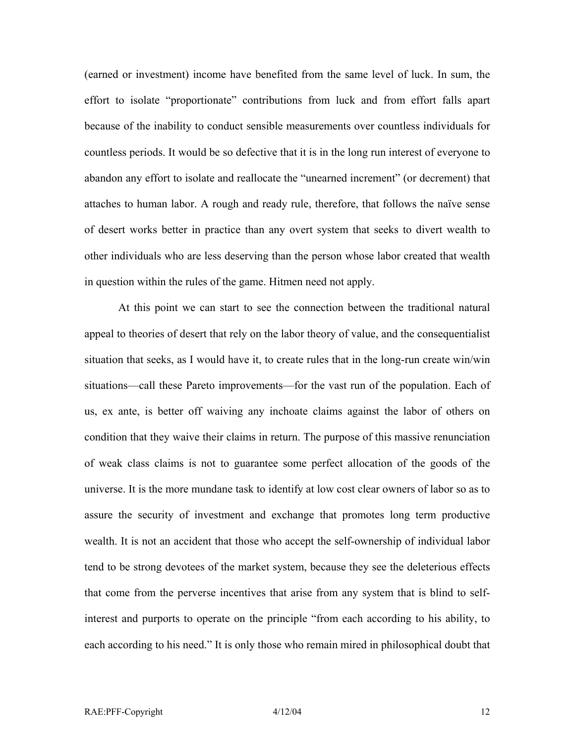(earned or investment) income have benefited from the same level of luck. In sum, the effort to isolate "proportionate" contributions from luck and from effort falls apart because of the inability to conduct sensible measurements over countless individuals for countless periods. It would be so defective that it is in the long run interest of everyone to abandon any effort to isolate and reallocate the "unearned increment" (or decrement) that attaches to human labor. A rough and ready rule, therefore, that follows the naïve sense of desert works better in practice than any overt system that seeks to divert wealth to other individuals who are less deserving than the person whose labor created that wealth in question within the rules of the game. Hitmen need not apply.

At this point we can start to see the connection between the traditional natural appeal to theories of desert that rely on the labor theory of value, and the consequentialist situation that seeks, as I would have it, to create rules that in the long-run create win/win situations—call these Pareto improvements—for the vast run of the population. Each of us, ex ante, is better off waiving any inchoate claims against the labor of others on condition that they waive their claims in return. The purpose of this massive renunciation of weak class claims is not to guarantee some perfect allocation of the goods of the universe. It is the more mundane task to identify at low cost clear owners of labor so as to assure the security of investment and exchange that promotes long term productive wealth. It is not an accident that those who accept the self-ownership of individual labor tend to be strong devotees of the market system, because they see the deleterious effects that come from the perverse incentives that arise from any system that is blind to self-interest and purports to operate on the principle "from each according to his ability, to each according to his need." It is only those who remain mired in philosophical doubt that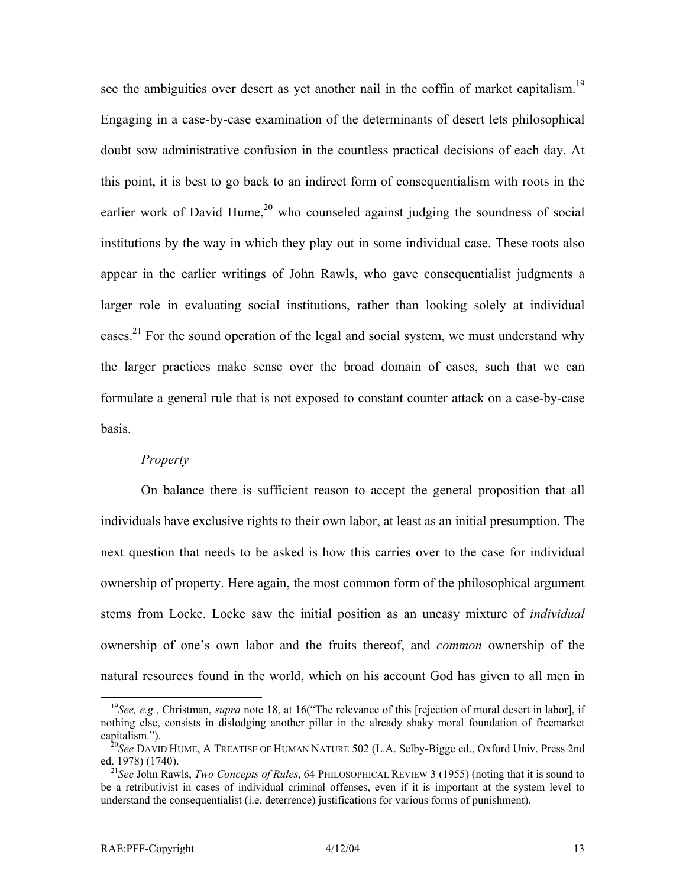see the ambiguities over desert as yet another nail in the coffin of market capitalism.[19] Engaging in a case-by-case examination of the determinants of desert lets philosophical doubt sow administrative confusion in the countless practical decisions of each day. At this point, it is best to go back to an indirect form of consequentialism with roots in the earlier work of David Hume,[20] who counseled against judging the soundness of social institutions by the way in which they play out in some individual case. These roots also appear in the earlier writings of John Rawls, who gave consequentialist judgments a larger role in evaluating social institutions, rather than looking solely at individual cases.[21] For the sound operation of the legal and social system, we must understand why the larger practices make sense over the broad domain of cases, such that we can formulate a general rule that is not exposed to constant counter attack on a case-by-case basis.

*Property*

On balance there is sufficient reason to accept the general proposition that all individuals have exclusive rights to their own labor, at least as an initial presumption. The next question that needs to be asked is how this carries over to the case for individual ownership of property. Here again, the most common form of the philosophical argument stems from Locke. Locke saw the initial position as an uneasy mixture of *individual* ownership of one's own labor and the fruits thereof, and *common* ownership of the natural resources found in the world, which on his account God has given to all men in

---

[19] *See, e.g.*, Christman, *supra* note 18, at 16("The relevance of this [rejection of moral desert in labor], if nothing else, consists in dislodging another pillar in the already shaky moral foundation of freemarket capitalism.").

[20] *See* DAVID HUME, A TREATISE OF HUMAN NATURE 502 (L.A. Selby-Bigge ed., Oxford Univ. Press 2nd ed. 1978) (1740).

[21] *See* John Rawls, *Two Concepts of Rules*, 64 PHILOSOPHICAL REVIEW 3 (1955) (noting that it is sound to be a retributivist in cases of individual criminal offenses, even if it is important at the system level to understand the consequentialist (i.e. deterrence) justifications for various forms of punishment).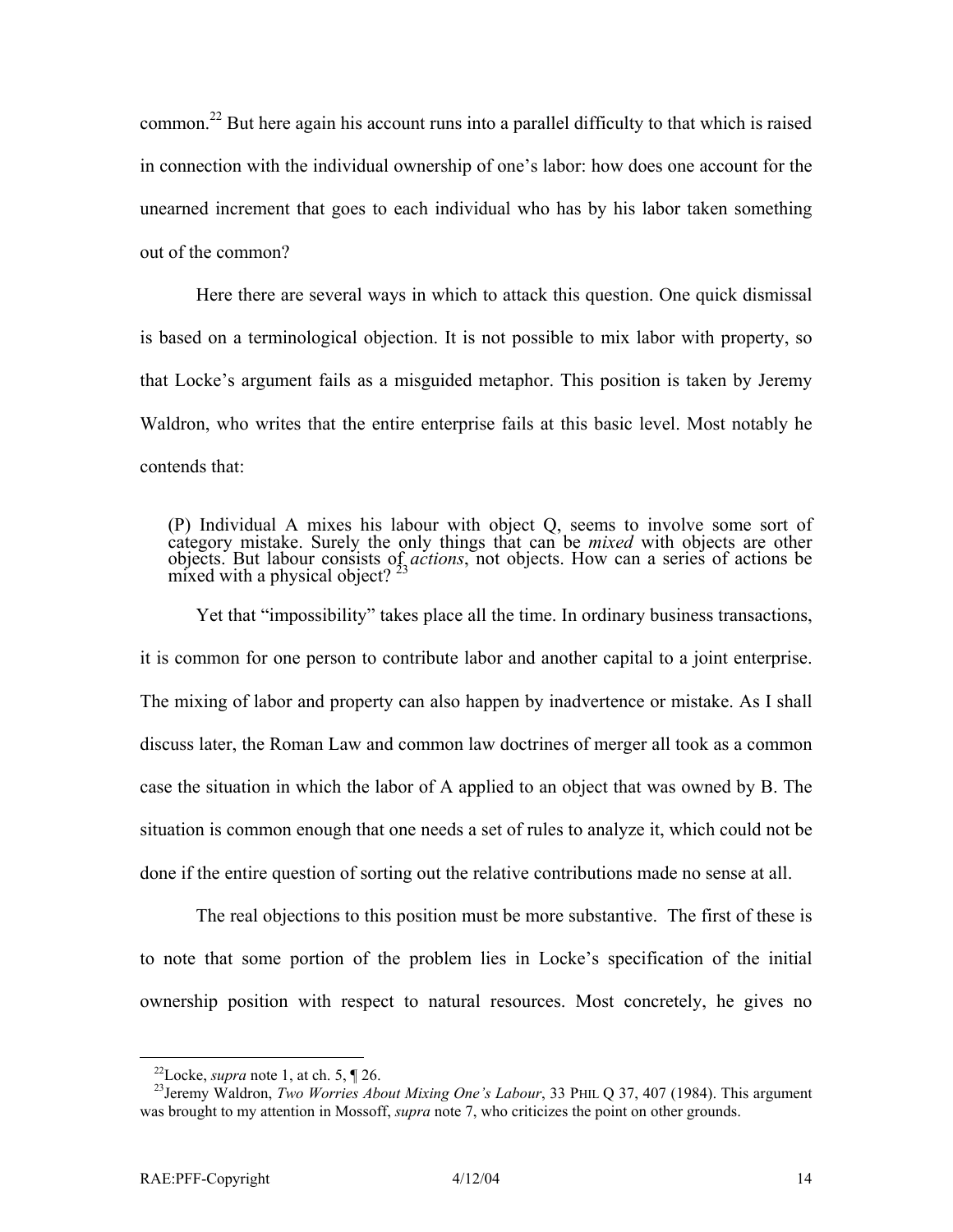common.[22] But here again his account runs into a parallel difficulty to that which is raised in connection with the individual ownership of one's labor: how does one account for the unearned increment that goes to each individual who has by his labor taken something out of the common?

Here there are several ways in which to attack this question. One quick dismissal is based on a terminological objection. It is not possible to mix labor with property, so that Locke's argument fails as a misguided metaphor. This position is taken by Jeremy Waldron, who writes that the entire enterprise fails at this basic level. Most notably he contends that:

> (P) Individual A mixes his labour with object Q, seems to involve some sort of category mistake. Surely the only things that can be *mixed* with objects are other objects. But labour consists of *actions*, not objects. How can a series of actions be mixed with a physical object? [23]

Yet that "impossibility" takes place all the time. In ordinary business transactions, it is common for one person to contribute labor and another capital to a joint enterprise. The mixing of labor and property can also happen by inadvertence or mistake. As I shall discuss later, the Roman Law and common law doctrines of merger all took as a common case the situation in which the labor of A applied to an object that was owned by B. The situation is common enough that one needs a set of rules to analyze it, which could not be done if the entire question of sorting out the relative contributions made no sense at all.

The real objections to this position must be more substantive. The first of these is to note that some portion of the problem lies in Locke's specification of the initial ownership position with respect to natural resources. Most concretely, he gives no

---

[22] Locke, *supra* note 1, at ch. 5, ¶ 26.

[23] Jeremy Waldron, *Two Worries About Mixing One's Labour*, 33 PHIL Q 37, 407 (1984). This argument was brought to my attention in Mossoff, *supra* note 7, who criticizes the point on other grounds.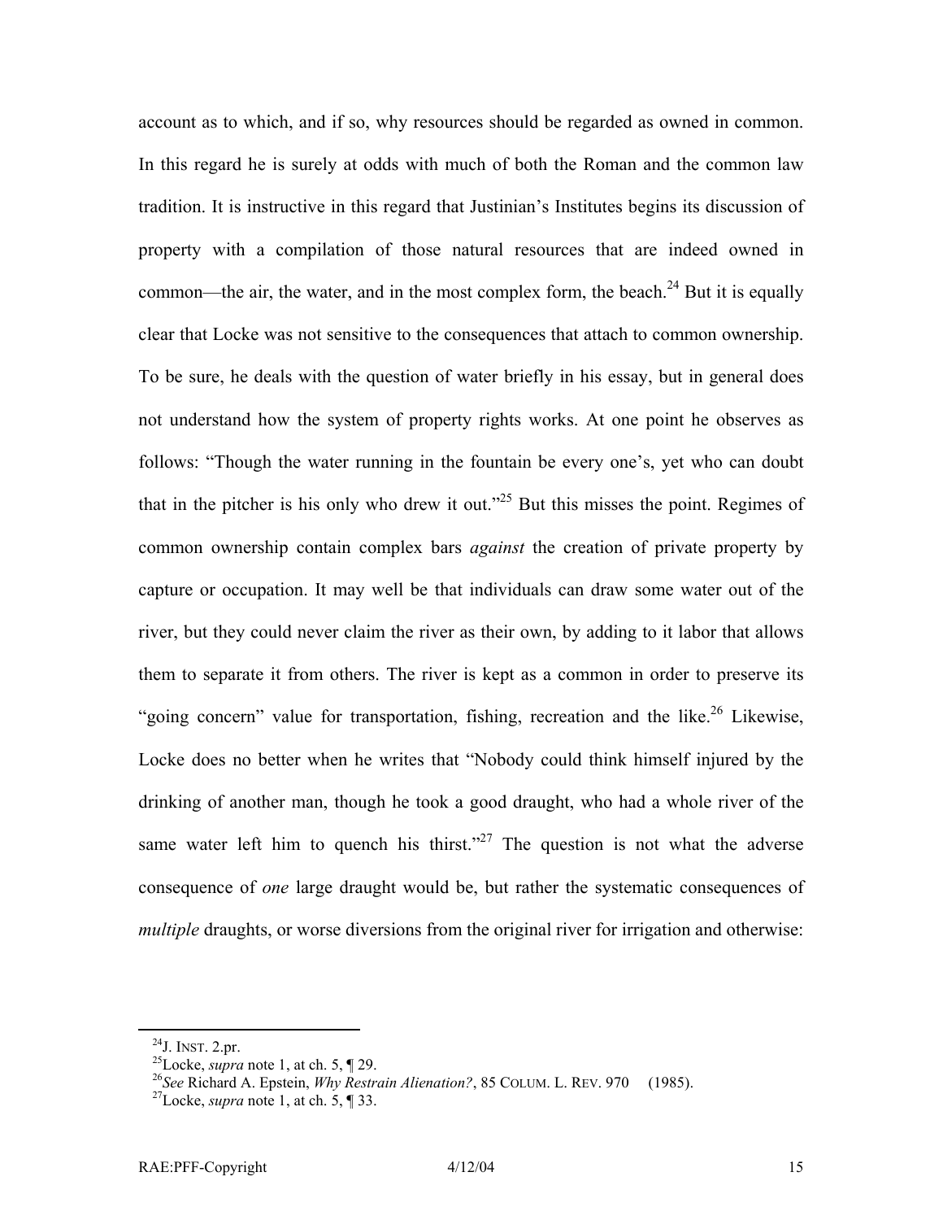account as to which, and if so, why resources should be regarded as owned in common. In this regard he is surely at odds with much of both the Roman and the common law tradition. It is instructive in this regard that Justinian's Institutes begins its discussion of property with a compilation of those natural resources that are indeed owned in common—the air, the water, and in the most complex form, the beach.[24] But it is equally clear that Locke was not sensitive to the consequences that attach to common ownership. To be sure, he deals with the question of water briefly in his essay, but in general does not understand how the system of property rights works. At one point he observes as follows: "Though the water running in the fountain be every one's, yet who can doubt that in the pitcher is his only who drew it out."[25] But this misses the point. Regimes of common ownership contain complex bars *against* the creation of private property by capture or occupation. It may well be that individuals can draw some water out of the river, but they could never claim the river as their own, by adding to it labor that allows them to separate it from others. The river is kept as a common in order to preserve its "going concern" value for transportation, fishing, recreation and the like.[26] Likewise, Locke does no better when he writes that "Nobody could think himself injured by the drinking of another man, though he took a good draught, who had a whole river of the same water left him to quench his thirst."[27] The question is not what the adverse consequence of *one* large draught would be, but rather the systematic consequences of *multiple* draughts, or worse diversions from the original river for irrigation and otherwise:

---

[24] J. INST. 2.pr.

[25] Locke, *supra* note 1, at ch. 5, ¶ 29.

[26] *See* Richard A. Epstein, *Why Restrain Alienation?*, 85 COLUM. L. REV. 970 (1985).

[27] Locke, *supra* note 1, at ch. 5, ¶ 33.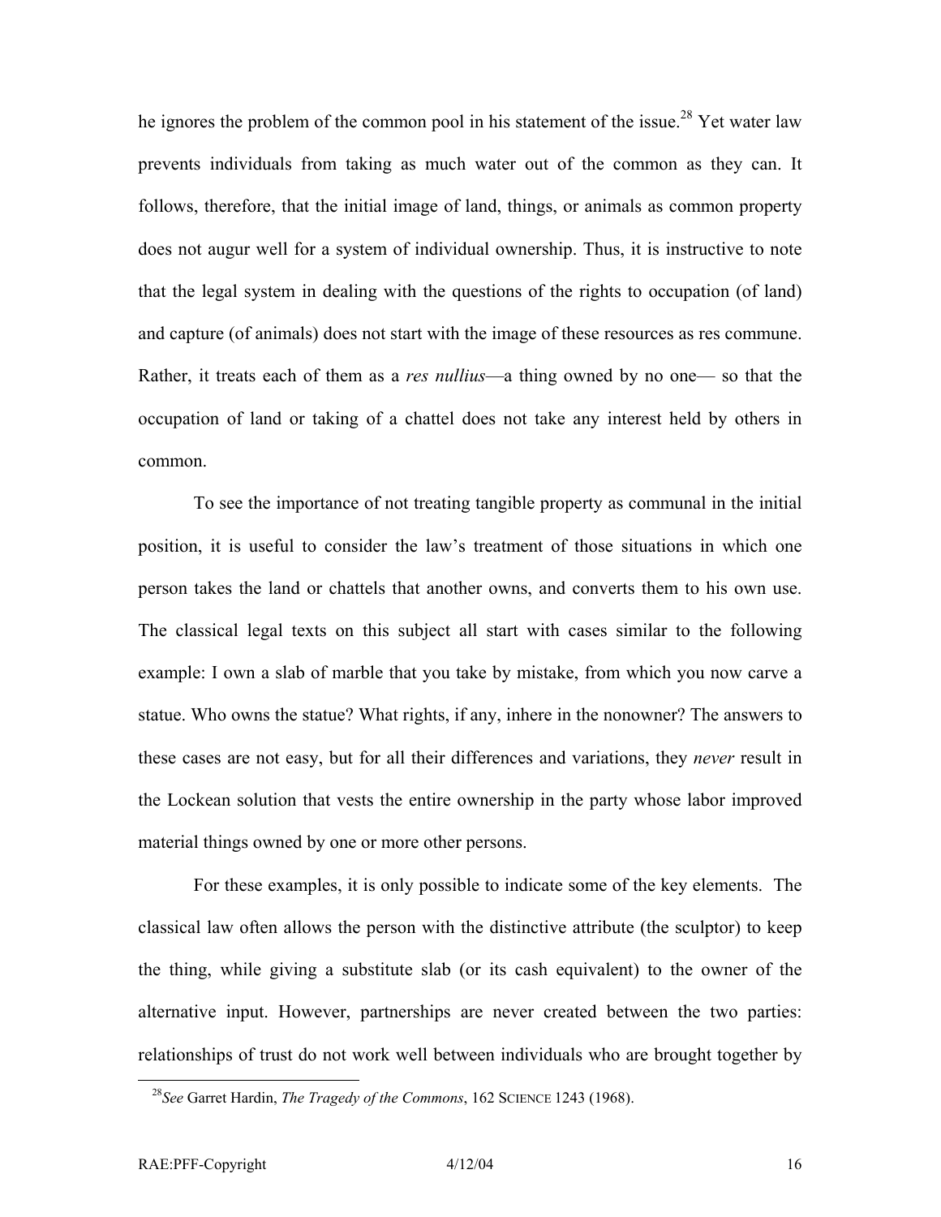he ignores the problem of the common pool in his statement of the issue.[28] Yet water law prevents individuals from taking as much water out of the common as they can. It follows, therefore, that the initial image of land, things, or animals as common property does not augur well for a system of individual ownership. Thus, it is instructive to note that the legal system in dealing with the questions of the rights to occupation (of land) and capture (of animals) does not start with the image of these resources as res commune. Rather, it treats each of them as a *res nullius*—a thing owned by no one— so that the occupation of land or taking of a chattel does not take any interest held by others in common.

To see the importance of not treating tangible property as communal in the initial position, it is useful to consider the law's treatment of those situations in which one person takes the land or chattels that another owns, and converts them to his own use. The classical legal texts on this subject all start with cases similar to the following example: I own a slab of marble that you take by mistake, from which you now carve a statue. Who owns the statue? What rights, if any, inhere in the nonowner? The answers to these cases are not easy, but for all their differences and variations, they *never* result in the Lockean solution that vests the entire ownership in the party whose labor improved material things owned by one or more other persons.

For these examples, it is only possible to indicate some of the key elements. The classical law often allows the person with the distinctive attribute (the sculptor) to keep the thing, while giving a substitute slab (or its cash equivalent) to the owner of the alternative input. However, partnerships are never created between the two parties: relationships of trust do not work well between individuals who are brought together by

[28] *See* Garret Hardin, *The Tragedy of the Commons*, 162 SCIENCE 1243 (1968).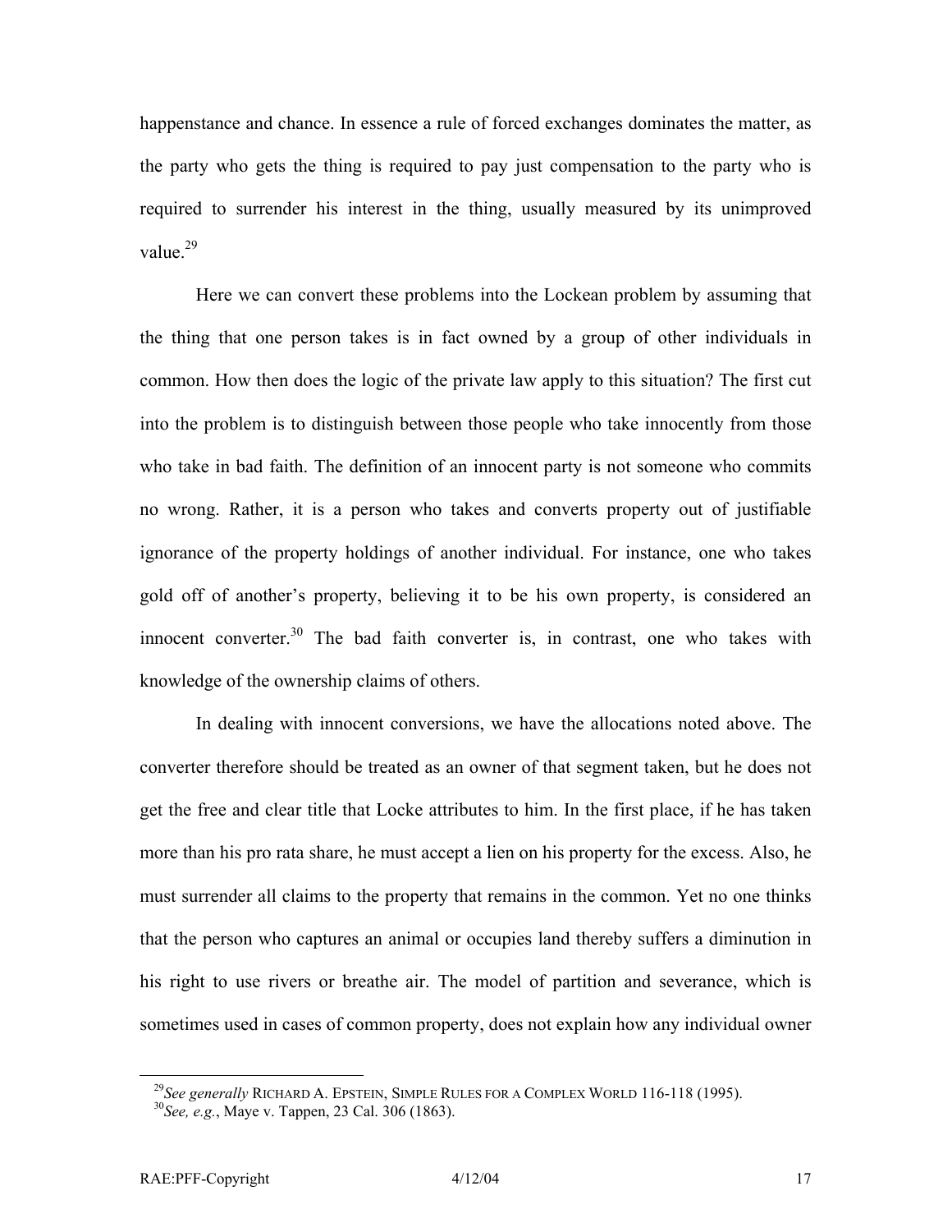happenstance and chance. In essence a rule of forced exchanges dominates the matter, as the party who gets the thing is required to pay just compensation to the party who is required to surrender his interest in the thing, usually measured by its unimproved value.[29]

Here we can convert these problems into the Lockean problem by assuming that the thing that one person takes is in fact owned by a group of other individuals in common. How then does the logic of the private law apply to this situation? The first cut into the problem is to distinguish between those people who take innocently from those who take in bad faith. The definition of an innocent party is not someone who commits no wrong. Rather, it is a person who takes and converts property out of justifiable ignorance of the property holdings of another individual. For instance, one who takes gold off of another's property, believing it to be his own property, is considered an innocent converter.[30] The bad faith converter is, in contrast, one who takes with knowledge of the ownership claims of others.

In dealing with innocent conversions, we have the allocations noted above. The converter therefore should be treated as an owner of that segment taken, but he does not get the free and clear title that Locke attributes to him. In the first place, if he has taken more than his pro rata share, he must accept a lien on his property for the excess. Also, he must surrender all claims to the property that remains in the common. Yet no one thinks that the person who captures an animal or occupies land thereby suffers a diminution in his right to use rivers or breathe air. The model of partition and severance, which is sometimes used in cases of common property, does not explain how any individual owner

---

[29] *See generally* RICHARD A. EPSTEIN, SIMPLE RULES FOR A COMPLEX WORLD 116-118 (1995).

[30] *See, e.g.*, Maye v. Tappen, 23 Cal. 306 (1863).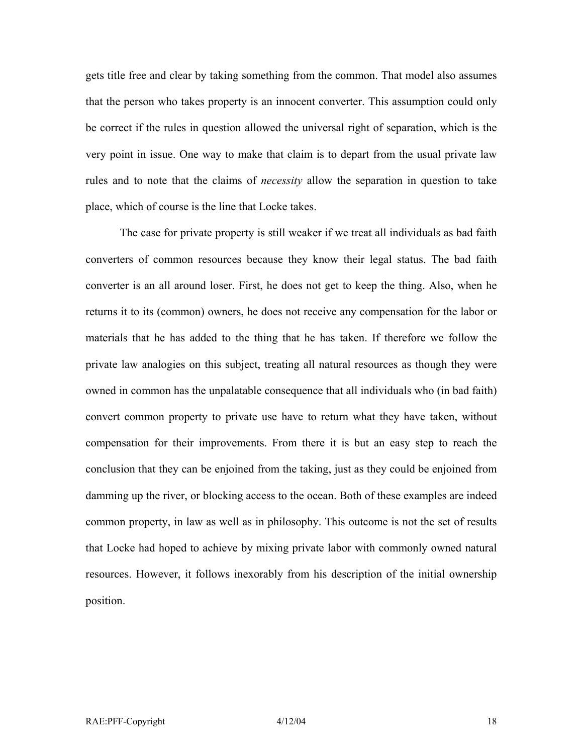gets title free and clear by taking something from the common. That model also assumes that the person who takes property is an innocent converter. This assumption could only be correct if the rules in question allowed the universal right of separation, which is the very point in issue. One way to make that claim is to depart from the usual private law rules and to note that the claims of *necessity* allow the separation in question to take place, which of course is the line that Locke takes.

The case for private property is still weaker if we treat all individuals as bad faith converters of common resources because they know their legal status. The bad faith converter is an all around loser. First, he does not get to keep the thing. Also, when he returns it to its (common) owners, he does not receive any compensation for the labor or materials that he has added to the thing that he has taken. If therefore we follow the private law analogies on this subject, treating all natural resources as though they were owned in common has the unpalatable consequence that all individuals who (in bad faith) convert common property to private use have to return what they have taken, without compensation for their improvements. From there it is but an easy step to reach the conclusion that they can be enjoined from the taking, just as they could be enjoined from damming up the river, or blocking access to the ocean. Both of these examples are indeed common property, in law as well as in philosophy. This outcome is not the set of results that Locke had hoped to achieve by mixing private labor with commonly owned natural resources. However, it follows inexorably from his description of the initial ownership position.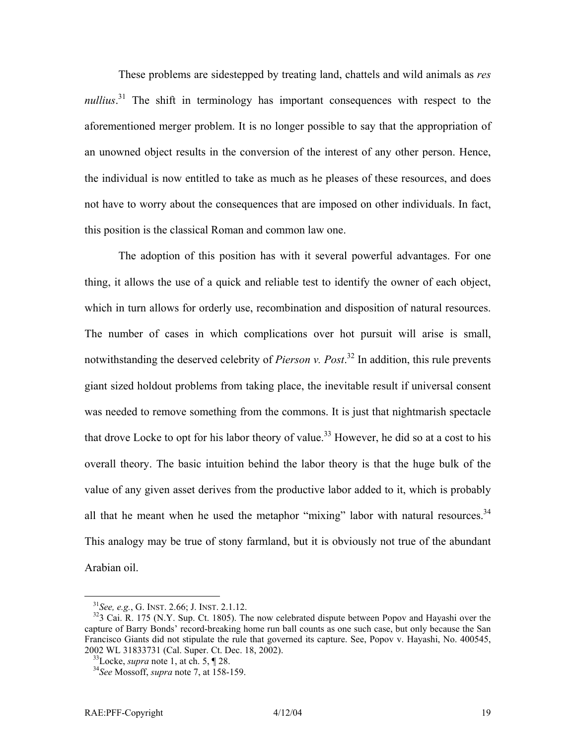These problems are sidestepped by treating land, chattels and wild animals as *res nullius*.[31] The shift in terminology has important consequences with respect to the aforementioned merger problem. It is no longer possible to say that the appropriation of an unowned object results in the conversion of the interest of any other person. Hence, the individual is now entitled to take as much as he pleases of these resources, and does not have to worry about the consequences that are imposed on other individuals. In fact, this position is the classical Roman and common law one.

The adoption of this position has with it several powerful advantages. For one thing, it allows the use of a quick and reliable test to identify the owner of each object, which in turn allows for orderly use, recombination and disposition of natural resources. The number of cases in which complications over hot pursuit will arise is small, notwithstanding the deserved celebrity of *Pierson v. Post*.[32] In addition, this rule prevents giant sized holdout problems from taking place, the inevitable result if universal consent was needed to remove something from the commons. It is just that nightmarish spectacle that drove Locke to opt for his labor theory of value.[33] However, he did so at a cost to his overall theory. The basic intuition behind the labor theory is that the huge bulk of the value of any given asset derives from the productive labor added to it, which is probably all that he meant when he used the metaphor "mixing" labor with natural resources.[34] This analogy may be true of stony farmland, but it is obviously not true of the abundant Arabian oil.

---

[31] *See, e.g.*, G. INST. 2.66; J. INST. 2.1.12.

[32] 3 Cai. R. 175 (N.Y. Sup. Ct. 1805). The now celebrated dispute between Popov and Hayashi over the capture of Barry Bonds' record-breaking home run ball counts as one such case, but only because the San Francisco Giants did not stipulate the rule that governed its capture. See, Popov v. Hayashi, No. 400545, 2002 WL 31833731 (Cal. Super. Ct. Dec. 18, 2002).

[33] Locke, *supra* note 1, at ch. 5, ¶ 28.

[34] *See* Mossoff, *supra* note 7, at 158-159.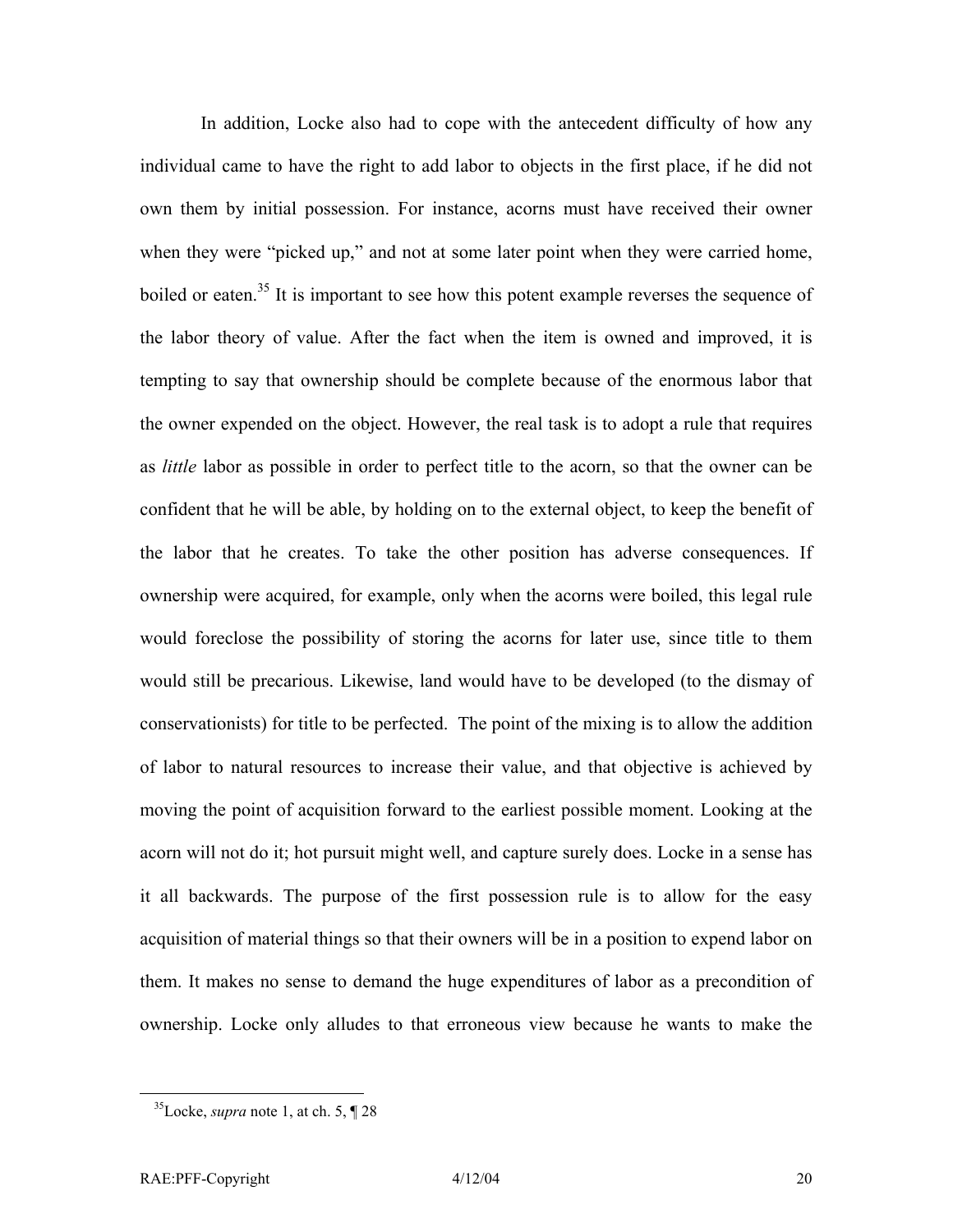In addition, Locke also had to cope with the antecedent difficulty of how any individual came to have the right to add labor to objects in the first place, if he did not own them by initial possession. For instance, acorns must have received their owner when they were "picked up," and not at some later point when they were carried home, boiled or eaten.[35] It is important to see how this potent example reverses the sequence of the labor theory of value. After the fact when the item is owned and improved, it is tempting to say that ownership should be complete because of the enormous labor that the owner expended on the object. However, the real task is to adopt a rule that requires as *little* labor as possible in order to perfect title to the acorn, so that the owner can be confident that he will be able, by holding on to the external object, to keep the benefit of the labor that he creates. To take the other position has adverse consequences. If ownership were acquired, for example, only when the acorns were boiled, this legal rule would foreclose the possibility of storing the acorns for later use, since title to them would still be precarious. Likewise, land would have to be developed (to the dismay of conservationists) for title to be perfected. The point of the mixing is to allow the addition of labor to natural resources to increase their value, and that objective is achieved by moving the point of acquisition forward to the earliest possible moment. Looking at the acorn will not do it; hot pursuit might well, and capture surely does. Locke in a sense has it all backwards. The purpose of the first possession rule is to allow for the easy acquisition of material things so that their owners will be in a position to expend labor on them. It makes no sense to demand the huge expenditures of labor as a precondition of ownership. Locke only alludes to that erroneous view because he wants to make the

[35] Locke, *supra* note 1, at ch. 5, ¶ 28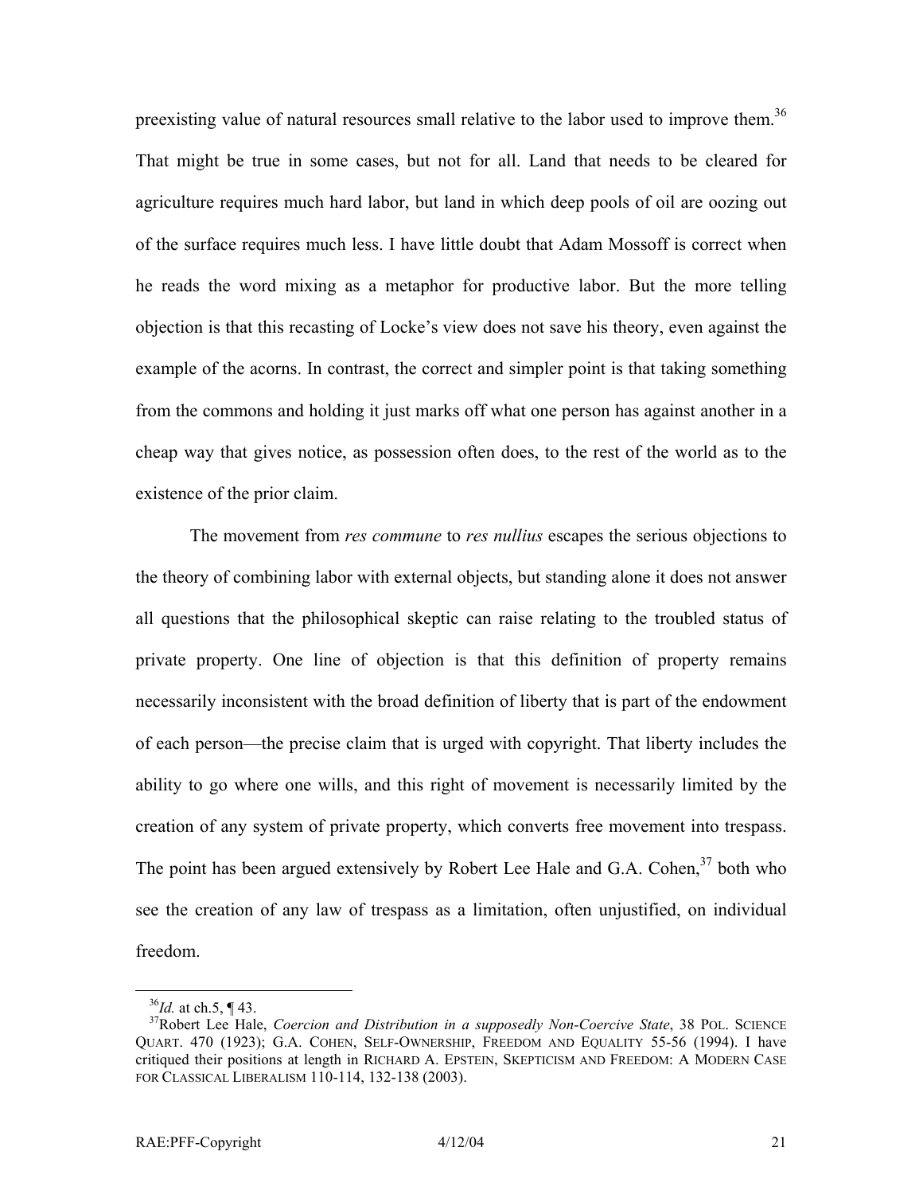preexisting value of natural resources small relative to the labor used to improve them.[36] That might be true in some cases, but not for all. Land that needs to be cleared for agriculture requires much hard labor, but land in which deep pools of oil are oozing out of the surface requires much less. I have little doubt that Adam Mossoff is correct when he reads the word mixing as a metaphor for productive labor. But the more telling objection is that this recasting of Locke's view does not save his theory, even against the example of the acorns. In contrast, the correct and simpler point is that taking something from the commons and holding it just marks off what one person has against another in a cheap way that gives notice, as possession often does, to the rest of the world as to the existence of the prior claim.

The movement from *res commune* to *res nullius* escapes the serious objections to the theory of combining labor with external objects, but standing alone it does not answer all questions that the philosophical skeptic can raise relating to the troubled status of private property. One line of objection is that this definition of property remains necessarily inconsistent with the broad definition of liberty that is part of the endowment of each person—the precise claim that is urged with copyright. That liberty includes the ability to go where one wills, and this right of movement is necessarily limited by the creation of any system of private property, which converts free movement into trespass. The point has been argued extensively by Robert Lee Hale and G.A. Cohen,[37] both who see the creation of any law of trespass as a limitation, often unjustified, on individual freedom.

---

[36] *Id.* at ch.5, ¶ 43.

[37] Robert Lee Hale, *Coercion and Distribution in a supposedly Non-Coercive State*, 38 POL. SCIENCE QUART. 470 (1923); G.A. COHEN, SELF-OWNERSHIP, FREEDOM AND EQUALITY 55-56 (1994). I have critiqued their positions at length in RICHARD A. EPSTEIN, SKEPTICISM AND FREEDOM: A MODERN CASE FOR CLASSICAL LIBERALISM 110-114, 132-138 (2003).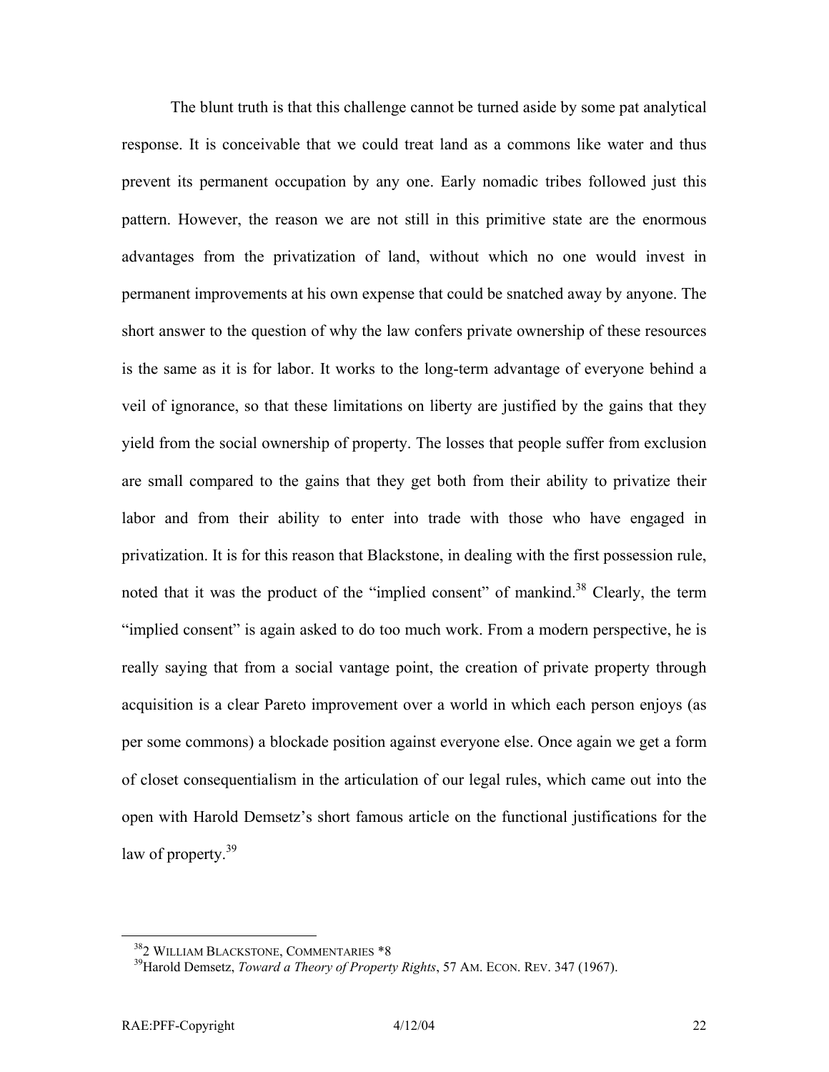The blunt truth is that this challenge cannot be turned aside by some pat analytical response. It is conceivable that we could treat land as a commons like water and thus prevent its permanent occupation by any one. Early nomadic tribes followed just this pattern. However, the reason we are not still in this primitive state are the enormous advantages from the privatization of land, without which no one would invest in permanent improvements at his own expense that could be snatched away by anyone. The short answer to the question of why the law confers private ownership of these resources is the same as it is for labor. It works to the long-term advantage of everyone behind a veil of ignorance, so that these limitations on liberty are justified by the gains that they yield from the social ownership of property. The losses that people suffer from exclusion are small compared to the gains that they get both from their ability to privatize their labor and from their ability to enter into trade with those who have engaged in privatization. It is for this reason that Blackstone, in dealing with the first possession rule, noted that it was the product of the "implied consent" of mankind.[38] Clearly, the term "implied consent" is again asked to do too much work. From a modern perspective, he is really saying that from a social vantage point, the creation of private property through acquisition is a clear Pareto improvement over a world in which each person enjoys (as per some commons) a blockade position against everyone else. Once again we get a form of closet consequentialism in the articulation of our legal rules, which came out into the open with Harold Demsetz's short famous article on the functional justifications for the law of property.[39]

---

[38] 2 WILLIAM BLACKSTONE, COMMENTARIES *8

[39] Harold Demsetz, *Toward a Theory of Property Rights*, 57 AM. ECON. REV. 347 (1967).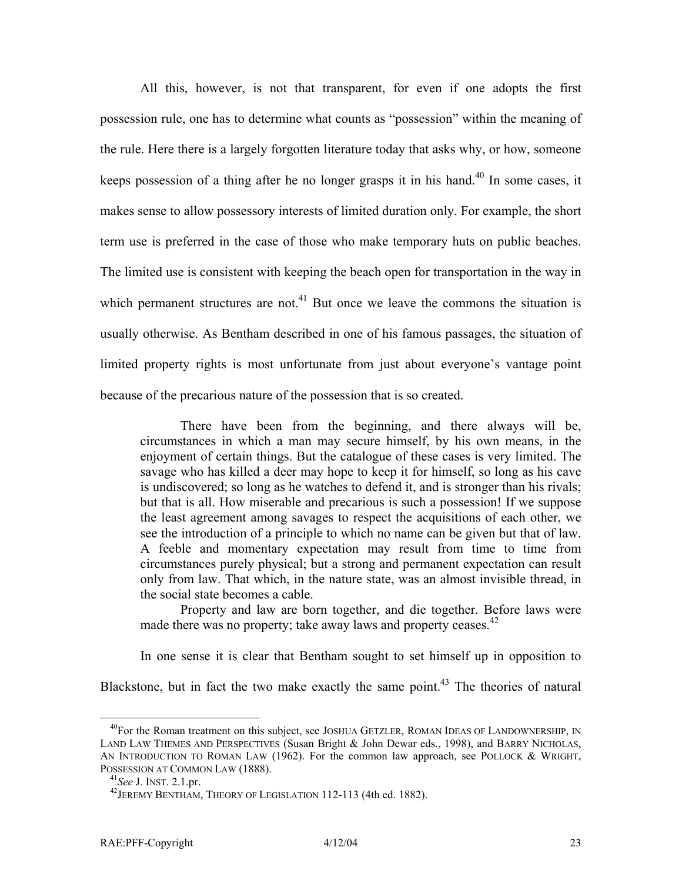All this, however, is not that transparent, for even if one adopts the first possession rule, one has to determine what counts as "possession" within the meaning of the rule. Here there is a largely forgotten literature today that asks why, or how, someone keeps possession of a thing after he no longer grasps it in his hand.[40] In some cases, it makes sense to allow possessory interests of limited duration only. For example, the short term use is preferred in the case of those who make temporary huts on public beaches. The limited use is consistent with keeping the beach open for transportation in the way in which permanent structures are not.[41] But once we leave the commons the situation is usually otherwise. As Bentham described in one of his famous passages, the situation of limited property rights is most unfortunate from just about everyone's vantage point because of the precarious nature of the possession that is so created.

> There have been from the beginning, and there always will be, circumstances in which a man may secure himself, by his own means, in the enjoyment of certain things. But the catalogue of these cases is very limited. The savage who has killed a deer may hope to keep it for himself, so long as his cave is undiscovered; so long as he watches to defend it, and is stronger than his rivals; but that is all. How miserable and precarious is such a possession! If we suppose the least agreement among savages to respect the acquisitions of each other, we see the introduction of a principle to which no name can be given but that of law. A feeble and momentary expectation may result from time to time from circumstances purely physical; but a strong and permanent expectation can result only from law. That which, in the nature state, was an almost invisible thread, in the social state becomes a cable.
>
> Property and law are born together, and die together. Before laws were made there was no property; take away laws and property ceases.[42]

In one sense it is clear that Bentham sought to set himself up in opposition to Blackstone, but in fact the two make exactly the same point.[43] The theories of natural

---

[40] For the Roman treatment on this subject, see JOSHUA GETZLER, ROMAN IDEAS OF LANDOWNERSHIP, IN LAND LAW THEMES AND PERSPECTIVES (Susan Bright & John Dewar eds., 1998), and BARRY NICHOLAS, AN INTRODUCTION TO ROMAN LAW (1962). For the common law approach, see POLLOCK & WRIGHT, POSSESSION AT COMMON LAW (1888).

[41] *See* J. INST. 2.1.pr.

[42] JEREMY BENTHAM, THEORY OF LEGISLATION 112-113 (4th ed. 1882).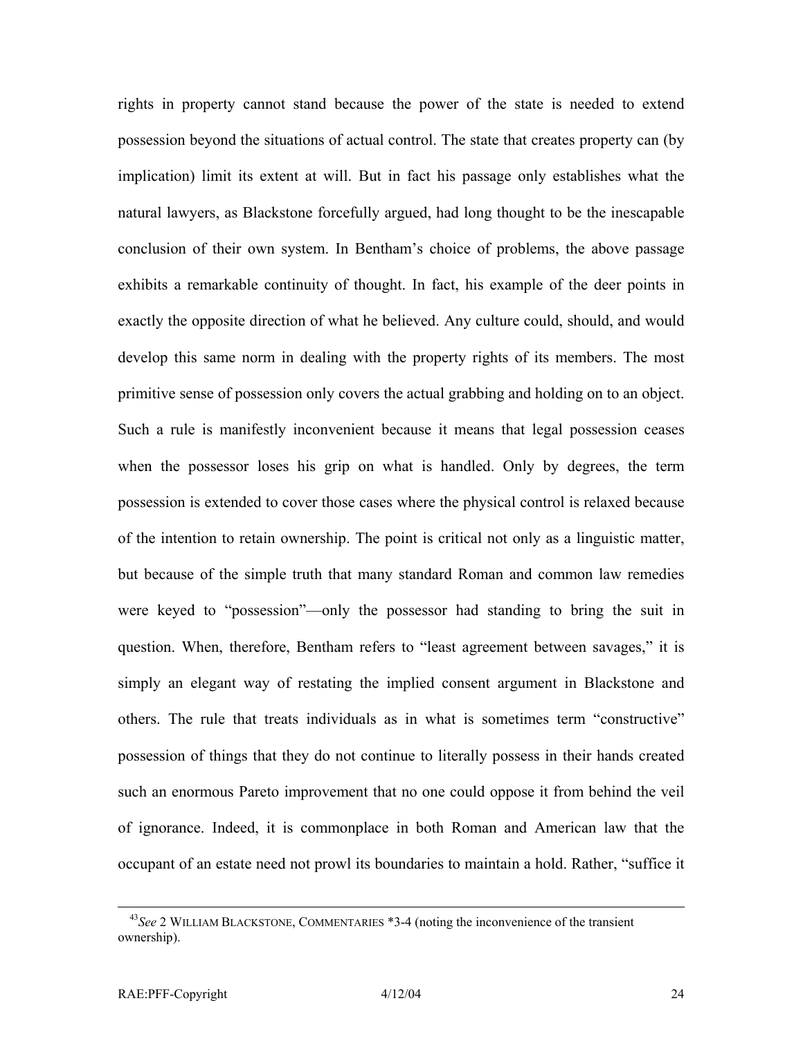rights in property cannot stand because the power of the state is needed to extend possession beyond the situations of actual control. The state that creates property can (by implication) limit its extent at will. But in fact his passage only establishes what the natural lawyers, as Blackstone forcefully argued, had long thought to be the inescapable conclusion of their own system. In Bentham's choice of problems, the above passage exhibits a remarkable continuity of thought. In fact, his example of the deer points in exactly the opposite direction of what he believed. Any culture could, should, and would develop this same norm in dealing with the property rights of its members. The most primitive sense of possession only covers the actual grabbing and holding on to an object. Such a rule is manifestly inconvenient because it means that legal possession ceases when the possessor loses his grip on what is handled. Only by degrees, the term possession is extended to cover those cases where the physical control is relaxed because of the intention to retain ownership. The point is critical not only as a linguistic matter, but because of the simple truth that many standard Roman and common law remedies were keyed to "possession"—only the possessor had standing to bring the suit in question. When, therefore, Bentham refers to "least agreement between savages," it is simply an elegant way of restating the implied consent argument in Blackstone and others. The rule that treats individuals as in what is sometimes term "constructive" possession of things that they do not continue to literally possess in their hands created such an enormous Pareto improvement that no one could oppose it from behind the veil of ignorance. Indeed, it is commonplace in both Roman and American law that the occupant of an estate need not prowl its boundaries to maintain a hold. Rather, "suffice it

---

[43] *See* 2 WILLIAM BLACKSTONE, COMMENTARIES *3-4 (noting the inconvenience of the transient ownership).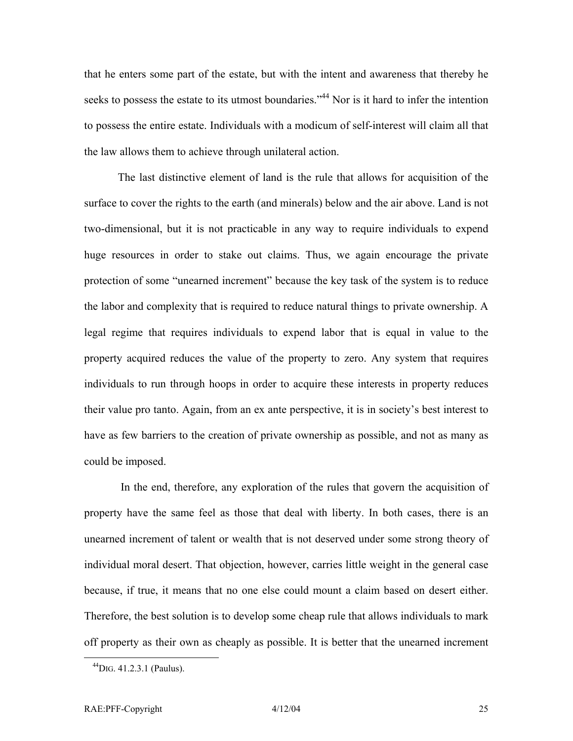that he enters some part of the estate, but with the intent and awareness that thereby he seeks to possess the estate to its utmost boundaries."[44] Nor is it hard to infer the intention to possess the entire estate. Individuals with a modicum of self-interest will claim all that the law allows them to achieve through unilateral action.

The last distinctive element of land is the rule that allows for acquisition of the surface to cover the rights to the earth (and minerals) below and the air above. Land is not two-dimensional, but it is not practicable in any way to require individuals to expend huge resources in order to stake out claims. Thus, we again encourage the private protection of some "unearned increment" because the key task of the system is to reduce the labor and complexity that is required to reduce natural things to private ownership. A legal regime that requires individuals to expend labor that is equal in value to the property acquired reduces the value of the property to zero. Any system that requires individuals to run through hoops in order to acquire these interests in property reduces their value pro tanto. Again, from an ex ante perspective, it is in society's best interest to have as few barriers to the creation of private ownership as possible, and not as many as could be imposed.

In the end, therefore, any exploration of the rules that govern the acquisition of property have the same feel as those that deal with liberty. In both cases, there is an unearned increment of talent or wealth that is not deserved under some strong theory of individual moral desert. That objection, however, carries little weight in the general case because, if true, it means that no one else could mount a claim based on desert either. Therefore, the best solution is to develop some cheap rule that allows individuals to mark off property as their own as cheaply as possible. It is better that the unearned increment

[44] DIG. 41.2.3.1 (Paulus).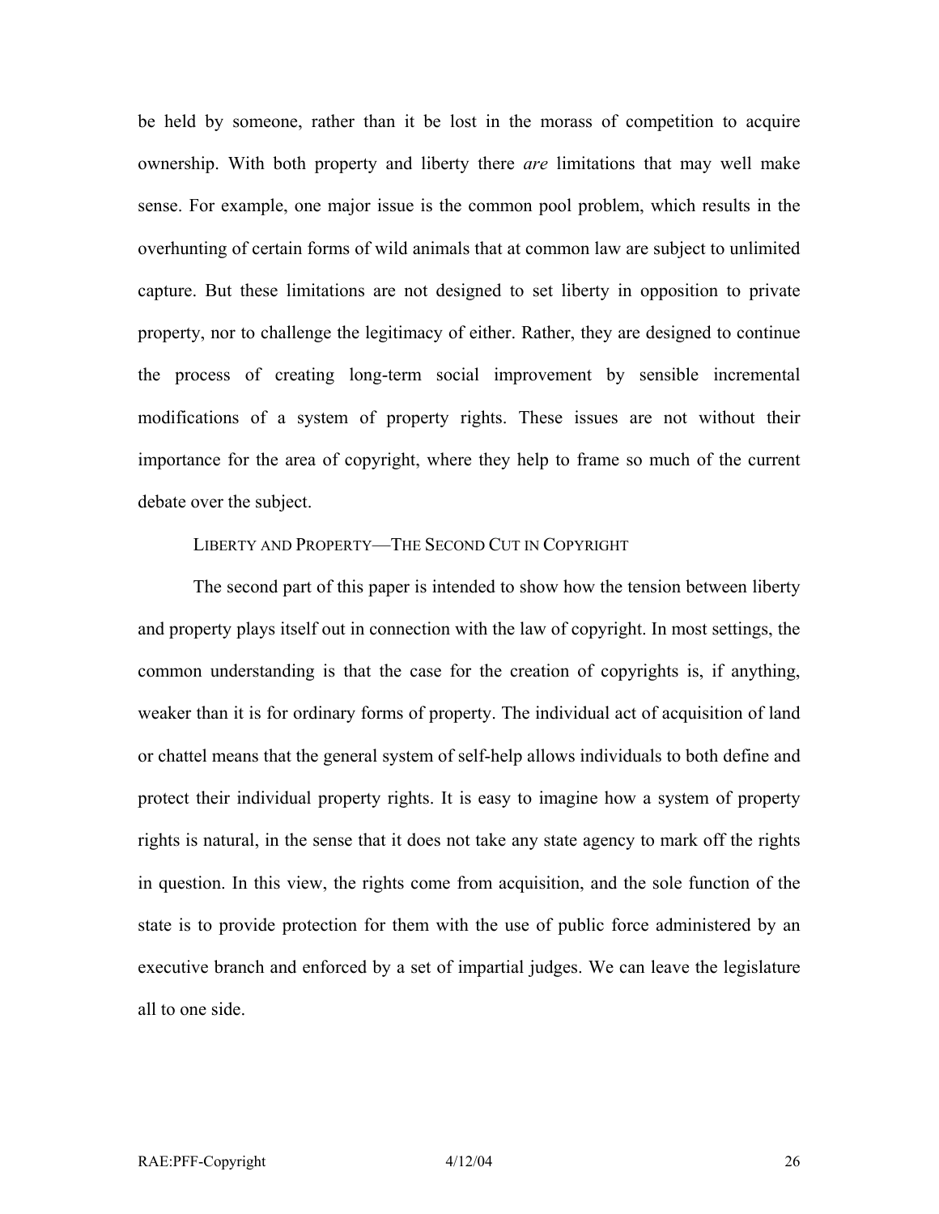be held by someone, rather than it be lost in the morass of competition to acquire ownership. With both property and liberty there *are* limitations that may well make sense. For example, one major issue is the common pool problem, which results in the overhunting of certain forms of wild animals that at common law are subject to unlimited capture. But these limitations are not designed to set liberty in opposition to private property, nor to challenge the legitimacy of either. Rather, they are designed to continue the process of creating long-term social improvement by sensible incremental modifications of a system of property rights. These issues are not without their importance for the area of copyright, where they help to frame so much of the current debate over the subject.

## LIBERTY AND PROPERTY—THE SECOND CUT IN COPYRIGHT

The second part of this paper is intended to show how the tension between liberty and property plays itself out in connection with the law of copyright. In most settings, the common understanding is that the case for the creation of copyrights is, if anything, weaker than it is for ordinary forms of property. The individual act of acquisition of land or chattel means that the general system of self-help allows individuals to both define and protect their individual property rights. It is easy to imagine how a system of property rights is natural, in the sense that it does not take any state agency to mark off the rights in question. In this view, the rights come from acquisition, and the sole function of the state is to provide protection for them with the use of public force administered by an executive branch and enforced by a set of impartial judges. We can leave the legislature all to one side.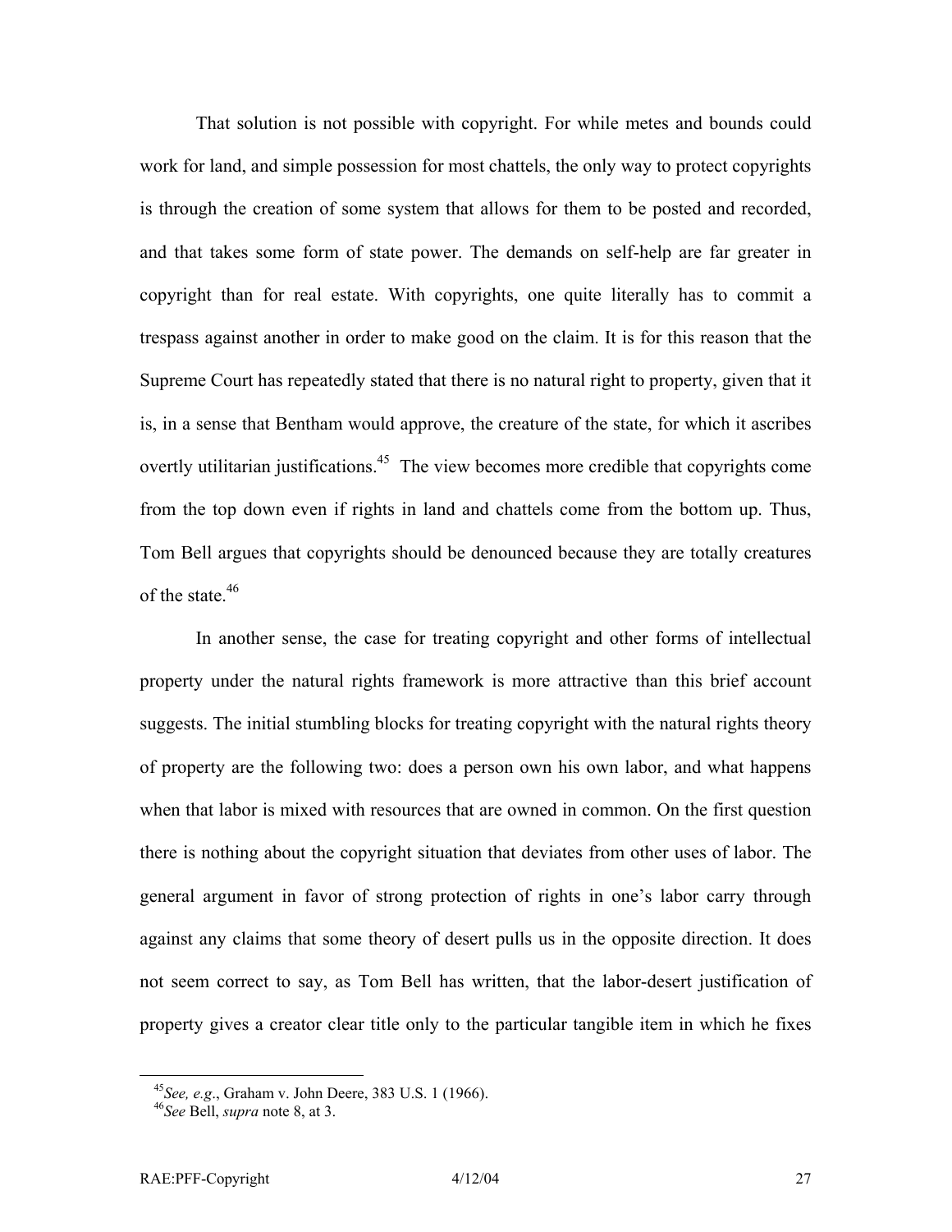That solution is not possible with copyright. For while metes and bounds could work for land, and simple possession for most chattels, the only way to protect copyrights is through the creation of some system that allows for them to be posted and recorded, and that takes some form of state power. The demands on self-help are far greater in copyright than for real estate. With copyrights, one quite literally has to commit a trespass against another in order to make good on the claim. It is for this reason that the Supreme Court has repeatedly stated that there is no natural right to property, given that it is, in a sense that Bentham would approve, the creature of the state, for which it ascribes overtly utilitarian justifications.[45] The view becomes more credible that copyrights come from the top down even if rights in land and chattels come from the bottom up. Thus, Tom Bell argues that copyrights should be denounced because they are totally creatures of the state.[46]

In another sense, the case for treating copyright and other forms of intellectual property under the natural rights framework is more attractive than this brief account suggests. The initial stumbling blocks for treating copyright with the natural rights theory of property are the following two: does a person own his own labor, and what happens when that labor is mixed with resources that are owned in common. On the first question there is nothing about the copyright situation that deviates from other uses of labor. The general argument in favor of strong protection of rights in one's labor carry through against any claims that some theory of desert pulls us in the opposite direction. It does not seem correct to say, as Tom Bell has written, that the labor-desert justification of property gives a creator clear title only to the particular tangible item in which he fixes

---

[45] *See, e.g.*, Graham v. John Deere, 383 U.S. 1 (1966).

[46] *See* Bell, *supra* note 8, at 3.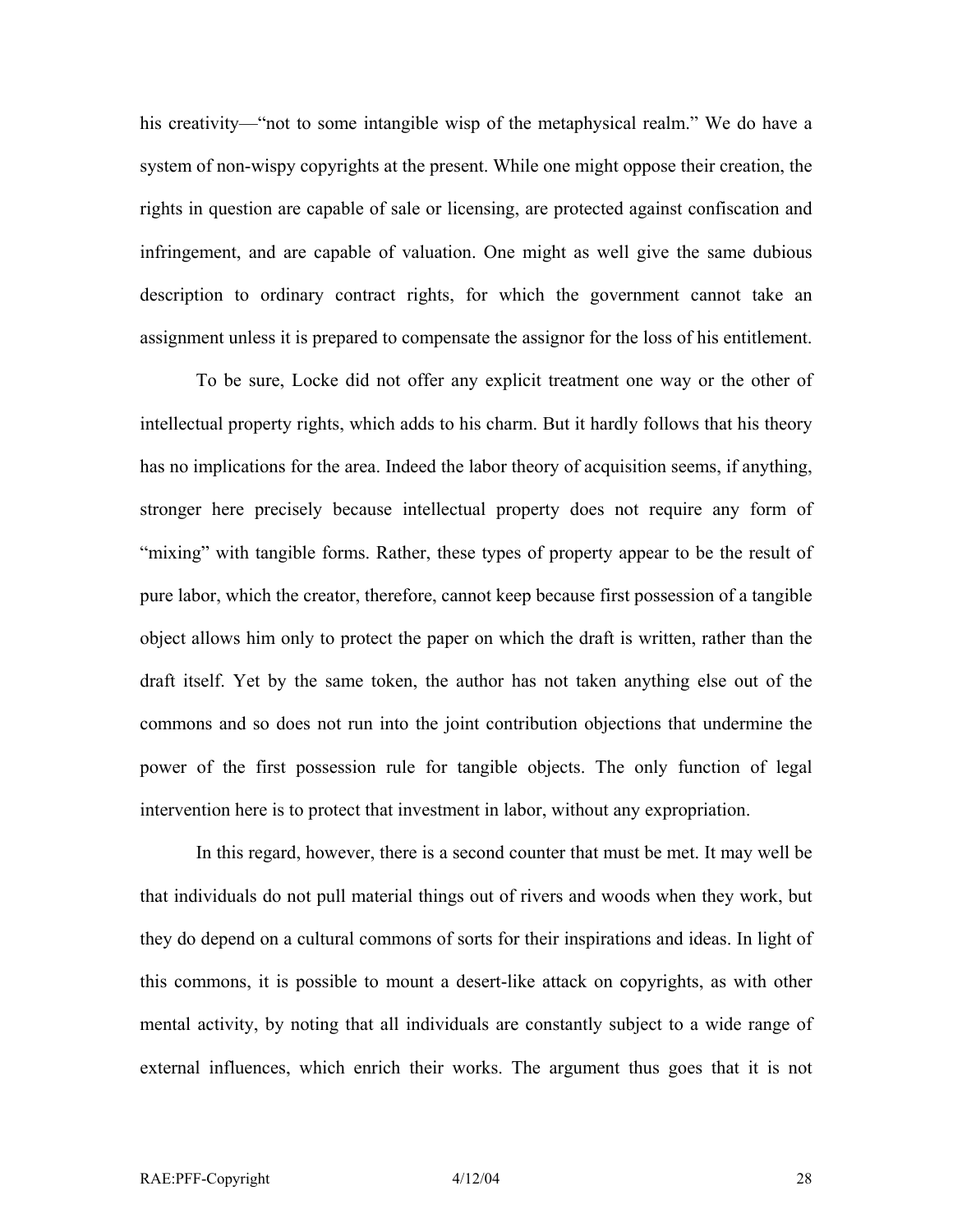his creativity—"not to some intangible wisp of the metaphysical realm." We do have a system of non-wispy copyrights at the present. While one might oppose their creation, the rights in question are capable of sale or licensing, are protected against confiscation and infringement, and are capable of valuation. One might as well give the same dubious description to ordinary contract rights, for which the government cannot take an assignment unless it is prepared to compensate the assignor for the loss of his entitlement.

To be sure, Locke did not offer any explicit treatment one way or the other of intellectual property rights, which adds to his charm. But it hardly follows that his theory has no implications for the area. Indeed the labor theory of acquisition seems, if anything, stronger here precisely because intellectual property does not require any form of "mixing" with tangible forms. Rather, these types of property appear to be the result of pure labor, which the creator, therefore, cannot keep because first possession of a tangible object allows him only to protect the paper on which the draft is written, rather than the draft itself. Yet by the same token, the author has not taken anything else out of the commons and so does not run into the joint contribution objections that undermine the power of the first possession rule for tangible objects. The only function of legal intervention here is to protect that investment in labor, without any expropriation.

In this regard, however, there is a second counter that must be met. It may well be that individuals do not pull material things out of rivers and woods when they work, but they do depend on a cultural commons of sorts for their inspirations and ideas. In light of this commons, it is possible to mount a desert-like attack on copyrights, as with other mental activity, by noting that all individuals are constantly subject to a wide range of external influences, which enrich their works. The argument thus goes that it is not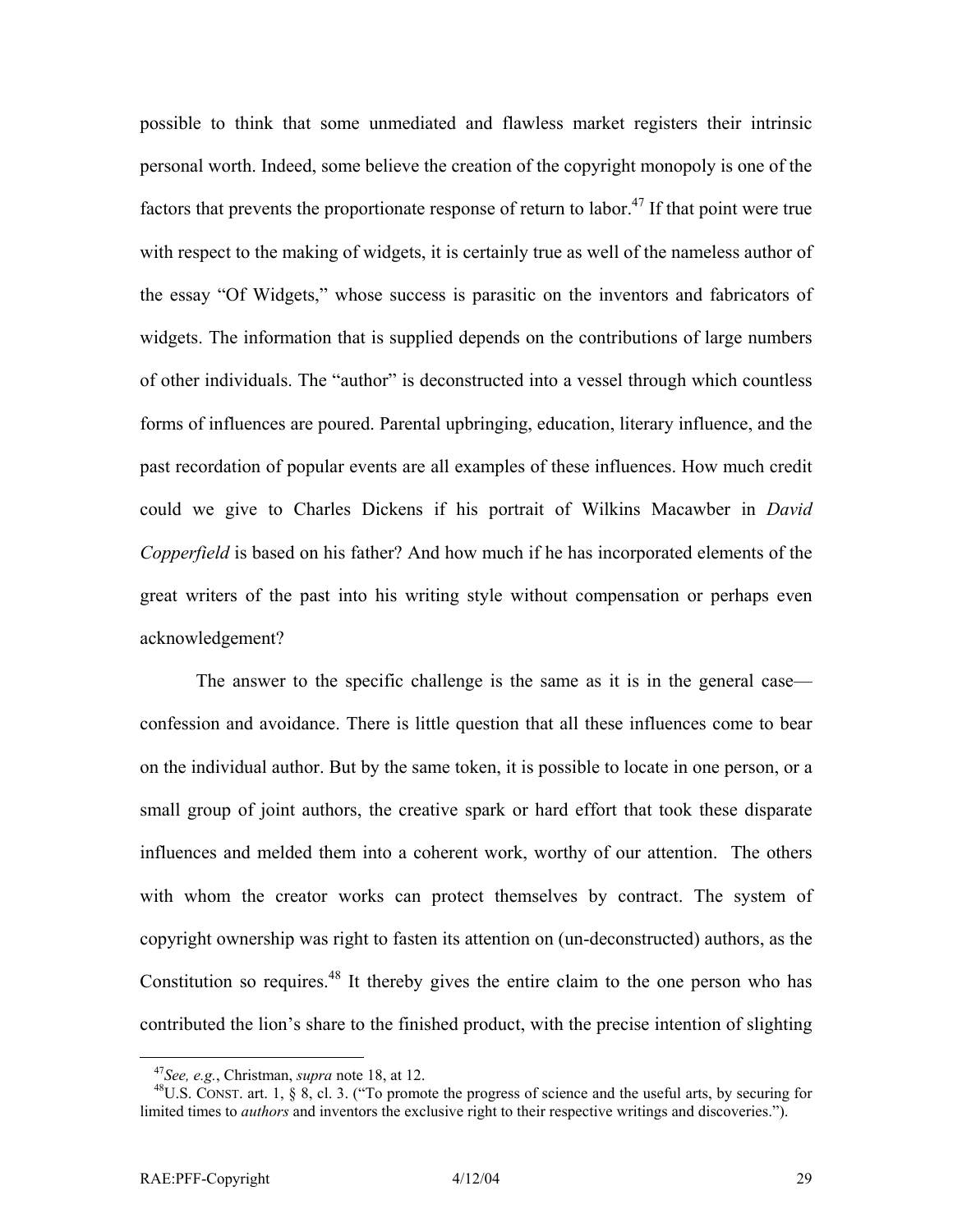possible to think that some unmediated and flawless market registers their intrinsic personal worth. Indeed, some believe the creation of the copyright monopoly is one of the factors that prevents the proportionate response of return to labor.[47] If that point were true with respect to the making of widgets, it is certainly true as well of the nameless author of the essay "Of Widgets," whose success is parasitic on the inventors and fabricators of widgets. The information that is supplied depends on the contributions of large numbers of other individuals. The "author" is deconstructed into a vessel through which countless forms of influences are poured. Parental upbringing, education, literary influence, and the past recordation of popular events are all examples of these influences. How much credit could we give to Charles Dickens if his portrait of Wilkins Macawber in *David Copperfield* is based on his father? And how much if he has incorporated elements of the great writers of the past into his writing style without compensation or perhaps even acknowledgement?

The answer to the specific challenge is the same as it is in the general case—confession and avoidance. There is little question that all these influences come to bear on the individual author. But by the same token, it is possible to locate in one person, or a small group of joint authors, the creative spark or hard effort that took these disparate influences and melded them into a coherent work, worthy of our attention. The others with whom the creator works can protect themselves by contract. The system of copyright ownership was right to fasten its attention on (un-deconstructed) authors, as the Constitution so requires.[48] It thereby gives the entire claim to the one person who has contributed the lion's share to the finished product, with the precise intention of slighting

---

[47] *See, e.g.*, Christman, *supra* note 18, at 12.

[48] U.S. CONST. art. 1, § 8, cl. 3. ("To promote the progress of science and the useful arts, by securing for limited times to *authors* and inventors the exclusive right to their respective writings and discoveries.").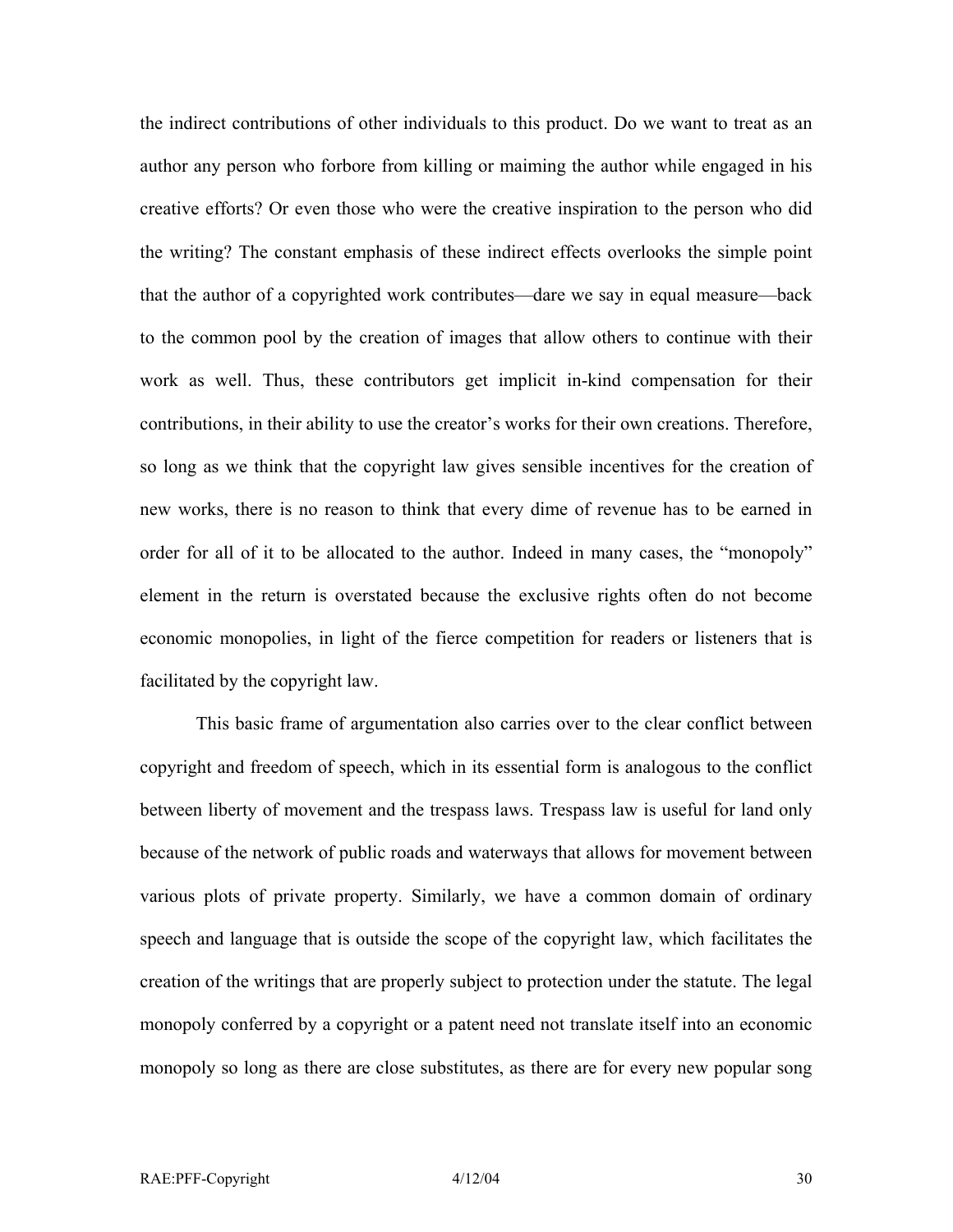the indirect contributions of other individuals to this product. Do we want to treat as an author any person who forbore from killing or maiming the author while engaged in his creative efforts? Or even those who were the creative inspiration to the person who did the writing? The constant emphasis of these indirect effects overlooks the simple point that the author of a copyrighted work contributes—dare we say in equal measure—back to the common pool by the creation of images that allow others to continue with their work as well. Thus, these contributors get implicit in-kind compensation for their contributions, in their ability to use the creator's works for their own creations. Therefore, so long as we think that the copyright law gives sensible incentives for the creation of new works, there is no reason to think that every dime of revenue has to be earned in order for all of it to be allocated to the author. Indeed in many cases, the "monopoly" element in the return is overstated because the exclusive rights often do not become economic monopolies, in light of the fierce competition for readers or listeners that is facilitated by the copyright law.

This basic frame of argumentation also carries over to the clear conflict between copyright and freedom of speech, which in its essential form is analogous to the conflict between liberty of movement and the trespass laws. Trespass law is useful for land only because of the network of public roads and waterways that allows for movement between various plots of private property. Similarly, we have a common domain of ordinary speech and language that is outside the scope of the copyright law, which facilitates the creation of the writings that are properly subject to protection under the statute. The legal monopoly conferred by a copyright or a patent need not translate itself into an economic monopoly so long as there are close substitutes, as there are for every new popular song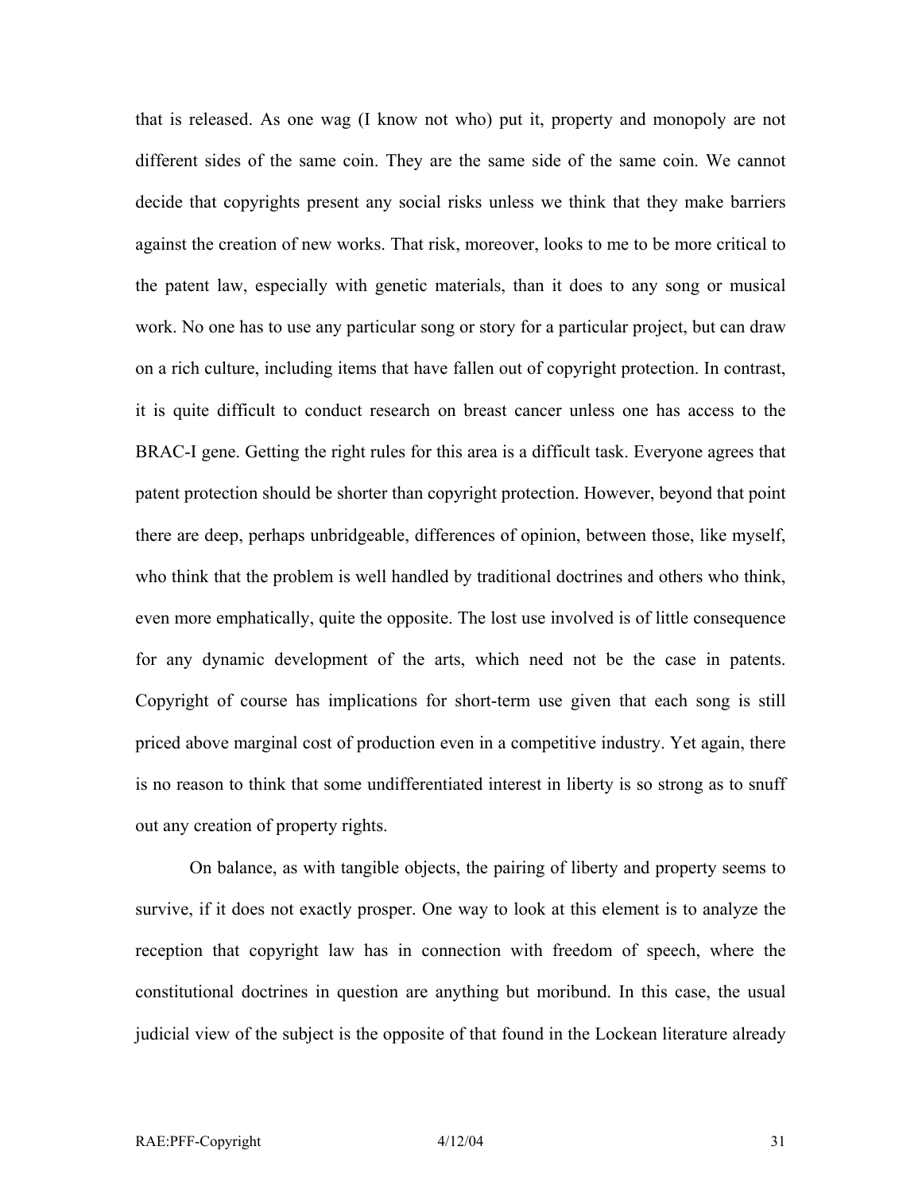that is released. As one wag (I know not who) put it, property and monopoly are not different sides of the same coin. They are the same side of the same coin. We cannot decide that copyrights present any social risks unless we think that they make barriers against the creation of new works. That risk, moreover, looks to me to be more critical to the patent law, especially with genetic materials, than it does to any song or musical work. No one has to use any particular song or story for a particular project, but can draw on a rich culture, including items that have fallen out of copyright protection. In contrast, it is quite difficult to conduct research on breast cancer unless one has access to the BRAC-I gene. Getting the right rules for this area is a difficult task. Everyone agrees that patent protection should be shorter than copyright protection. However, beyond that point there are deep, perhaps unbridgeable, differences of opinion, between those, like myself, who think that the problem is well handled by traditional doctrines and others who think, even more emphatically, quite the opposite. The lost use involved is of little consequence for any dynamic development of the arts, which need not be the case in patents. Copyright of course has implications for short-term use given that each song is still priced above marginal cost of production even in a competitive industry. Yet again, there is no reason to think that some undifferentiated interest in liberty is so strong as to snuff out any creation of property rights.

On balance, as with tangible objects, the pairing of liberty and property seems to survive, if it does not exactly prosper. One way to look at this element is to analyze the reception that copyright law has in connection with freedom of speech, where the constitutional doctrines in question are anything but moribund. In this case, the usual judicial view of the subject is the opposite of that found in the Lockean literature already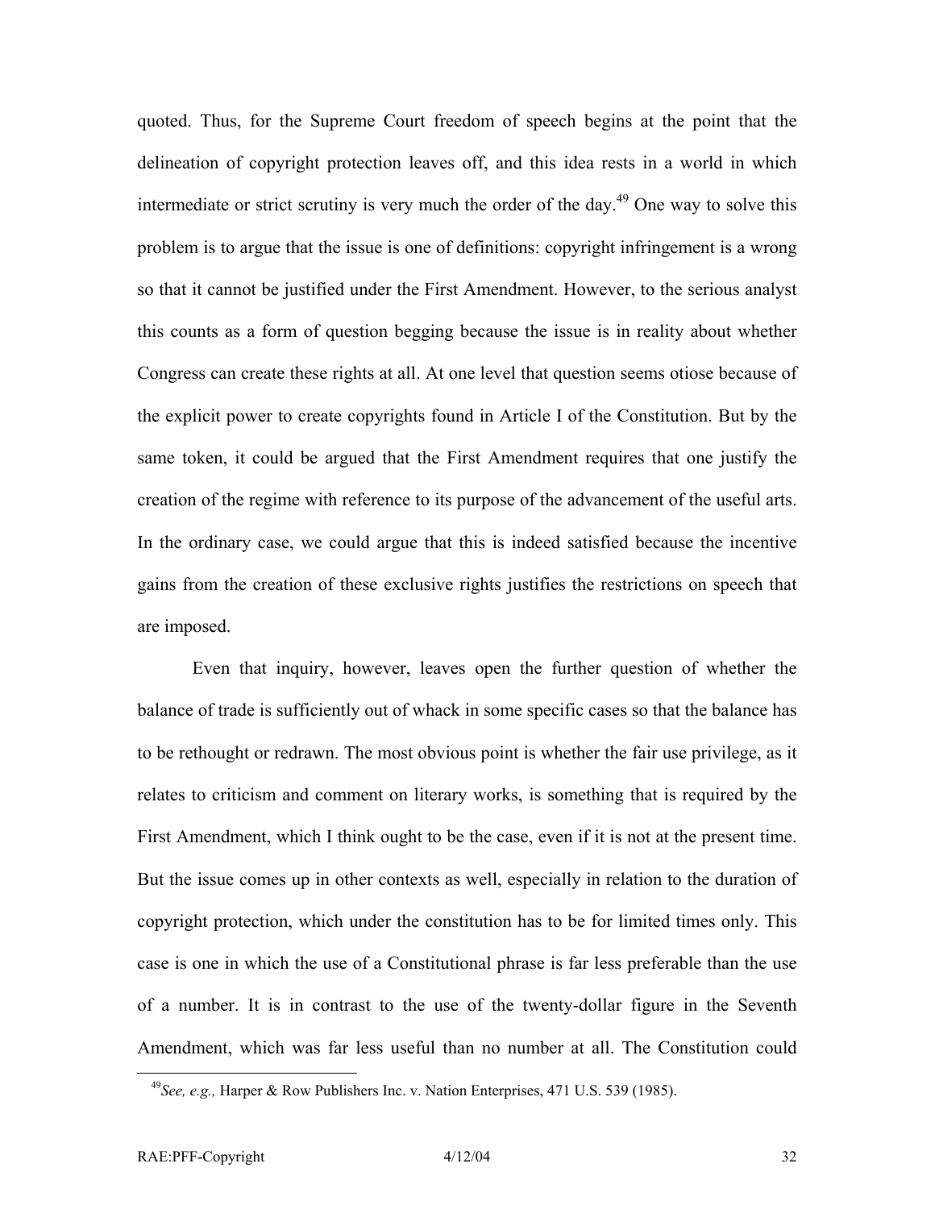quoted. Thus, for the Supreme Court freedom of speech begins at the point that the delineation of copyright protection leaves off, and this idea rests in a world in which intermediate or strict scrutiny is very much the order of the day.[49] One way to solve this problem is to argue that the issue is one of definitions: copyright infringement is a wrong so that it cannot be justified under the First Amendment. However, to the serious analyst this counts as a form of question begging because the issue is in reality about whether Congress can create these rights at all. At one level that question seems otiose because of the explicit power to create copyrights found in Article I of the Constitution. But by the same token, it could be argued that the First Amendment requires that one justify the creation of the regime with reference to its purpose of the advancement of the useful arts. In the ordinary case, we could argue that this is indeed satisfied because the incentive gains from the creation of these exclusive rights justifies the restrictions on speech that are imposed.

Even that inquiry, however, leaves open the further question of whether the balance of trade is sufficiently out of whack in some specific cases so that the balance has to be rethought or redrawn. The most obvious point is whether the fair use privilege, as it relates to criticism and comment on literary works, is something that is required by the First Amendment, which I think ought to be the case, even if it is not at the present time. But the issue comes up in other contexts as well, especially in relation to the duration of copyright protection, which under the constitution has to be for limited times only. This case is one in which the use of a Constitutional phrase is far less preferable than the use of a number. It is in contrast to the use of the twenty-dollar figure in the Seventh Amendment, which was far less useful than no number at all. The Constitution could

---

[49] *See, e.g.,* Harper & Row Publishers Inc. v. Nation Enterprises, 471 U.S. 539 (1985).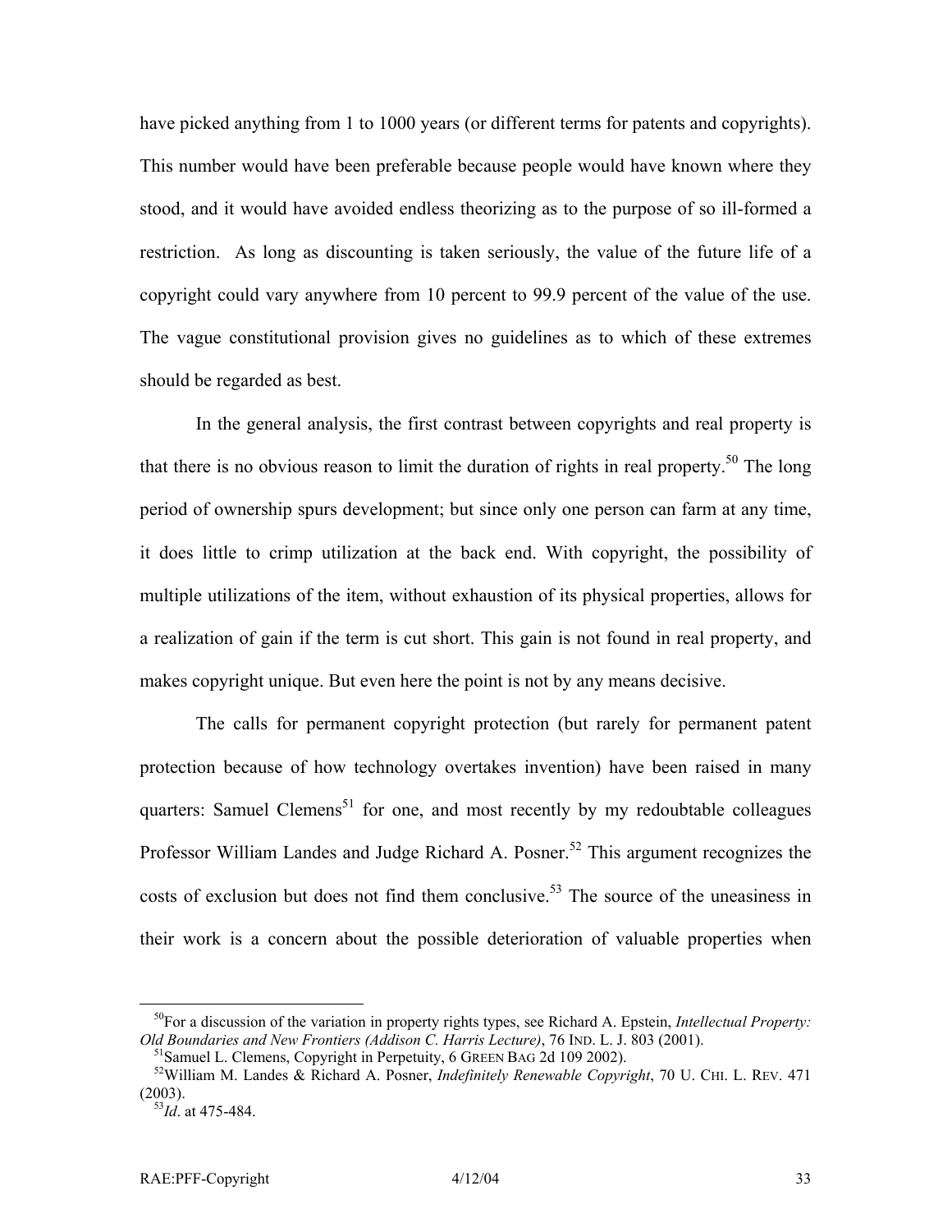have picked anything from 1 to 1000 years (or different terms for patents and copyrights). This number would have been preferable because people would have known where they stood, and it would have avoided endless theorizing as to the purpose of so ill-formed a restriction. As long as discounting is taken seriously, the value of the future life of a copyright could vary anywhere from 10 percent to 99.9 percent of the value of the use. The vague constitutional provision gives no guidelines as to which of these extremes should be regarded as best.

In the general analysis, the first contrast between copyrights and real property is that there is no obvious reason to limit the duration of rights in real property.[50] The long period of ownership spurs development; but since only one person can farm at any time, it does little to crimp utilization at the back end. With copyright, the possibility of multiple utilizations of the item, without exhaustion of its physical properties, allows for a realization of gain if the term is cut short. This gain is not found in real property, and makes copyright unique. But even here the point is not by any means decisive.

The calls for permanent copyright protection (but rarely for permanent patent protection because of how technology overtakes invention) have been raised in many quarters: Samuel Clemens[51] for one, and most recently by my redoubtable colleagues Professor William Landes and Judge Richard A. Posner.[52] This argument recognizes the costs of exclusion but does not find them conclusive.[53] The source of the uneasiness in their work is a concern about the possible deterioration of valuable properties when

---

[50] For a discussion of the variation in property rights types, see Richard A. Epstein, *Intellectual Property: Old Boundaries and New Frontiers (Addison C. Harris Lecture)*, 76 IND. L. J. 803 (2001).

[51] Samuel L. Clemens, Copyright in Perpetuity, 6 GREEN BAG 2d 109 2002).

[52] William M. Landes & Richard A. Posner, *Indefinitely Renewable Copyright*, 70 U. CHI. L. REV. 471 (2003).

[53] *Id*. at 475-484.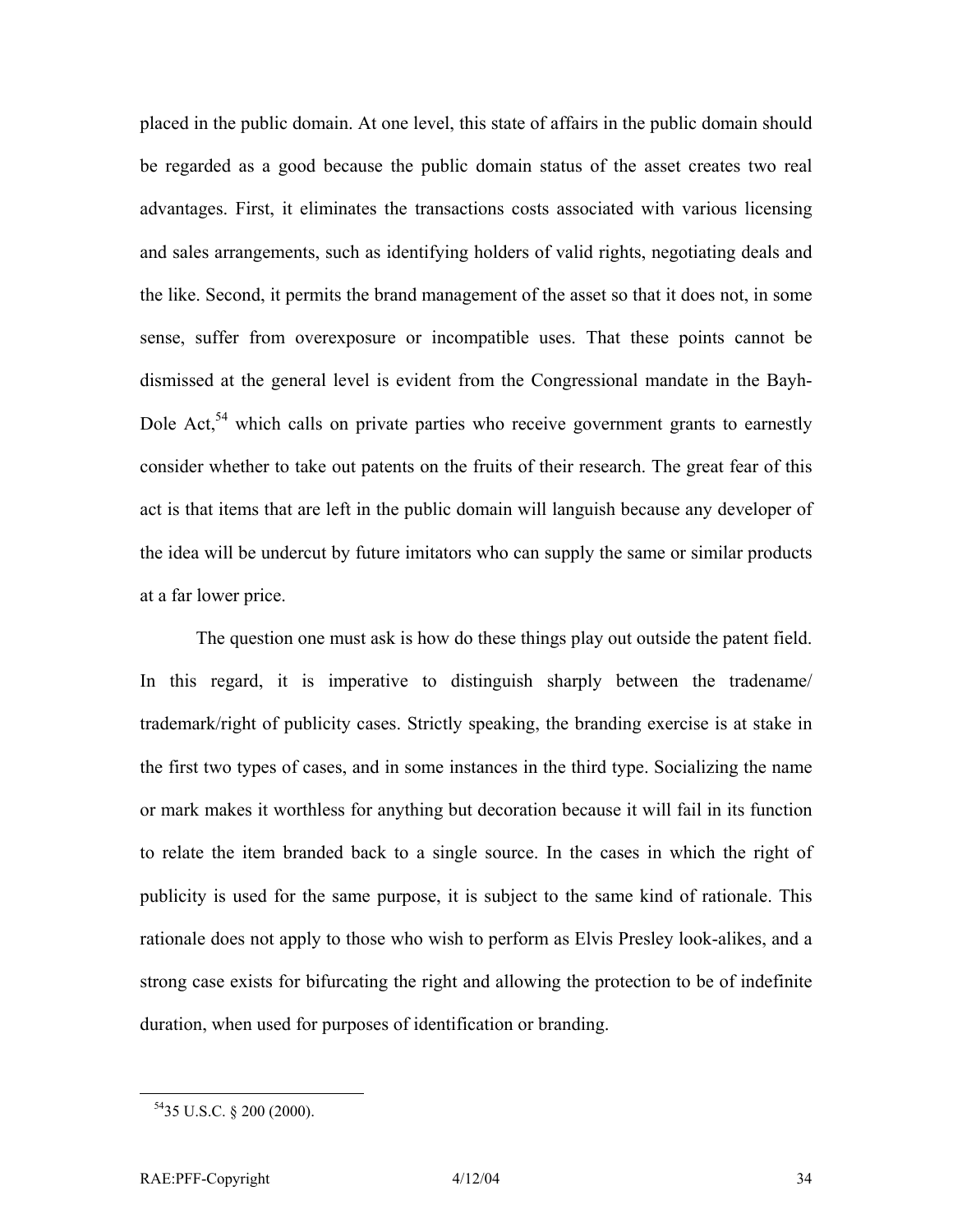placed in the public domain. At one level, this state of affairs in the public domain should be regarded as a good because the public domain status of the asset creates two real advantages. First, it eliminates the transactions costs associated with various licensing and sales arrangements, such as identifying holders of valid rights, negotiating deals and the like. Second, it permits the brand management of the asset so that it does not, in some sense, suffer from overexposure or incompatible uses. That these points cannot be dismissed at the general level is evident from the Congressional mandate in the Bayh-Dole Act,[54] which calls on private parties who receive government grants to earnestly consider whether to take out patents on the fruits of their research. The great fear of this act is that items that are left in the public domain will languish because any developer of the idea will be undercut by future imitators who can supply the same or similar products at a far lower price.

The question one must ask is how do these things play out outside the patent field. In this regard, it is imperative to distinguish sharply between the tradename/ trademark/right of publicity cases. Strictly speaking, the branding exercise is at stake in the first two types of cases, and in some instances in the third type. Socializing the name or mark makes it worthless for anything but decoration because it will fail in its function to relate the item branded back to a single source. In the cases in which the right of publicity is used for the same purpose, it is subject to the same kind of rationale. This rationale does not apply to those who wish to perform as Elvis Presley look-alikes, and a strong case exists for bifurcating the right and allowing the protection to be of indefinite duration, when used for purposes of identification or branding.

---

[54] 35 U.S.C. § 200 (2000).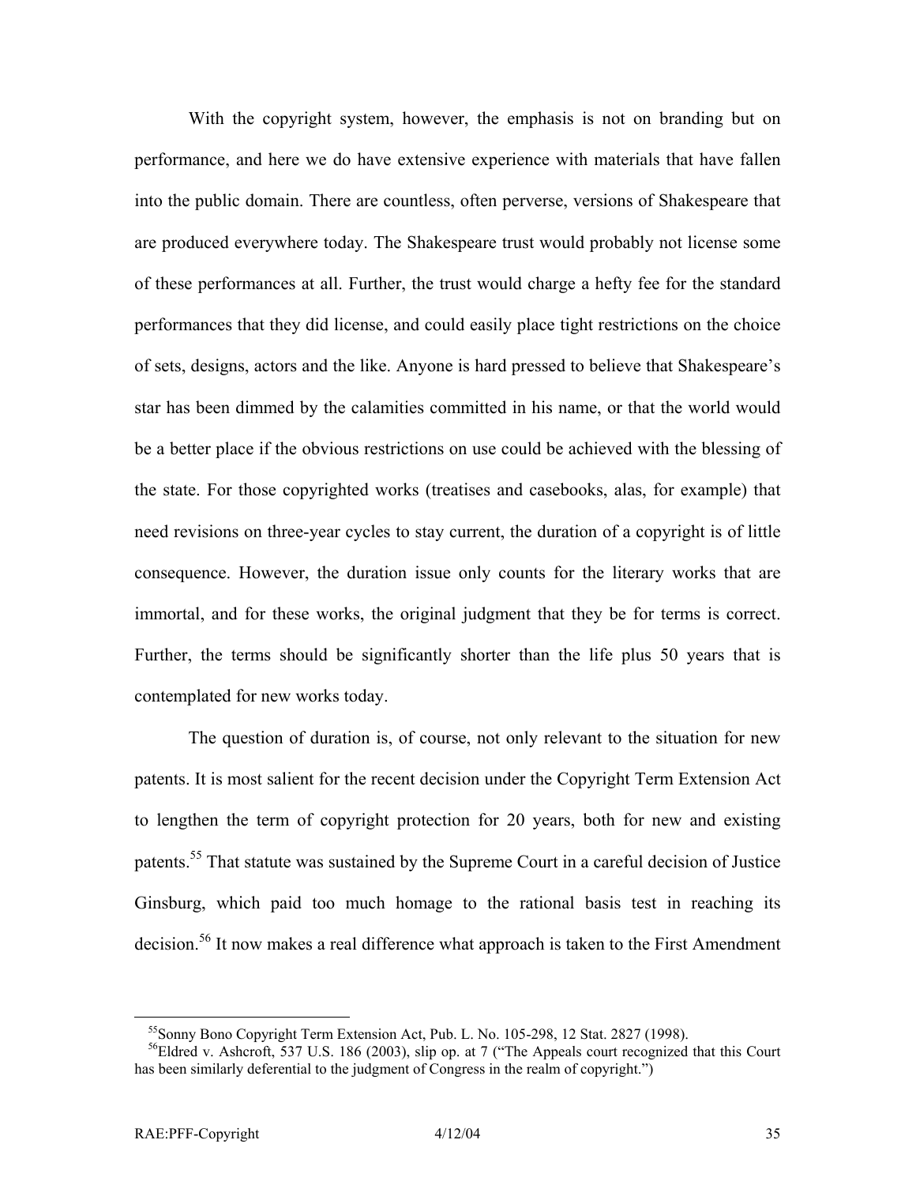With the copyright system, however, the emphasis is not on branding but on performance, and here we do have extensive experience with materials that have fallen into the public domain. There are countless, often perverse, versions of Shakespeare that are produced everywhere today. The Shakespeare trust would probably not license some of these performances at all. Further, the trust would charge a hefty fee for the standard performances that they did license, and could easily place tight restrictions on the choice of sets, designs, actors and the like. Anyone is hard pressed to believe that Shakespeare's star has been dimmed by the calamities committed in his name, or that the world would be a better place if the obvious restrictions on use could be achieved with the blessing of the state. For those copyrighted works (treatises and casebooks, alas, for example) that need revisions on three-year cycles to stay current, the duration of a copyright is of little consequence. However, the duration issue only counts for the literary works that are immortal, and for these works, the original judgment that they be for terms is correct. Further, the terms should be significantly shorter than the life plus 50 years that is contemplated for new works today.

The question of duration is, of course, not only relevant to the situation for new patents. It is most salient for the recent decision under the Copyright Term Extension Act to lengthen the term of copyright protection for 20 years, both for new and existing patents.[55] That statute was sustained by the Supreme Court in a careful decision of Justice Ginsburg, which paid too much homage to the rational basis test in reaching its decision.[56] It now makes a real difference what approach is taken to the First Amendment

---

[55] Sonny Bono Copyright Term Extension Act, Pub. L. No. 105-298, 12 Stat. 2827 (1998).

[56] Eldred v. Ashcroft, 537 U.S. 186 (2003), slip op. at 7 ("The Appeals court recognized that this Court has been similarly deferential to the judgment of Congress in the realm of copyright.")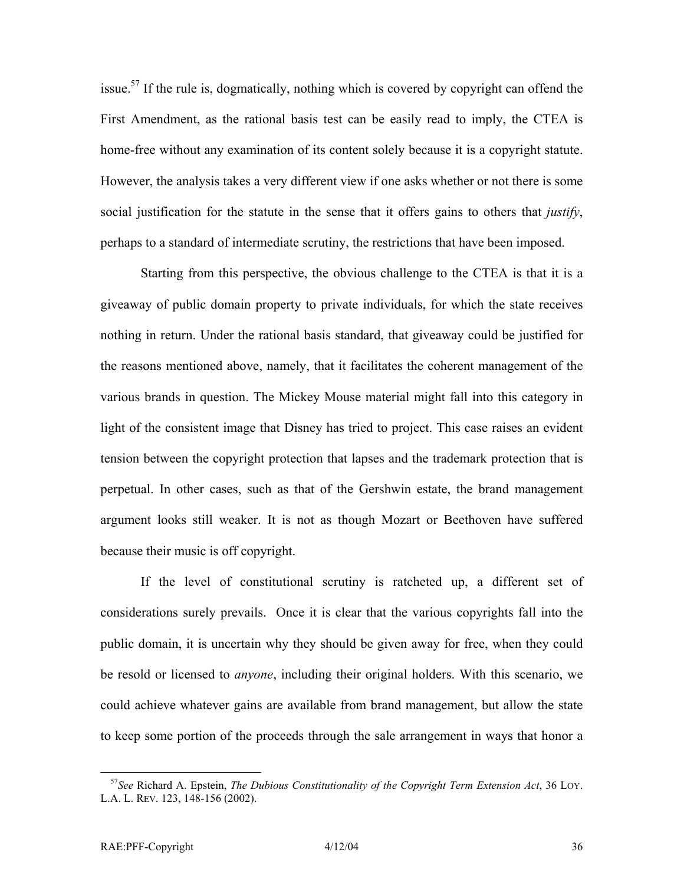issue.[57] If the rule is, dogmatically, nothing which is covered by copyright can offend the First Amendment, as the rational basis test can be easily read to imply, the CTEA is home-free without any examination of its content solely because it is a copyright statute. However, the analysis takes a very different view if one asks whether or not there is some social justification for the statute in the sense that it offers gains to others that *justify*, perhaps to a standard of intermediate scrutiny, the restrictions that have been imposed.

Starting from this perspective, the obvious challenge to the CTEA is that it is a giveaway of public domain property to private individuals, for which the state receives nothing in return. Under the rational basis standard, that giveaway could be justified for the reasons mentioned above, namely, that it facilitates the coherent management of the various brands in question. The Mickey Mouse material might fall into this category in light of the consistent image that Disney has tried to project. This case raises an evident tension between the copyright protection that lapses and the trademark protection that is perpetual. In other cases, such as that of the Gershwin estate, the brand management argument looks still weaker. It is not as though Mozart or Beethoven have suffered because their music is off copyright.

If the level of constitutional scrutiny is ratcheted up, a different set of considerations surely prevails. Once it is clear that the various copyrights fall into the public domain, it is uncertain why they should be given away for free, when they could be resold or licensed to *anyone*, including their original holders. With this scenario, we could achieve whatever gains are available from brand management, but allow the state to keep some portion of the proceeds through the sale arrangement in ways that honor a

---

[57] *See* Richard A. Epstein, *The Dubious Constitutionality of the Copyright Term Extension Act*, 36 LOY. L.A. L. REV. 123, 148-156 (2002).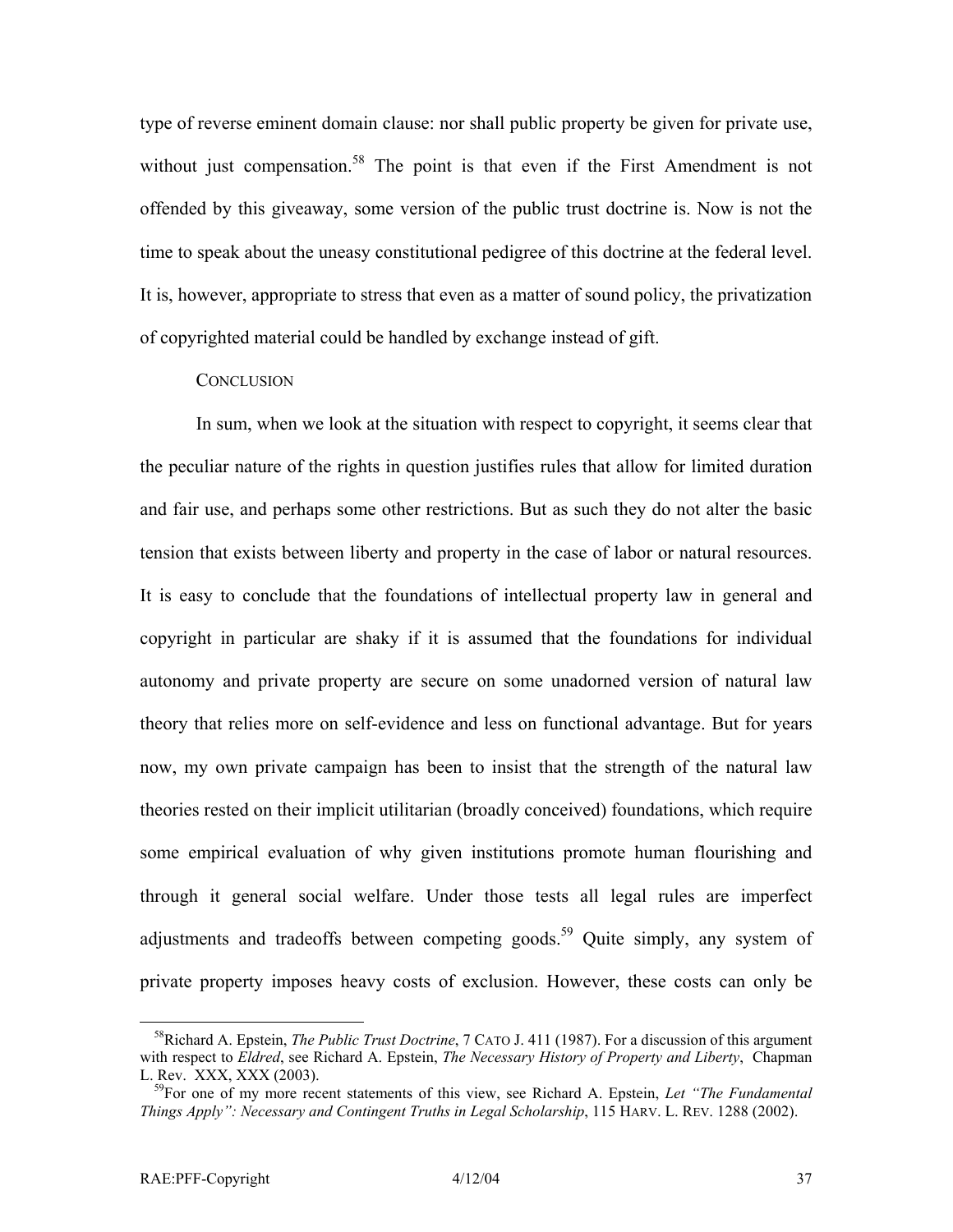type of reverse eminent domain clause: nor shall public property be given for private use, without just compensation.[58] The point is that even if the First Amendment is not offended by this giveaway, some version of the public trust doctrine is. Now is not the time to speak about the uneasy constitutional pedigree of this doctrine at the federal level. It is, however, appropriate to stress that even as a matter of sound policy, the privatization of copyrighted material could be handled by exchange instead of gift.

## CONCLUSION

In sum, when we look at the situation with respect to copyright, it seems clear that the peculiar nature of the rights in question justifies rules that allow for limited duration and fair use, and perhaps some other restrictions. But as such they do not alter the basic tension that exists between liberty and property in the case of labor or natural resources. It is easy to conclude that the foundations of intellectual property law in general and copyright in particular are shaky if it is assumed that the foundations for individual autonomy and private property are secure on some unadorned version of natural law theory that relies more on self-evidence and less on functional advantage. But for years now, my own private campaign has been to insist that the strength of the natural law theories rested on their implicit utilitarian (broadly conceived) foundations, which require some empirical evaluation of why given institutions promote human flourishing and through it general social welfare. Under those tests all legal rules are imperfect adjustments and tradeoffs between competing goods.[59] Quite simply, any system of private property imposes heavy costs of exclusion. However, these costs can only be

---

[58] Richard A. Epstein, *The Public Trust Doctrine*, 7 CATO J. 411 (1987). For a discussion of this argument with respect to *Eldred*, see Richard A. Epstein, *The Necessary History of Property and Liberty*, Chapman L. Rev. XXX, XXX (2003).

[59] For one of my more recent statements of this view, see Richard A. Epstein, *Let "The Fundamental Things Apply": Necessary and Contingent Truths in Legal Scholarship*, 115 HARV. L. REV. 1288 (2002).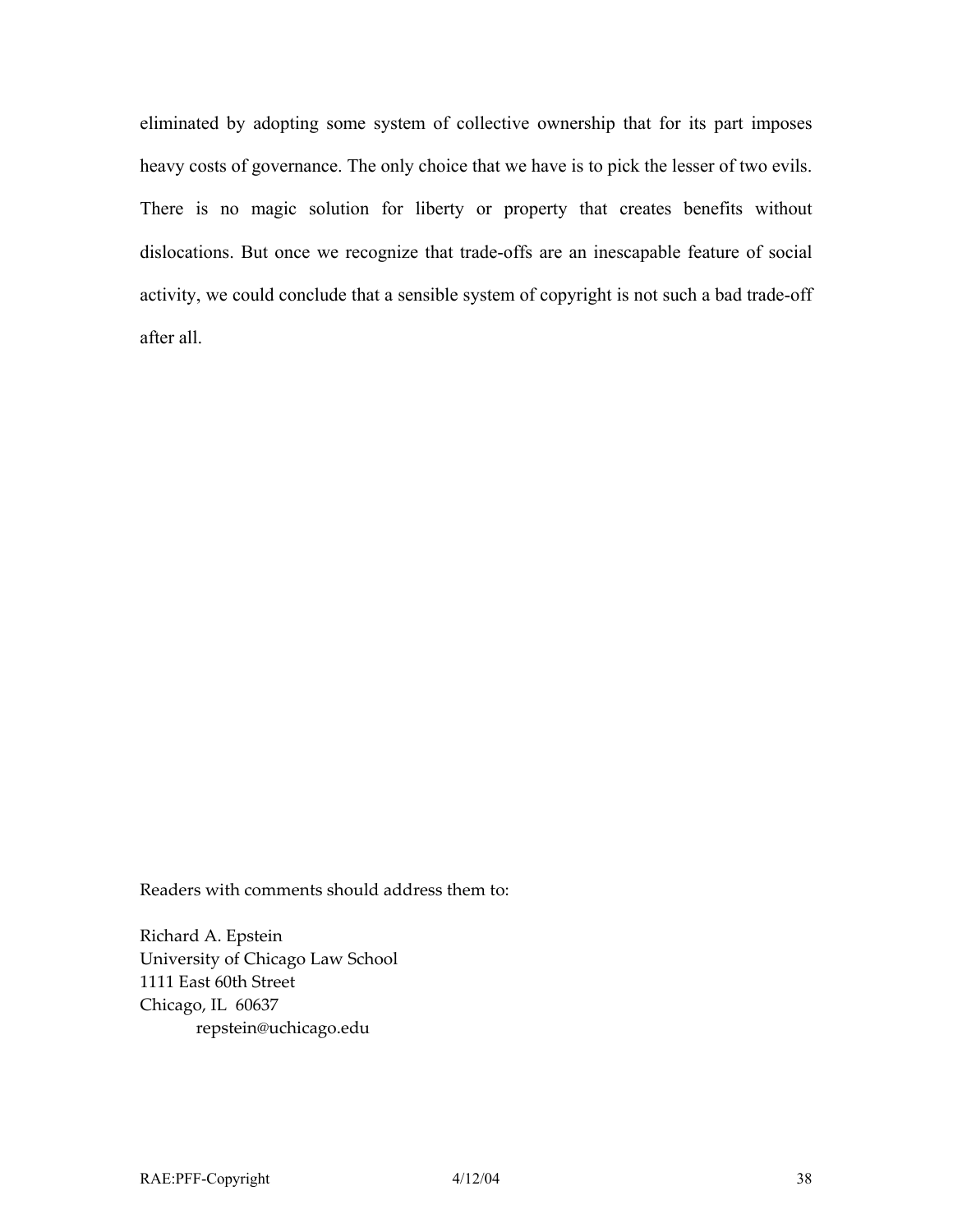eliminated by adopting some system of collective ownership that for its part imposes heavy costs of governance. The only choice that we have is to pick the lesser of two evils. There is no magic solution for liberty or property that creates benefits without dislocations. But once we recognize that trade-offs are an inescapable feature of social activity, we could conclude that a sensible system of copyright is not such a bad trade-off after all.

Readers with comments should address them to:

Richard A. Epstein  
University of Chicago Law School  
1111 East 60th Street  
Chicago, IL 60637  
repstein@uchicago.edu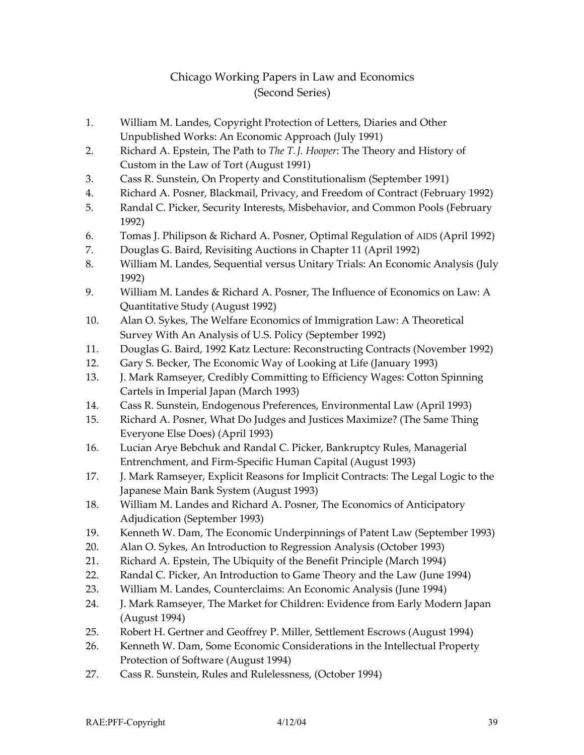# Chicago Working Papers in Law and Economics (Second Series)

1. William M. Landes, Copyright Protection of Letters, Diaries and Other Unpublished Works: An Economic Approach (July 1991)
2. Richard A. Epstein, The Path to *The T. J. Hooper*: The Theory and History of Custom in the Law of Tort (August 1991)
3. Cass R. Sunstein, On Property and Constitutionalism (September 1991)
4. Richard A. Posner, Blackmail, Privacy, and Freedom of Contract (February 1992)
5. Randal C. Picker, Security Interests, Misbehavior, and Common Pools (February 1992)
6. Tomas J. Philipson & Richard A. Posner, Optimal Regulation of AIDS (April 1992)
7. Douglas G. Baird, Revisiting Auctions in Chapter 11 (April 1992)
8. William M. Landes, Sequential versus Unitary Trials: An Economic Analysis (July 1992)
9. William M. Landes & Richard A. Posner, The Influence of Economics on Law: A Quantitative Study (August 1992)
10. Alan O. Sykes, The Welfare Economics of Immigration Law: A Theoretical Survey With An Analysis of U.S. Policy (September 1992)
11. Douglas G. Baird, 1992 Katz Lecture: Reconstructing Contracts (November 1992)
12. Gary S. Becker, The Economic Way of Looking at Life (January 1993)
13. J. Mark Ramseyer, Credibly Committing to Efficiency Wages: Cotton Spinning Cartels in Imperial Japan (March 1993)
14. Cass R. Sunstein, Endogenous Preferences, Environmental Law (April 1993)
15. Richard A. Posner, What Do Judges and Justices Maximize? (The Same Thing Everyone Else Does) (April 1993)
16. Lucian Arye Bebchuk and Randal C. Picker, Bankruptcy Rules, Managerial Entrenchment, and Firm-Specific Human Capital (August 1993)
17. J. Mark Ramseyer, Explicit Reasons for Implicit Contracts: The Legal Logic to the Japanese Main Bank System (August 1993)
18. William M. Landes and Richard A. Posner, The Economics of Anticipatory Adjudication (September 1993)
19. Kenneth W. Dam, The Economic Underpinnings of Patent Law (September 1993)
20. Alan O. Sykes, An Introduction to Regression Analysis (October 1993)
21. Richard A. Epstein, The Ubiquity of the Benefit Principle (March 1994)
22. Randal C. Picker, An Introduction to Game Theory and the Law (June 1994)
23. William M. Landes, Counterclaims: An Economic Analysis (June 1994)
24. J. Mark Ramseyer, The Market for Children: Evidence from Early Modern Japan (August 1994)
25. Robert H. Gertner and Geoffrey P. Miller, Settlement Escrows (August 1994)
26. Kenneth W. Dam, Some Economic Considerations in the Intellectual Property Protection of Software (August 1994)
27. Cass R. Sunstein, Rules and Rulelessness, (October 1994)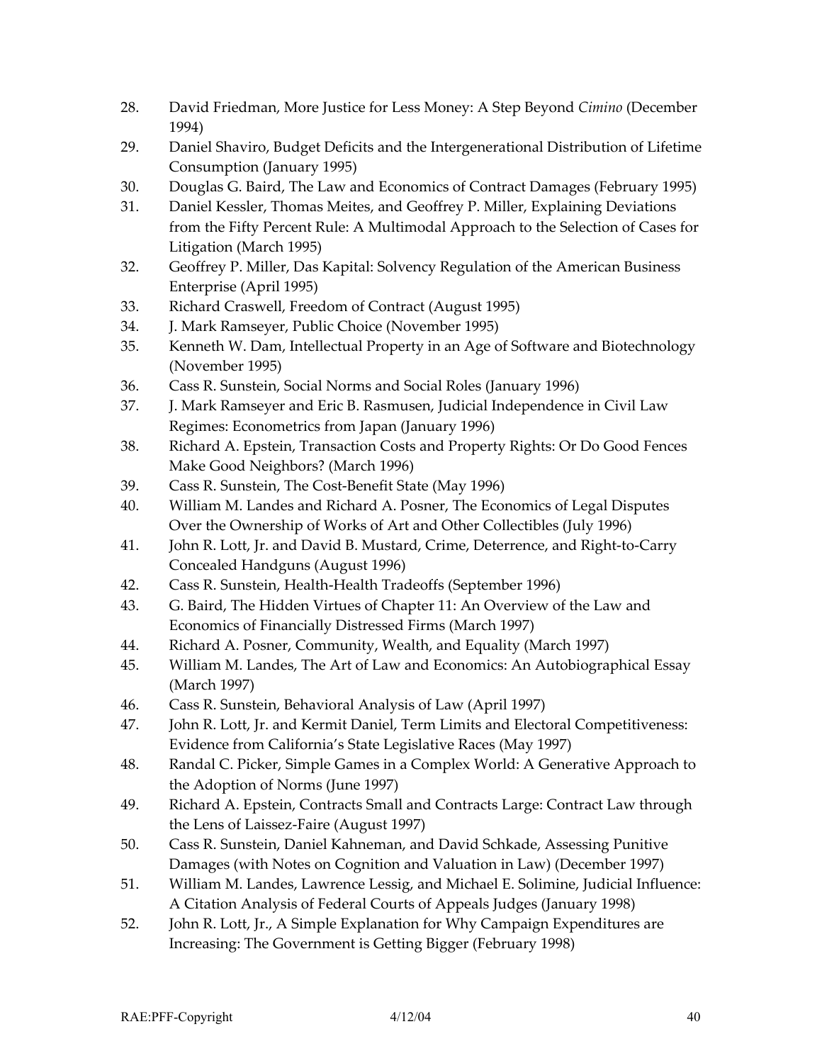28. David Friedman, More Justice for Less Money: A Step Beyond *Cimino* (December 1994)
29. Daniel Shaviro, Budget Deficits and the Intergenerational Distribution of Lifetime Consumption (January 1995)
30. Douglas G. Baird, The Law and Economics of Contract Damages (February 1995)
31. Daniel Kessler, Thomas Meites, and Geoffrey P. Miller, Explaining Deviations from the Fifty Percent Rule: A Multimodal Approach to the Selection of Cases for Litigation (March 1995)
32. Geoffrey P. Miller, Das Kapital: Solvency Regulation of the American Business Enterprise (April 1995)
33. Richard Craswell, Freedom of Contract (August 1995)
34. J. Mark Ramseyer, Public Choice (November 1995)
35. Kenneth W. Dam, Intellectual Property in an Age of Software and Biotechnology (November 1995)
36. Cass R. Sunstein, Social Norms and Social Roles (January 1996)
37. J. Mark Ramseyer and Eric B. Rasmusen, Judicial Independence in Civil Law Regimes: Econometrics from Japan (January 1996)
38. Richard A. Epstein, Transaction Costs and Property Rights: Or Do Good Fences Make Good Neighbors? (March 1996)
39. Cass R. Sunstein, The Cost-Benefit State (May 1996)
40. William M. Landes and Richard A. Posner, The Economics of Legal Disputes Over the Ownership of Works of Art and Other Collectibles (July 1996)
41. John R. Lott, Jr. and David B. Mustard, Crime, Deterrence, and Right-to-Carry Concealed Handguns (August 1996)
42. Cass R. Sunstein, Health-Health Tradeoffs (September 1996)
43. G. Baird, The Hidden Virtues of Chapter 11: An Overview of the Law and Economics of Financially Distressed Firms (March 1997)
44. Richard A. Posner, Community, Wealth, and Equality (March 1997)
45. William M. Landes, The Art of Law and Economics: An Autobiographical Essay (March 1997)
46. Cass R. Sunstein, Behavioral Analysis of Law (April 1997)
47. John R. Lott, Jr. and Kermit Daniel, Term Limits and Electoral Competitiveness: Evidence from California's State Legislative Races (May 1997)
48. Randal C. Picker, Simple Games in a Complex World: A Generative Approach to the Adoption of Norms (June 1997)
49. Richard A. Epstein, Contracts Small and Contracts Large: Contract Law through the Lens of Laissez-Faire (August 1997)
50. Cass R. Sunstein, Daniel Kahneman, and David Schkade, Assessing Punitive Damages (with Notes on Cognition and Valuation in Law) (December 1997)
51. William M. Landes, Lawrence Lessig, and Michael E. Solimine, Judicial Influence: A Citation Analysis of Federal Courts of Appeals Judges (January 1998)
52. John R. Lott, Jr., A Simple Explanation for Why Campaign Expenditures are Increasing: The Government is Getting Bigger (February 1998)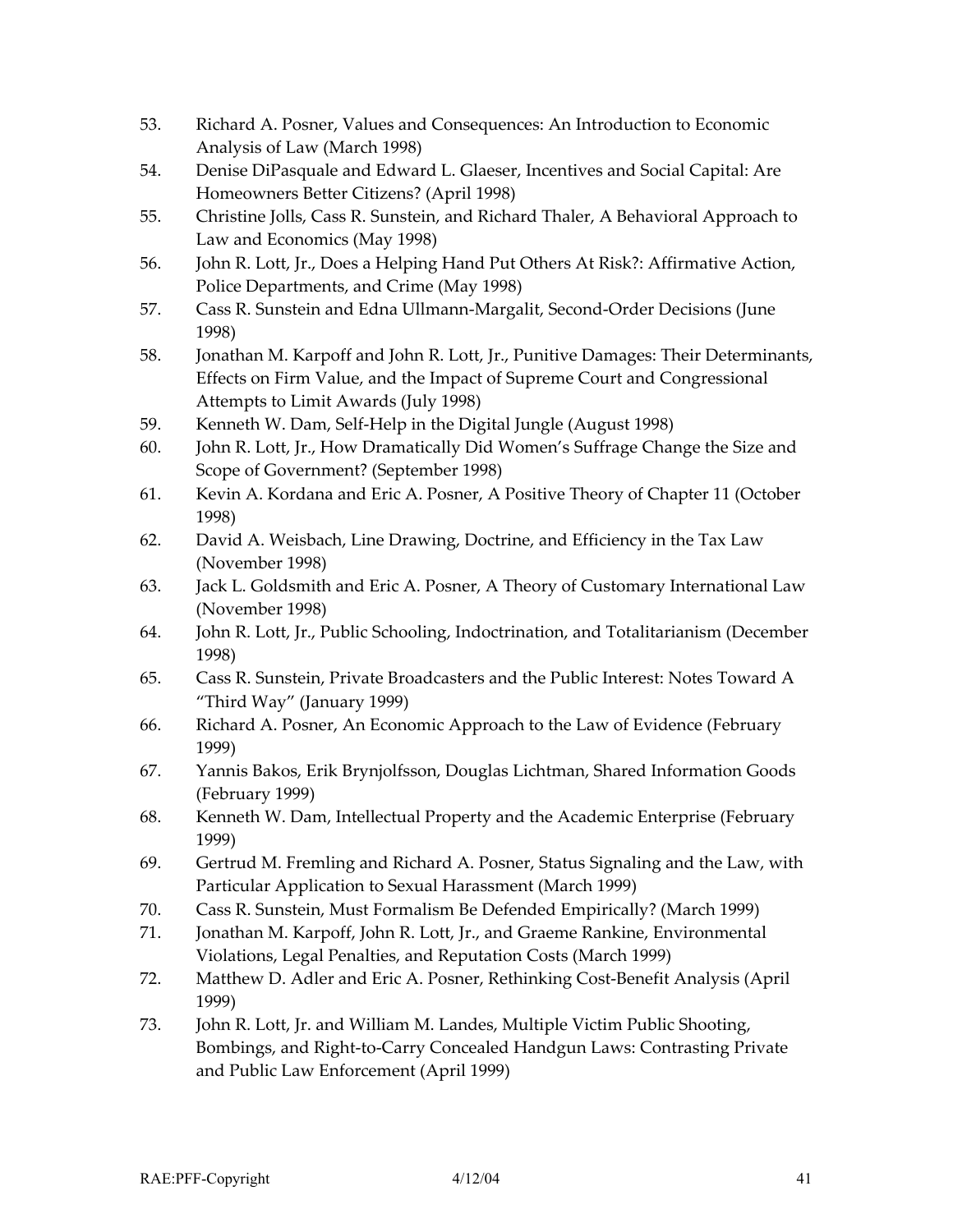53. Richard A. Posner, Values and Consequences: An Introduction to Economic Analysis of Law (March 1998)
54. Denise DiPasquale and Edward L. Glaeser, Incentives and Social Capital: Are Homeowners Better Citizens? (April 1998)
55. Christine Jolls, Cass R. Sunstein, and Richard Thaler, A Behavioral Approach to Law and Economics (May 1998)
56. John R. Lott, Jr., Does a Helping Hand Put Others At Risk?: Affirmative Action, Police Departments, and Crime (May 1998)
57. Cass R. Sunstein and Edna Ullmann-Margalit, Second-Order Decisions (June 1998)
58. Jonathan M. Karpoff and John R. Lott, Jr., Punitive Damages: Their Determinants, Effects on Firm Value, and the Impact of Supreme Court and Congressional Attempts to Limit Awards (July 1998)
59. Kenneth W. Dam, Self-Help in the Digital Jungle (August 1998)
60. John R. Lott, Jr., How Dramatically Did Women's Suffrage Change the Size and Scope of Government? (September 1998)
61. Kevin A. Kordana and Eric A. Posner, A Positive Theory of Chapter 11 (October 1998)
62. David A. Weisbach, Line Drawing, Doctrine, and Efficiency in the Tax Law (November 1998)
63. Jack L. Goldsmith and Eric A. Posner, A Theory of Customary International Law (November 1998)
64. John R. Lott, Jr., Public Schooling, Indoctrination, and Totalitarianism (December 1998)
65. Cass R. Sunstein, Private Broadcasters and the Public Interest: Notes Toward A "Third Way" (January 1999)
66. Richard A. Posner, An Economic Approach to the Law of Evidence (February 1999)
67. Yannis Bakos, Erik Brynjolfsson, Douglas Lichtman, Shared Information Goods (February 1999)
68. Kenneth W. Dam, Intellectual Property and the Academic Enterprise (February 1999)
69. Gertrud M. Fremling and Richard A. Posner, Status Signaling and the Law, with Particular Application to Sexual Harassment (March 1999)
70. Cass R. Sunstein, Must Formalism Be Defended Empirically? (March 1999)
71. Jonathan M. Karpoff, John R. Lott, Jr., and Graeme Rankine, Environmental Violations, Legal Penalties, and Reputation Costs (March 1999)
72. Matthew D. Adler and Eric A. Posner, Rethinking Cost-Benefit Analysis (April 1999)
73. John R. Lott, Jr. and William M. Landes, Multiple Victim Public Shooting, Bombings, and Right-to-Carry Concealed Handgun Laws: Contrasting Private and Public Law Enforcement (April 1999)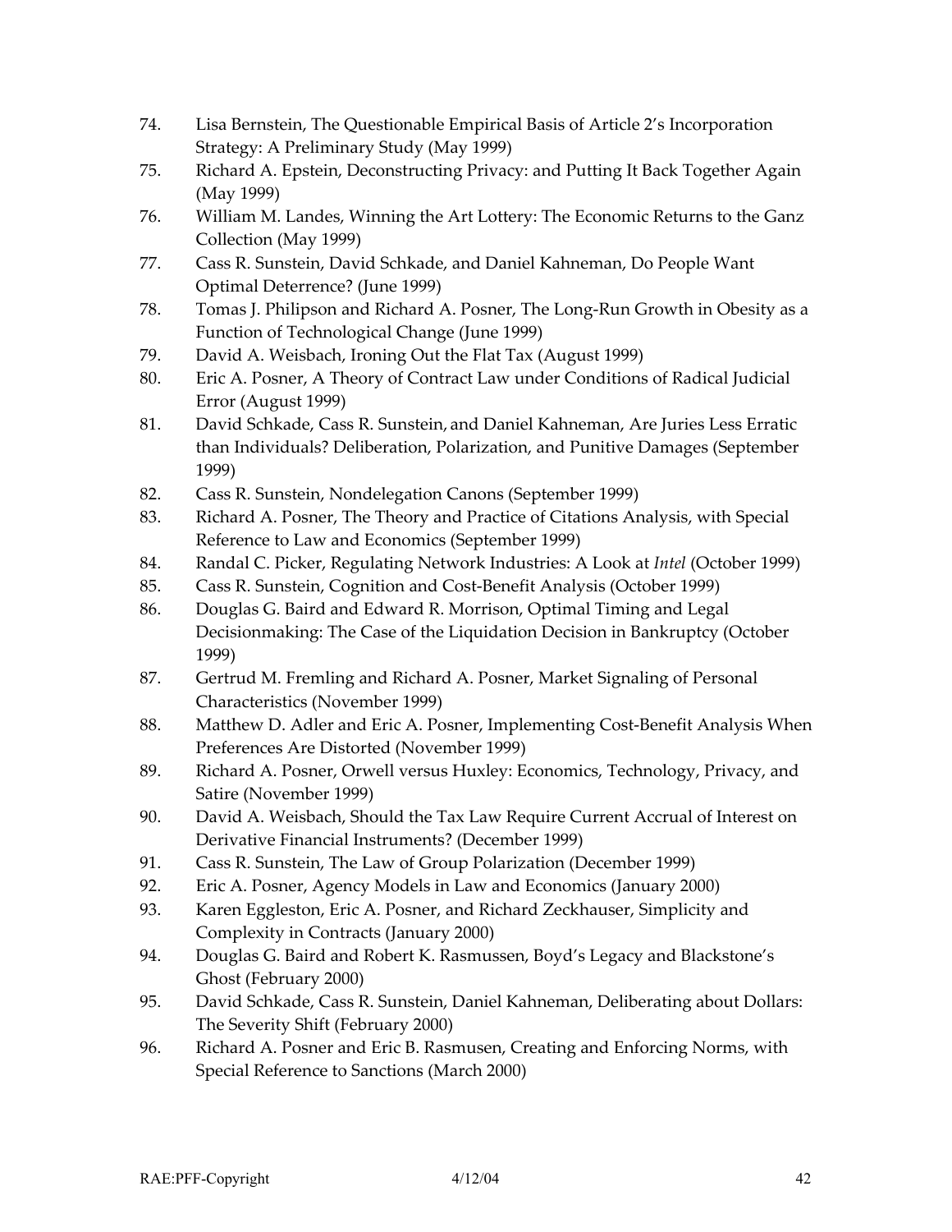74. Lisa Bernstein, The Questionable Empirical Basis of Article 2's Incorporation Strategy: A Preliminary Study (May 1999)
75. Richard A. Epstein, Deconstructing Privacy: and Putting It Back Together Again (May 1999)
76. William M. Landes, Winning the Art Lottery: The Economic Returns to the Ganz Collection (May 1999)
77. Cass R. Sunstein, David Schkade, and Daniel Kahneman, Do People Want Optimal Deterrence? (June 1999)
78. Tomas J. Philipson and Richard A. Posner, The Long-Run Growth in Obesity as a Function of Technological Change (June 1999)
79. David A. Weisbach, Ironing Out the Flat Tax (August 1999)
80. Eric A. Posner, A Theory of Contract Law under Conditions of Radical Judicial Error (August 1999)
81. David Schkade, Cass R. Sunstein, and Daniel Kahneman, Are Juries Less Erratic than Individuals? Deliberation, Polarization, and Punitive Damages (September 1999)
82. Cass R. Sunstein, Nondelegation Canons (September 1999)
83. Richard A. Posner, The Theory and Practice of Citations Analysis, with Special Reference to Law and Economics (September 1999)
84. Randal C. Picker, Regulating Network Industries: A Look at *Intel* (October 1999)
85. Cass R. Sunstein, Cognition and Cost-Benefit Analysis (October 1999)
86. Douglas G. Baird and Edward R. Morrison, Optimal Timing and Legal Decisionmaking: The Case of the Liquidation Decision in Bankruptcy (October 1999)
87. Gertrud M. Fremling and Richard A. Posner, Market Signaling of Personal Characteristics (November 1999)
88. Matthew D. Adler and Eric A. Posner, Implementing Cost-Benefit Analysis When Preferences Are Distorted (November 1999)
89. Richard A. Posner, Orwell versus Huxley: Economics, Technology, Privacy, and Satire (November 1999)
90. David A. Weisbach, Should the Tax Law Require Current Accrual of Interest on Derivative Financial Instruments? (December 1999)
91. Cass R. Sunstein, The Law of Group Polarization (December 1999)
92. Eric A. Posner, Agency Models in Law and Economics (January 2000)
93. Karen Eggleston, Eric A. Posner, and Richard Zeckhauser, Simplicity and Complexity in Contracts (January 2000)
94. Douglas G. Baird and Robert K. Rasmussen, Boyd's Legacy and Blackstone's Ghost (February 2000)
95. David Schkade, Cass R. Sunstein, Daniel Kahneman, Deliberating about Dollars: The Severity Shift (February 2000)
96. Richard A. Posner and Eric B. Rasmusen, Creating and Enforcing Norms, with Special Reference to Sanctions (March 2000)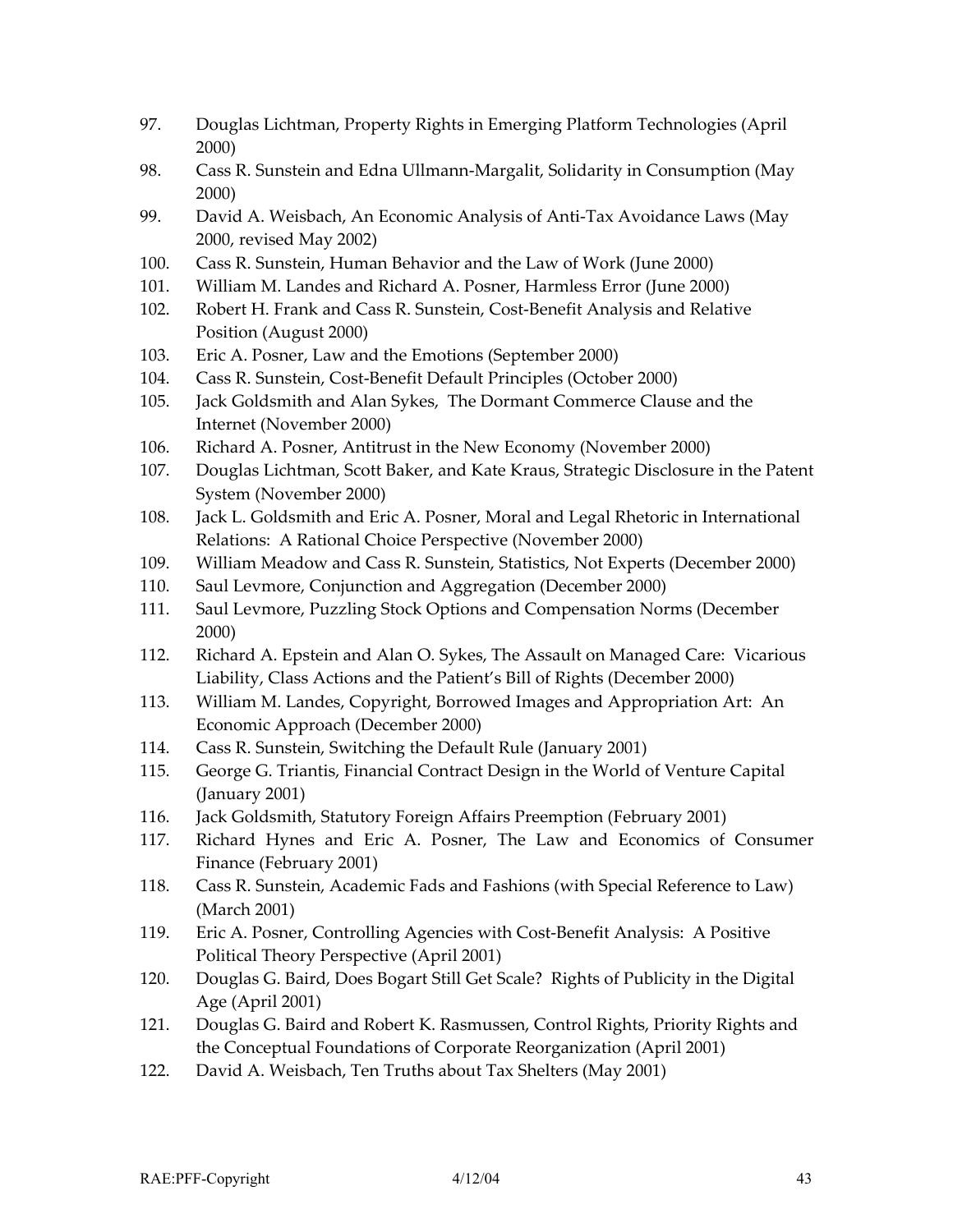97. Douglas Lichtman, Property Rights in Emerging Platform Technologies (April 2000)
98. Cass R. Sunstein and Edna Ullmann-Margalit, Solidarity in Consumption (May 2000)
99. David A. Weisbach, An Economic Analysis of Anti-Tax Avoidance Laws (May 2000, revised May 2002)
100. Cass R. Sunstein, Human Behavior and the Law of Work (June 2000)
101. William M. Landes and Richard A. Posner, Harmless Error (June 2000)
102. Robert H. Frank and Cass R. Sunstein, Cost-Benefit Analysis and Relative Position (August 2000)
103. Eric A. Posner, Law and the Emotions (September 2000)
104. Cass R. Sunstein, Cost-Benefit Default Principles (October 2000)
105. Jack Goldsmith and Alan Sykes, The Dormant Commerce Clause and the Internet (November 2000)
106. Richard A. Posner, Antitrust in the New Economy (November 2000)
107. Douglas Lichtman, Scott Baker, and Kate Kraus, Strategic Disclosure in the Patent System (November 2000)
108. Jack L. Goldsmith and Eric A. Posner, Moral and Legal Rhetoric in International Relations: A Rational Choice Perspective (November 2000)
109. William Meadow and Cass R. Sunstein, Statistics, Not Experts (December 2000)
110. Saul Levmore, Conjunction and Aggregation (December 2000)
111. Saul Levmore, Puzzling Stock Options and Compensation Norms (December 2000)
112. Richard A. Epstein and Alan O. Sykes, The Assault on Managed Care: Vicarious Liability, Class Actions and the Patient's Bill of Rights (December 2000)
113. William M. Landes, Copyright, Borrowed Images and Appropriation Art: An Economic Approach (December 2000)
114. Cass R. Sunstein, Switching the Default Rule (January 2001)
115. George G. Triantis, Financial Contract Design in the World of Venture Capital (January 2001)
116. Jack Goldsmith, Statutory Foreign Affairs Preemption (February 2001)
117. Richard Hynes and Eric A. Posner, The Law and Economics of Consumer Finance (February 2001)
118. Cass R. Sunstein, Academic Fads and Fashions (with Special Reference to Law) (March 2001)
119. Eric A. Posner, Controlling Agencies with Cost-Benefit Analysis: A Positive Political Theory Perspective (April 2001)
120. Douglas G. Baird, Does Bogart Still Get Scale? Rights of Publicity in the Digital Age (April 2001)
121. Douglas G. Baird and Robert K. Rasmussen, Control Rights, Priority Rights and the Conceptual Foundations of Corporate Reorganization (April 2001)
122. David A. Weisbach, Ten Truths about Tax Shelters (May 2001)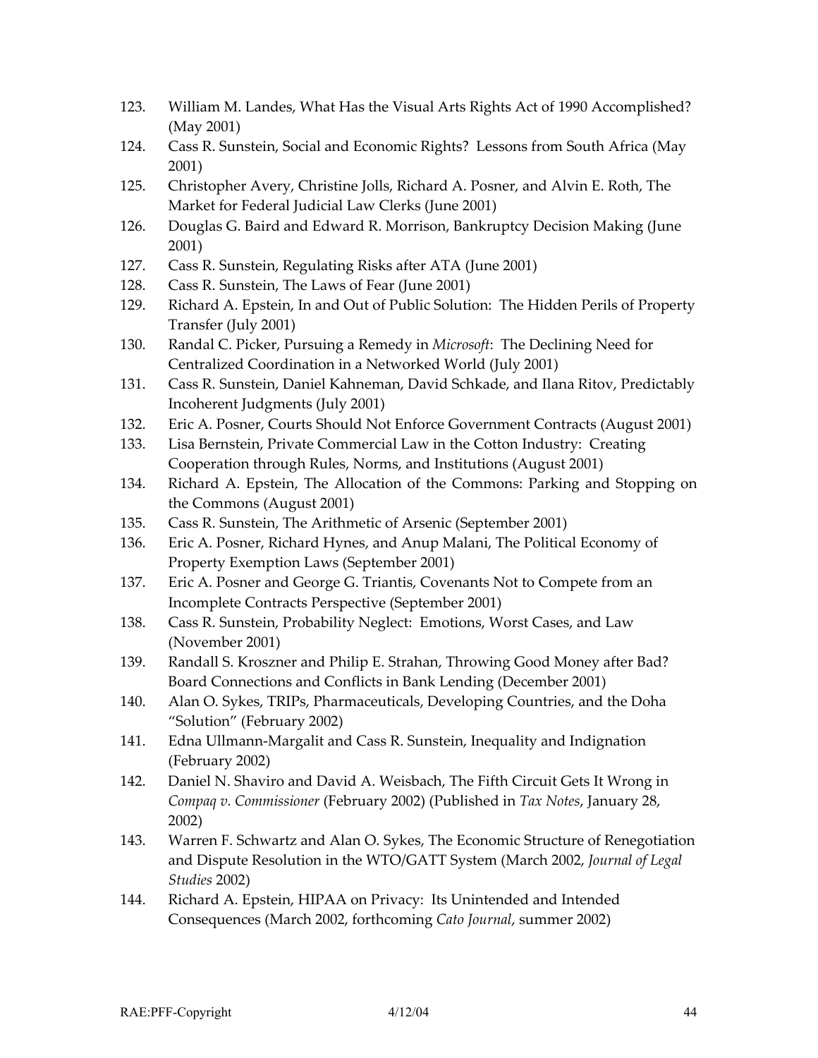123. William M. Landes, What Has the Visual Arts Rights Act of 1990 Accomplished? (May 2001)
124. Cass R. Sunstein, Social and Economic Rights? Lessons from South Africa (May 2001)
125. Christopher Avery, Christine Jolls, Richard A. Posner, and Alvin E. Roth, The Market for Federal Judicial Law Clerks (June 2001)
126. Douglas G. Baird and Edward R. Morrison, Bankruptcy Decision Making (June 2001)
127. Cass R. Sunstein, Regulating Risks after ATA (June 2001)
128. Cass R. Sunstein, The Laws of Fear (June 2001)
129. Richard A. Epstein, In and Out of Public Solution: The Hidden Perils of Property Transfer (July 2001)
130. Randal C. Picker, Pursuing a Remedy in *Microsoft*: The Declining Need for Centralized Coordination in a Networked World (July 2001)
131. Cass R. Sunstein, Daniel Kahneman, David Schkade, and Ilana Ritov, Predictably Incoherent Judgments (July 2001)
132. Eric A. Posner, Courts Should Not Enforce Government Contracts (August 2001)
133. Lisa Bernstein, Private Commercial Law in the Cotton Industry: Creating Cooperation through Rules, Norms, and Institutions (August 2001)
134. Richard A. Epstein, The Allocation of the Commons: Parking and Stopping on the Commons (August 2001)
135. Cass R. Sunstein, The Arithmetic of Arsenic (September 2001)
136. Eric A. Posner, Richard Hynes, and Anup Malani, The Political Economy of Property Exemption Laws (September 2001)
137. Eric A. Posner and George G. Triantis, Covenants Not to Compete from an Incomplete Contracts Perspective (September 2001)
138. Cass R. Sunstein, Probability Neglect: Emotions, Worst Cases, and Law (November 2001)
139. Randall S. Kroszner and Philip E. Strahan, Throwing Good Money after Bad? Board Connections and Conflicts in Bank Lending (December 2001)
140. Alan O. Sykes, TRIPs, Pharmaceuticals, Developing Countries, and the Doha "Solution" (February 2002)
141. Edna Ullmann-Margalit and Cass R. Sunstein, Inequality and Indignation (February 2002)
142. Daniel N. Shaviro and David A. Weisbach, The Fifth Circuit Gets It Wrong in *Compaq v. Commissioner* (February 2002) (Published in *Tax Notes*, January 28, 2002)
143. Warren F. Schwartz and Alan O. Sykes, The Economic Structure of Renegotiation and Dispute Resolution in the WTO/GATT System (March 2002, *Journal of Legal Studies* 2002)
144. Richard A. Epstein, HIPAA on Privacy: Its Unintended and Intended Consequences (March 2002, forthcoming *Cato Journal*, summer 2002)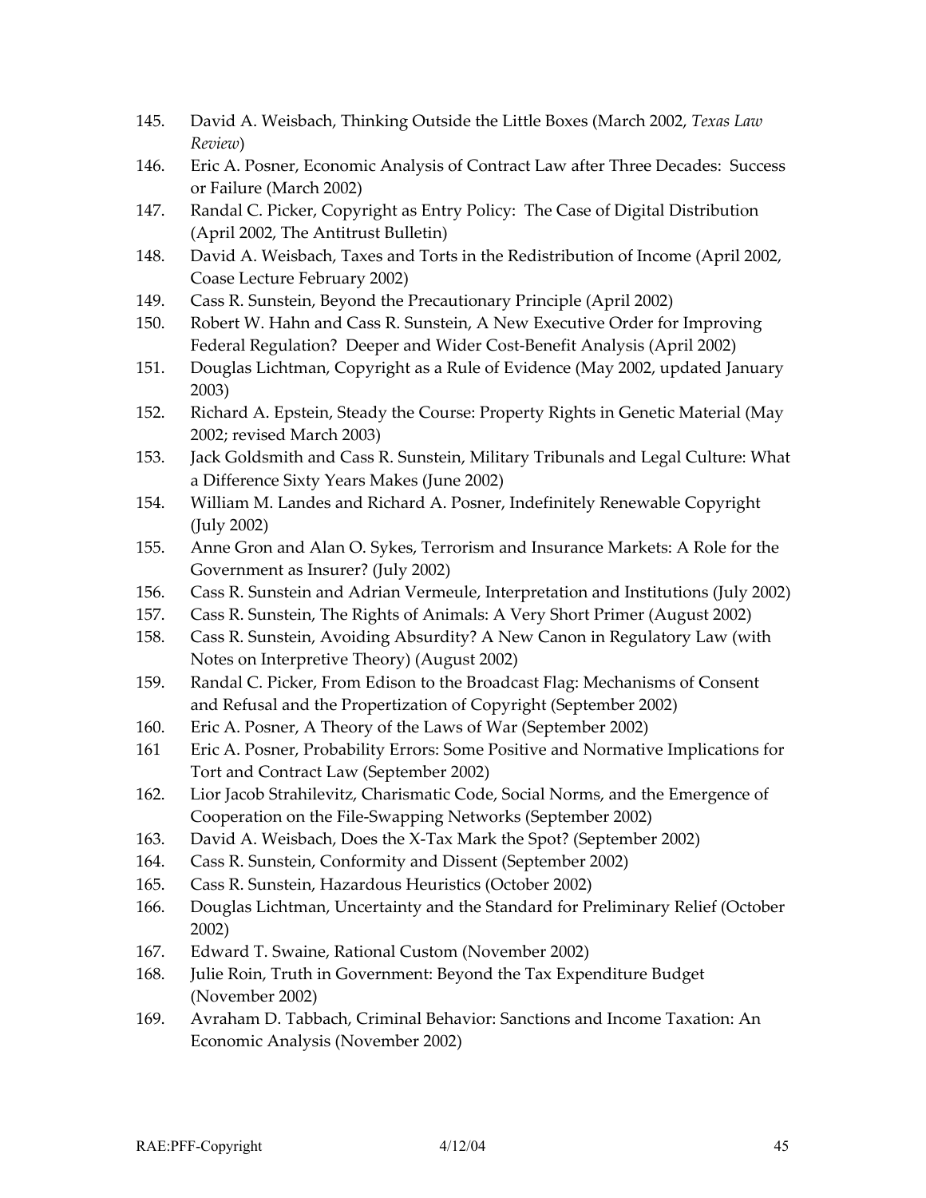145. David A. Weisbach, Thinking Outside the Little Boxes (March 2002, *Texas Law Review*)
146. Eric A. Posner, Economic Analysis of Contract Law after Three Decades: Success or Failure (March 2002)
147. Randal C. Picker, Copyright as Entry Policy: The Case of Digital Distribution (April 2002, The Antitrust Bulletin)
148. David A. Weisbach, Taxes and Torts in the Redistribution of Income (April 2002, Coase Lecture February 2002)
149. Cass R. Sunstein, Beyond the Precautionary Principle (April 2002)
150. Robert W. Hahn and Cass R. Sunstein, A New Executive Order for Improving Federal Regulation? Deeper and Wider Cost-Benefit Analysis (April 2002)
151. Douglas Lichtman, Copyright as a Rule of Evidence (May 2002, updated January 2003)
152. Richard A. Epstein, Steady the Course: Property Rights in Genetic Material (May 2002; revised March 2003)
153. Jack Goldsmith and Cass R. Sunstein, Military Tribunals and Legal Culture: What a Difference Sixty Years Makes (June 2002)
154. William M. Landes and Richard A. Posner, Indefinitely Renewable Copyright (July 2002)
155. Anne Gron and Alan O. Sykes, Terrorism and Insurance Markets: A Role for the Government as Insurer? (July 2002)
156. Cass R. Sunstein and Adrian Vermeule, Interpretation and Institutions (July 2002)
157. Cass R. Sunstein, The Rights of Animals: A Very Short Primer (August 2002)
158. Cass R. Sunstein, Avoiding Absurdity? A New Canon in Regulatory Law (with Notes on Interpretive Theory) (August 2002)
159. Randal C. Picker, From Edison to the Broadcast Flag: Mechanisms of Consent and Refusal and the Propertization of Copyright (September 2002)
160. Eric A. Posner, A Theory of the Laws of War (September 2002)
161 Eric A. Posner, Probability Errors: Some Positive and Normative Implications for Tort and Contract Law (September 2002)
162. Lior Jacob Strahilevitz, Charismatic Code, Social Norms, and the Emergence of Cooperation on the File-Swapping Networks (September 2002)
163. David A. Weisbach, Does the X-Tax Mark the Spot? (September 2002)
164. Cass R. Sunstein, Conformity and Dissent (September 2002)
165. Cass R. Sunstein, Hazardous Heuristics (October 2002)
166. Douglas Lichtman, Uncertainty and the Standard for Preliminary Relief (October 2002)
167. Edward T. Swaine, Rational Custom (November 2002)
168. Julie Roin, Truth in Government: Beyond the Tax Expenditure Budget (November 2002)
169. Avraham D. Tabbach, Criminal Behavior: Sanctions and Income Taxation: An Economic Analysis (November 2002)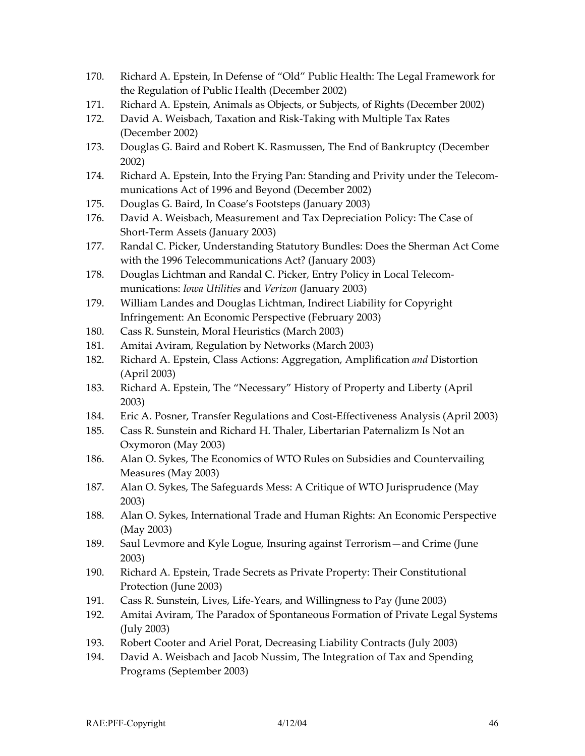170. Richard A. Epstein, In Defense of "Old" Public Health: The Legal Framework for the Regulation of Public Health (December 2002)
171. Richard A. Epstein, Animals as Objects, or Subjects, of Rights (December 2002)
172. David A. Weisbach, Taxation and Risk-Taking with Multiple Tax Rates (December 2002)
173. Douglas G. Baird and Robert K. Rasmussen, The End of Bankruptcy (December 2002)
174. Richard A. Epstein, Into the Frying Pan: Standing and Privity under the Telecommunications Act of 1996 and Beyond (December 2002)
175. Douglas G. Baird, In Coase's Footsteps (January 2003)
176. David A. Weisbach, Measurement and Tax Depreciation Policy: The Case of Short-Term Assets (January 2003)
177. Randal C. Picker, Understanding Statutory Bundles: Does the Sherman Act Come with the 1996 Telecommunications Act? (January 2003)
178. Douglas Lichtman and Randal C. Picker, Entry Policy in Local Telecommunications: *Iowa Utilities* and *Verizon* (January 2003)
179. William Landes and Douglas Lichtman, Indirect Liability for Copyright Infringement: An Economic Perspective (February 2003)
180. Cass R. Sunstein, Moral Heuristics (March 2003)
181. Amitai Aviram, Regulation by Networks (March 2003)
182. Richard A. Epstein, Class Actions: Aggregation, Amplification *and* Distortion (April 2003)
183. Richard A. Epstein, The "Necessary" History of Property and Liberty (April 2003)
184. Eric A. Posner, Transfer Regulations and Cost-Effectiveness Analysis (April 2003)
185. Cass R. Sunstein and Richard H. Thaler, Libertarian Paternalizm Is Not an Oxymoron (May 2003)
186. Alan O. Sykes, The Economics of WTO Rules on Subsidies and Countervailing Measures (May 2003)
187. Alan O. Sykes, The Safeguards Mess: A Critique of WTO Jurisprudence (May 2003)
188. Alan O. Sykes, International Trade and Human Rights: An Economic Perspective (May 2003)
189. Saul Levmore and Kyle Logue, Insuring against Terrorism—and Crime (June 2003)
190. Richard A. Epstein, Trade Secrets as Private Property: Their Constitutional Protection (June 2003)
191. Cass R. Sunstein, Lives, Life-Years, and Willingness to Pay (June 2003)
192. Amitai Aviram, The Paradox of Spontaneous Formation of Private Legal Systems (July 2003)
193. Robert Cooter and Ariel Porat, Decreasing Liability Contracts (July 2003)
194. David A. Weisbach and Jacob Nussim, The Integration of Tax and Spending Programs (September 2003)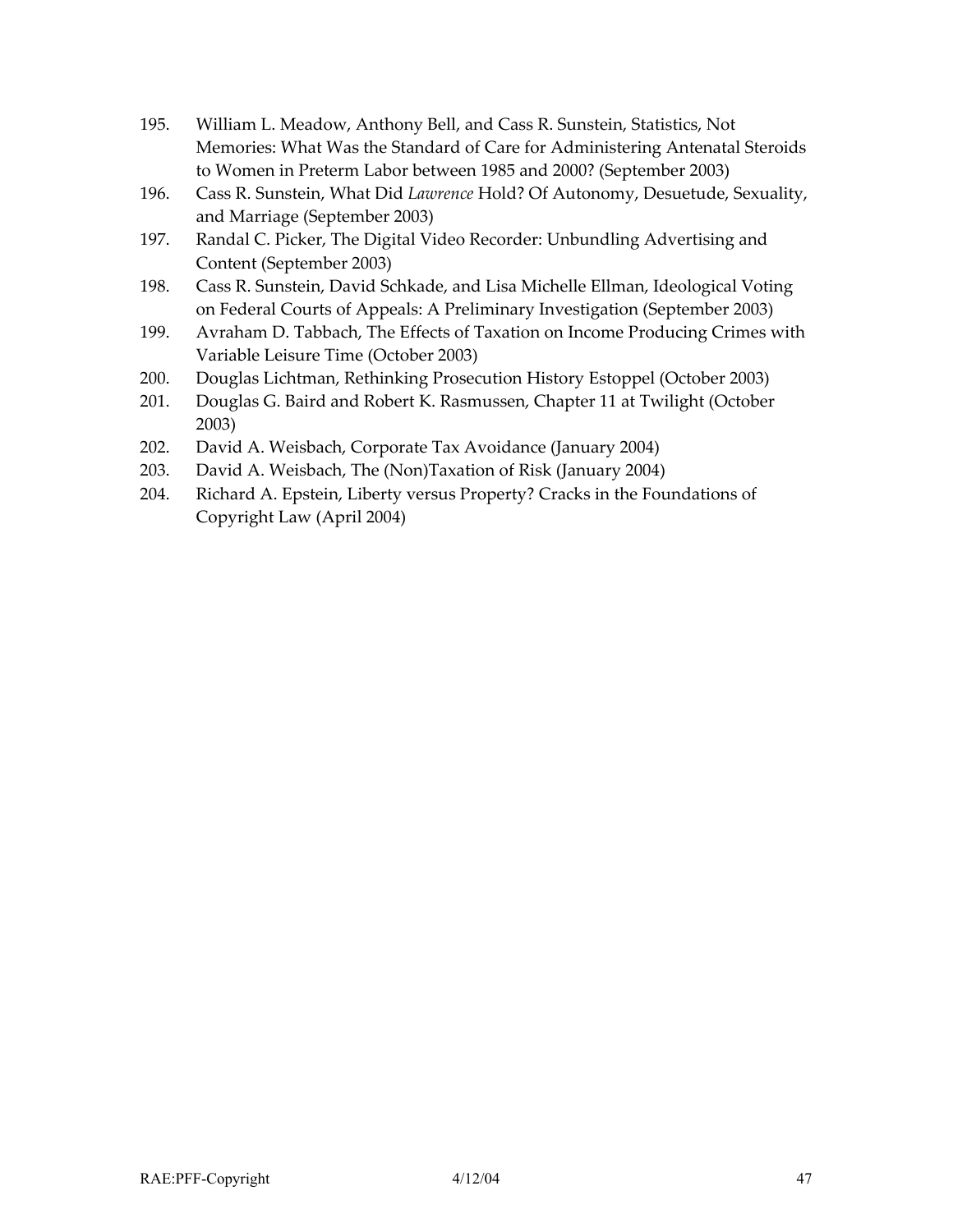195. William L. Meadow, Anthony Bell, and Cass R. Sunstein, Statistics, Not Memories: What Was the Standard of Care for Administering Antenatal Steroids to Women in Preterm Labor between 1985 and 2000? (September 2003)
196. Cass R. Sunstein, What Did *Lawrence* Hold? Of Autonomy, Desuetude, Sexuality, and Marriage (September 2003)
197. Randal C. Picker, The Digital Video Recorder: Unbundling Advertising and Content (September 2003)
198. Cass R. Sunstein, David Schkade, and Lisa Michelle Ellman, Ideological Voting on Federal Courts of Appeals: A Preliminary Investigation (September 2003)
199. Avraham D. Tabbach, The Effects of Taxation on Income Producing Crimes with Variable Leisure Time (October 2003)
200. Douglas Lichtman, Rethinking Prosecution History Estoppel (October 2003)
201. Douglas G. Baird and Robert K. Rasmussen, Chapter 11 at Twilight (October 2003)
202. David A. Weisbach, Corporate Tax Avoidance (January 2004)
203. David A. Weisbach, The (Non)Taxation of Risk (January 2004)
204. Richard A. Epstein, Liberty versus Property? Cracks in the Foundations of Copyright Law (April 2004)